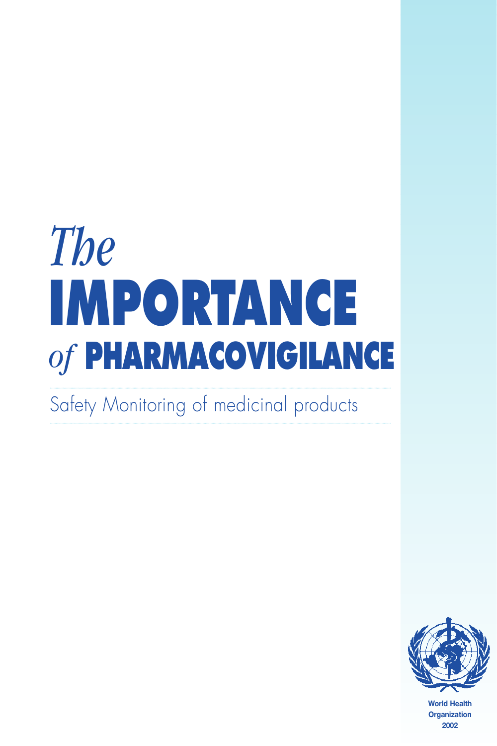# *The* IMPORTANCE *of* PHARMACOVIGILANCE

Safety Monitoring of medicinal products

World Health Organization
2002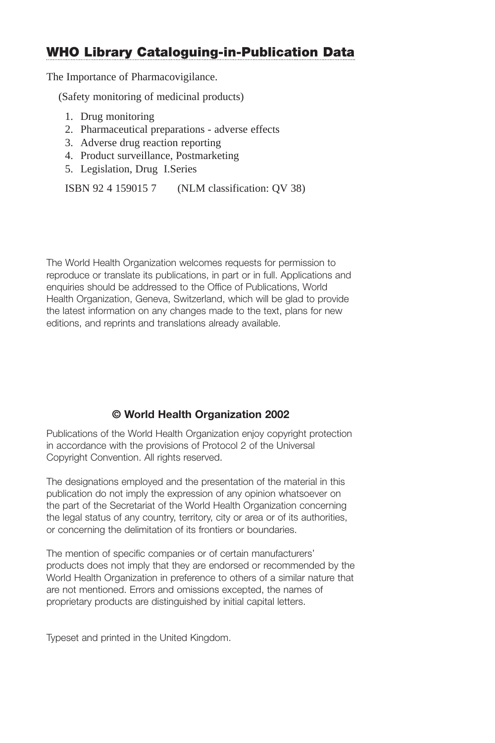## WHO Library Cataloguing-in-Publication Data

The Importance of Pharmacovigilance.

(Safety monitoring of medicinal products)

1. Drug monitoring
2. Pharmaceutical preparations - adverse effects
3. Adverse drug reaction reporting
4. Product surveillance, Postmarketing
5. Legislation, Drug I.Series

ISBN 92 4 159015 7 (NLM classification: QV 38)

The World Health Organization welcomes requests for permission to reproduce or translate its publications, in part or in full. Applications and enquiries should be addressed to the Office of Publications, World Health Organization, Geneva, Switzerland, which will be glad to provide the latest information on any changes made to the text, plans for new editions, and reprints and translations already available.

**© World Health Organization 2002**

Publications of the World Health Organization enjoy copyright protection in accordance with the provisions of Protocol 2 of the Universal Copyright Convention. All rights reserved.

The designations employed and the presentation of the material in this publication do not imply the expression of any opinion whatsoever on the part of the Secretariat of the World Health Organization concerning the legal status of any country, territory, city or area or of its authorities, or concerning the delimitation of its frontiers or boundaries.

The mention of specific companies or of certain manufacturers' products does not imply that they are endorsed or recommended by the World Health Organization in preference to others of a similar nature that are not mentioned. Errors and omissions excepted, the names of proprietary products are distinguished by initial capital letters.

Typeset and printed in the United Kingdom.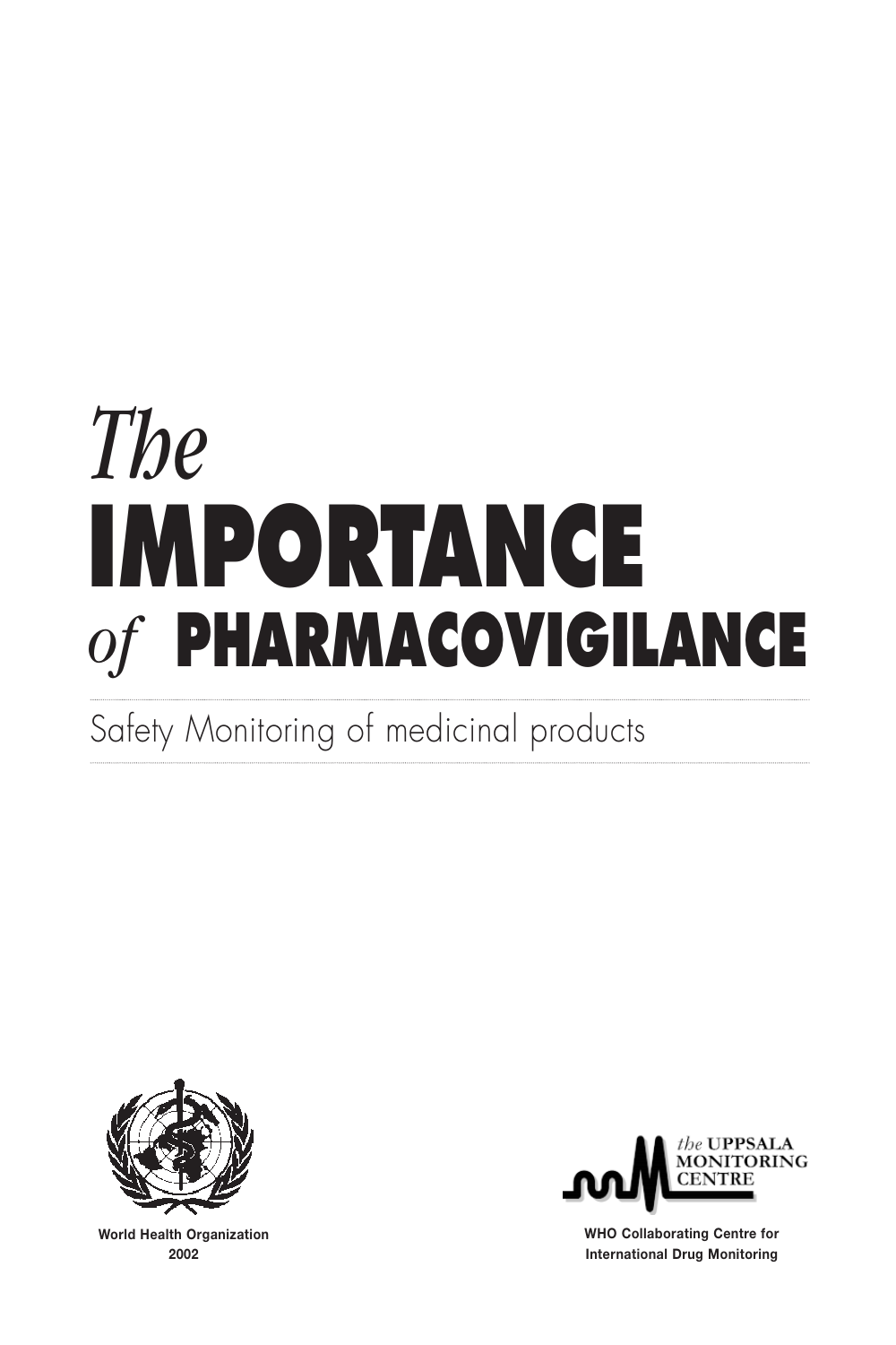# *The* **IMPORTANCE** *of* **PHARMACOVIGILANCE**

Safety Monitoring of medicinal products

**World Health Organization**
**2002**

*the* **UPPSALA MONITORING CENTRE**

**WHO Collaborating Centre for International Drug Monitoring**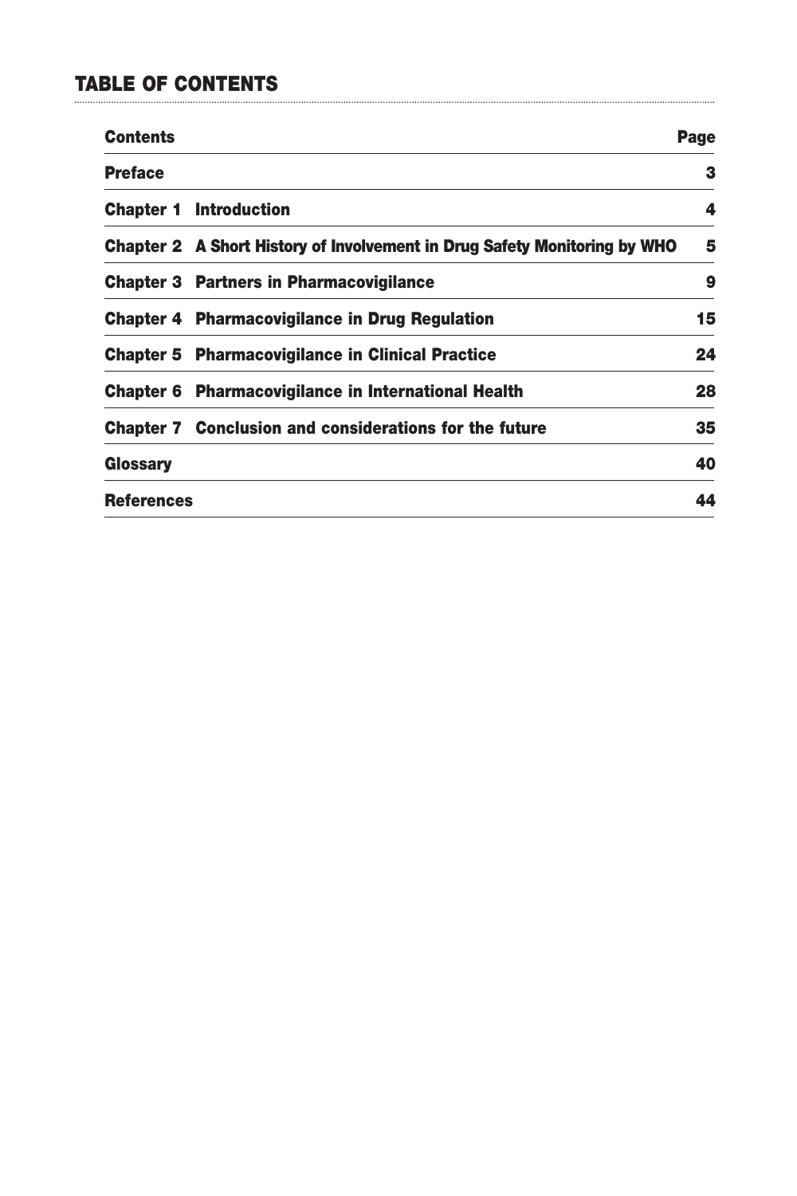## TABLE OF CONTENTS

| Contents | | Page |
|---|---|---|
| **Preface** | | **3** |
| **Chapter 1** | **Introduction** | **4** |
| **Chapter 2** | **A Short History of Involvement in Drug Safety Monitoring by WHO** | **5** |
| **Chapter 3** | **Partners in Pharmacovigilance** | **9** |
| **Chapter 4** | **Pharmacovigilance in Drug Regulation** | **15** |
| **Chapter 5** | **Pharmacovigilance in Clinical Practice** | **24** |
| **Chapter 6** | **Pharmacovigilance in International Health** | **28** |
| **Chapter 7** | **Conclusion and considerations for the future** | **35** |
| **Glossary** | | **40** |
| **References** | | **44** |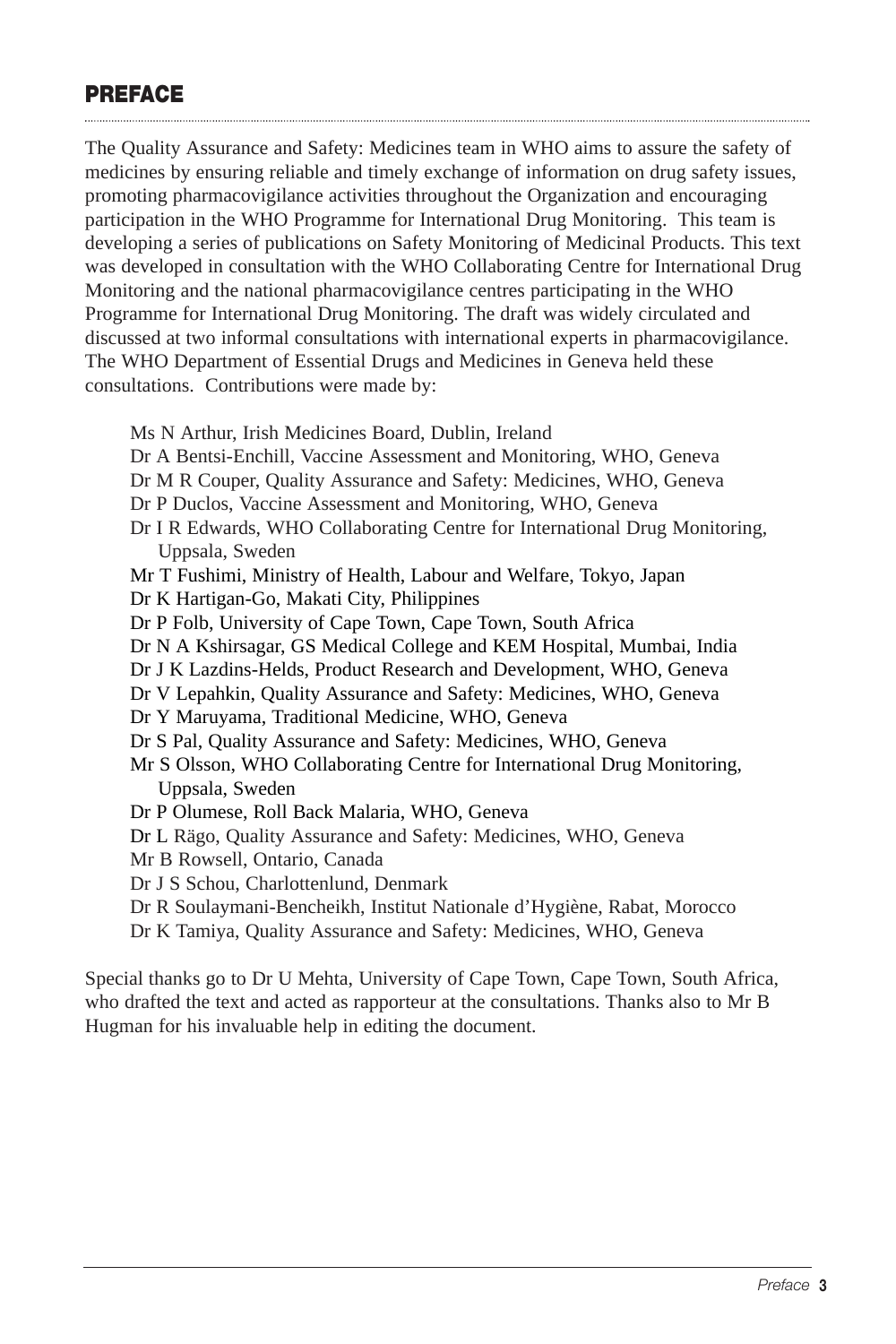## PREFACE

The Quality Assurance and Safety: Medicines team in WHO aims to assure the safety of medicines by ensuring reliable and timely exchange of information on drug safety issues, promoting pharmacovigilance activities throughout the Organization and encouraging participation in the WHO Programme for International Drug Monitoring. This team is developing a series of publications on Safety Monitoring of Medicinal Products. This text was developed in consultation with the WHO Collaborating Centre for International Drug Monitoring and the national pharmacovigilance centres participating in the WHO Programme for International Drug Monitoring. The draft was widely circulated and discussed at two informal consultations with international experts in pharmacovigilance. The WHO Department of Essential Drugs and Medicines in Geneva held these consultations. Contributions were made by:

- Ms N Arthur, Irish Medicines Board, Dublin, Ireland
- Dr A Bentsi-Enchill, Vaccine Assessment and Monitoring, WHO, Geneva
- Dr M R Couper, Quality Assurance and Safety: Medicines, WHO, Geneva
- Dr P Duclos, Vaccine Assessment and Monitoring, WHO, Geneva
- Dr I R Edwards, WHO Collaborating Centre for International Drug Monitoring, Uppsala, Sweden
- Mr T Fushimi, Ministry of Health, Labour and Welfare, Tokyo, Japan
- Dr K Hartigan-Go, Makati City, Philippines
- Dr P Folb, University of Cape Town, Cape Town, South Africa
- Dr N A Kshirsagar, GS Medical College and KEM Hospital, Mumbai, India
- Dr J K Lazdins-Helds, Product Research and Development, WHO, Geneva
- Dr V Lepahkin, Quality Assurance and Safety: Medicines, WHO, Geneva
- Dr Y Maruyama, Traditional Medicine, WHO, Geneva
- Dr S Pal, Quality Assurance and Safety: Medicines, WHO, Geneva
- Mr S Olsson, WHO Collaborating Centre for International Drug Monitoring, Uppsala, Sweden
- Dr P Olumese, Roll Back Malaria, WHO, Geneva
- Dr L Rägo, Quality Assurance and Safety: Medicines, WHO, Geneva
- Mr B Rowsell, Ontario, Canada
- Dr J S Schou, Charlottenlund, Denmark
- Dr R Soulaymani-Bencheikh, Institut Nationale d'Hygiène, Rabat, Morocco
- Dr K Tamiya, Quality Assurance and Safety: Medicines, WHO, Geneva

Special thanks go to Dr U Mehta, University of Cape Town, Cape Town, South Africa, who drafted the text and acted as rapporteur at the consultations. Thanks also to Mr B Hugman for his invaluable help in editing the document.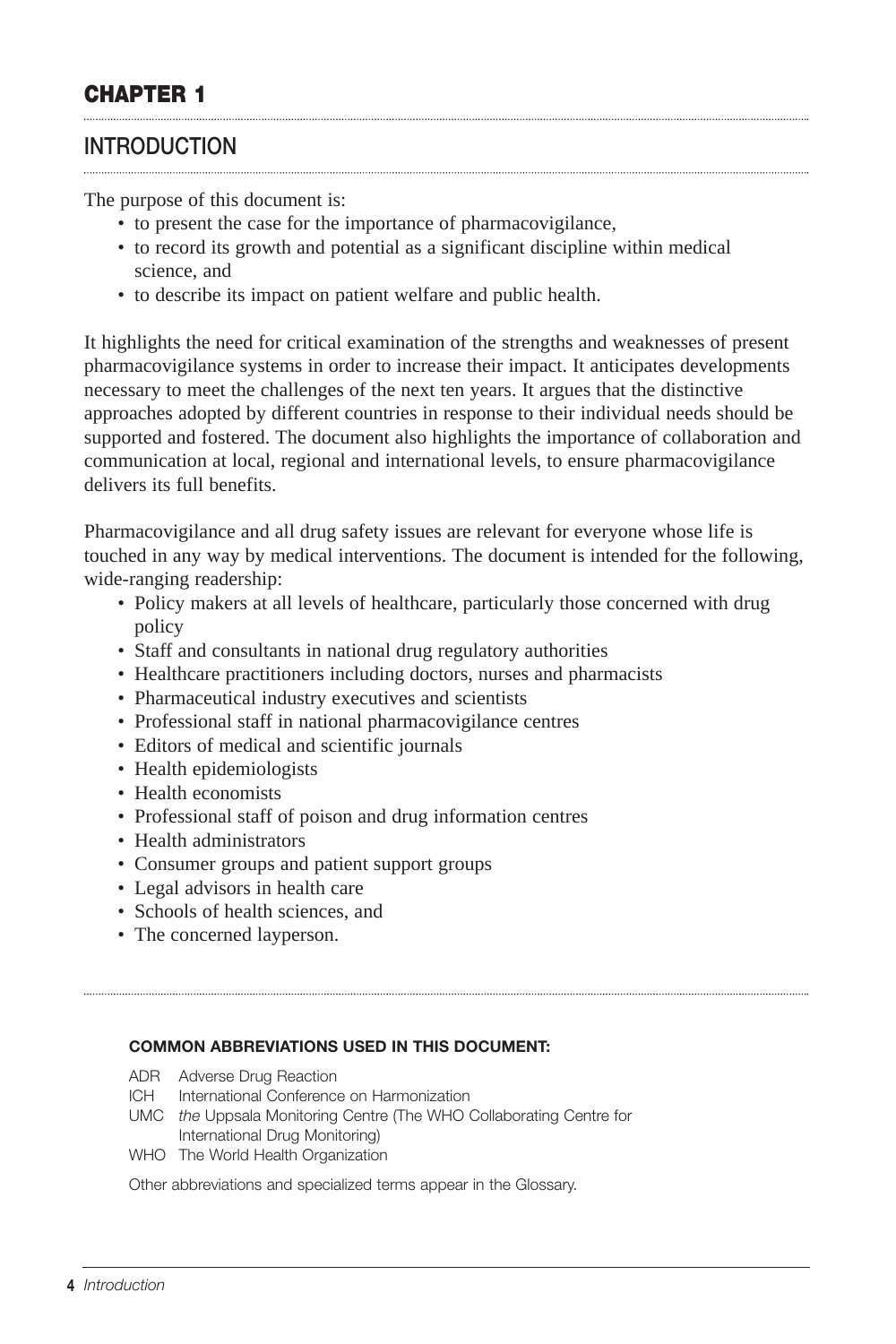# CHAPTER 1

## INTRODUCTION

The purpose of this document is:

- to present the case for the importance of pharmacovigilance,
- to record its growth and potential as a significant discipline within medical science, and
- to describe its impact on patient welfare and public health.

It highlights the need for critical examination of the strengths and weaknesses of present pharmacovigilance systems in order to increase their impact. It anticipates developments necessary to meet the challenges of the next ten years. It argues that the distinctive approaches adopted by different countries in response to their individual needs should be supported and fostered. The document also highlights the importance of collaboration and communication at local, regional and international levels, to ensure pharmacovigilance delivers its full benefits.

Pharmacovigilance and all drug safety issues are relevant for everyone whose life is touched in any way by medical interventions. The document is intended for the following, wide-ranging readership:

- Policy makers at all levels of healthcare, particularly those concerned with drug policy
- Staff and consultants in national drug regulatory authorities
- Healthcare practitioners including doctors, nurses and pharmacists
- Pharmaceutical industry executives and scientists
- Professional staff in national pharmacovigilance centres
- Editors of medical and scientific journals
- Health epidemiologists
- Health economists
- Professional staff of poison and drug information centres
- Health administrators
- Consumer groups and patient support groups
- Legal advisors in health care
- Schools of health sciences, and
- The concerned layperson.

---

**COMMON ABBREVIATIONS USED IN THIS DOCUMENT:**

ADR Adverse Drug Reaction
ICH International Conference on Harmonization
UMC *the* Uppsala Monitoring Centre (The WHO Collaborating Centre for International Drug Monitoring)
WHO The World Health Organization

Other abbreviations and specialized terms appear in the Glossary.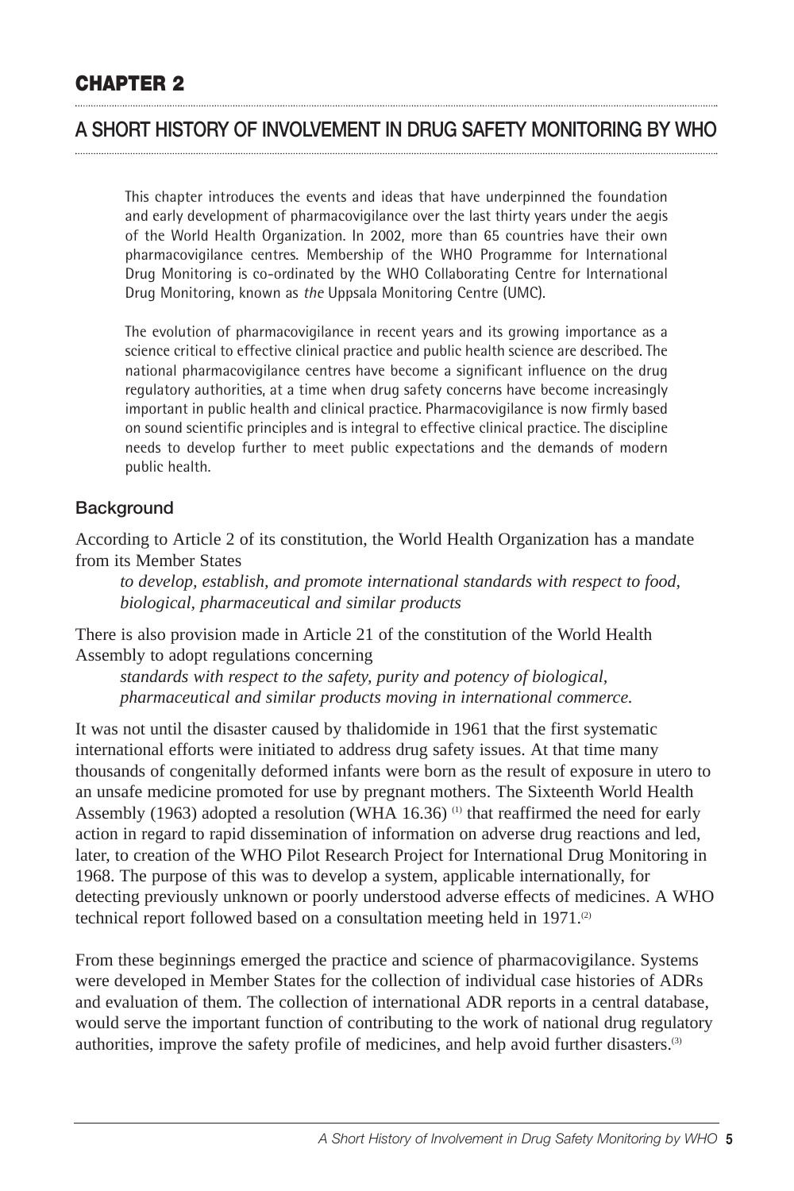# CHAPTER 2

## A SHORT HISTORY OF INVOLVEMENT IN DRUG SAFETY MONITORING BY WHO

This chapter introduces the events and ideas that have underpinned the foundation and early development of pharmacovigilance over the last thirty years under the aegis of the World Health Organization. In 2002, more than 65 countries have their own pharmacovigilance centres. Membership of the WHO Programme for International Drug Monitoring is co-ordinated by the WHO Collaborating Centre for International Drug Monitoring, known as *the* Uppsala Monitoring Centre (UMC).

The evolution of pharmacovigilance in recent years and its growing importance as a science critical to effective clinical practice and public health science are described. The national pharmacovigilance centres have become a significant influence on the drug regulatory authorities, at a time when drug safety concerns have become increasingly important in public health and clinical practice. Pharmacovigilance is now firmly based on sound scientific principles and is integral to effective clinical practice. The discipline needs to develop further to meet public expectations and the demands of modern public health.

### Background

According to Article 2 of its constitution, the World Health Organization has a mandate from its Member States

*to develop, establish, and promote international standards with respect to food, biological, pharmaceutical and similar products*

There is also provision made in Article 21 of the constitution of the World Health Assembly to adopt regulations concerning

*standards with respect to the safety, purity and potency of biological, pharmaceutical and similar products moving in international commerce.*

It was not until the disaster caused by thalidomide in 1961 that the first systematic international efforts were initiated to address drug safety issues. At that time many thousands of congenitally deformed infants were born as the result of exposure in utero to an unsafe medicine promoted for use by pregnant mothers. The Sixteenth World Health Assembly (1963) adopted a resolution (WHA 16.36) [(1)] that reaffirmed the need for early action in regard to rapid dissemination of information on adverse drug reactions and led, later, to creation of the WHO Pilot Research Project for International Drug Monitoring in 1968. The purpose of this was to develop a system, applicable internationally, for detecting previously unknown or poorly understood adverse effects of medicines. A WHO technical report followed based on a consultation meeting held in 1971.[(2)]

From these beginnings emerged the practice and science of pharmacovigilance. Systems were developed in Member States for the collection of individual case histories of ADRs and evaluation of them. The collection of international ADR reports in a central database, would serve the important function of contributing to the work of national drug regulatory authorities, improve the safety profile of medicines, and help avoid further disasters.[(3)]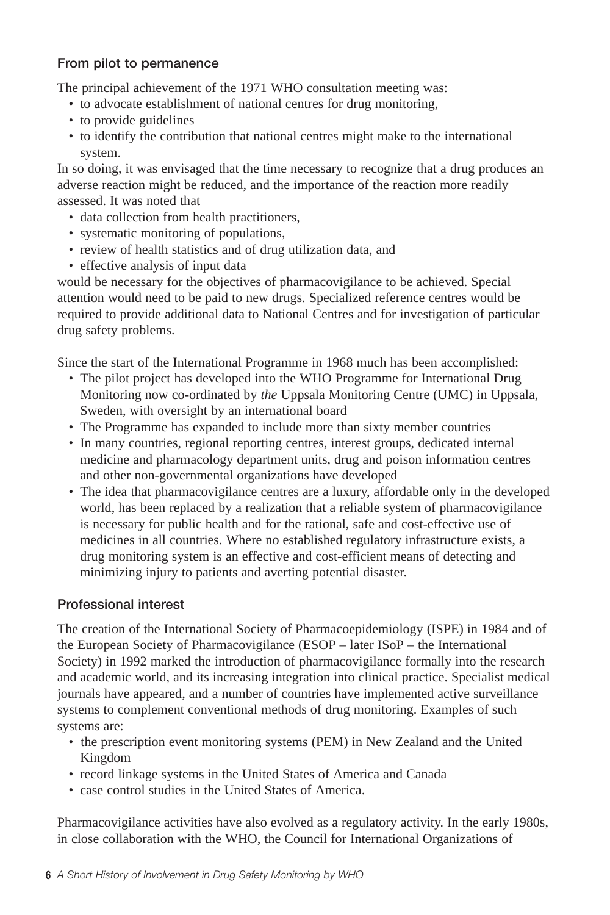## From pilot to permanence

The principal achievement of the 1971 WHO consultation meeting was:

- to advocate establishment of national centres for drug monitoring,
- to provide guidelines
- to identify the contribution that national centres might make to the international system.

In so doing, it was envisaged that the time necessary to recognize that a drug produces an adverse reaction might be reduced, and the importance of the reaction more readily assessed. It was noted that

- data collection from health practitioners,
- systematic monitoring of populations,
- review of health statistics and of drug utilization data, and
- effective analysis of input data

would be necessary for the objectives of pharmacovigilance to be achieved. Special attention would need to be paid to new drugs. Specialized reference centres would be required to provide additional data to National Centres and for investigation of particular drug safety problems.

Since the start of the International Programme in 1968 much has been accomplished:

- The pilot project has developed into the WHO Programme for International Drug Monitoring now co-ordinated by *the* Uppsala Monitoring Centre (UMC) in Uppsala, Sweden, with oversight by an international board
- The Programme has expanded to include more than sixty member countries
- In many countries, regional reporting centres, interest groups, dedicated internal medicine and pharmacology department units, drug and poison information centres and other non-governmental organizations have developed
- The idea that pharmacovigilance centres are a luxury, affordable only in the developed world, has been replaced by a realization that a reliable system of pharmacovigilance is necessary for public health and for the rational, safe and cost-effective use of medicines in all countries. Where no established regulatory infrastructure exists, a drug monitoring system is an effective and cost-efficient means of detecting and minimizing injury to patients and averting potential disaster.

## Professional interest

The creation of the International Society of Pharmacoepidemiology (ISPE) in 1984 and of the European Society of Pharmacovigilance (ESOP – later ISoP – the International Society) in 1992 marked the introduction of pharmacovigilance formally into the research and academic world, and its increasing integration into clinical practice. Specialist medical journals have appeared, and a number of countries have implemented active surveillance systems to complement conventional methods of drug monitoring. Examples of such systems are:

- the prescription event monitoring systems (PEM) in New Zealand and the United Kingdom
- record linkage systems in the United States of America and Canada
- case control studies in the United States of America.

Pharmacovigilance activities have also evolved as a regulatory activity. In the early 1980s, in close collaboration with the WHO, the Council for International Organizations of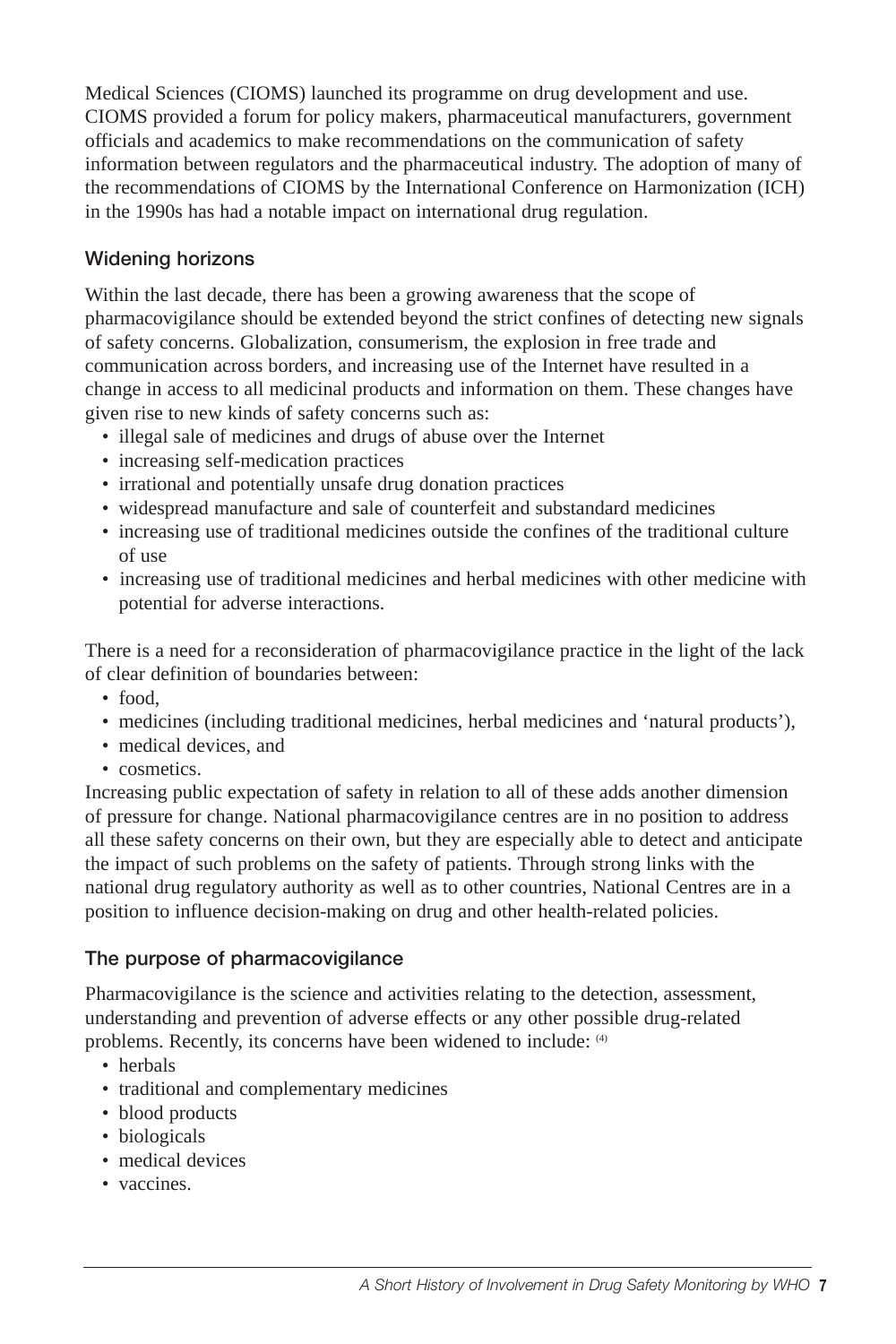Medical Sciences (CIOMS) launched its programme on drug development and use. CIOMS provided a forum for policy makers, pharmaceutical manufacturers, government officials and academics to make recommendations on the communication of safety information between regulators and the pharmaceutical industry. The adoption of many of the recommendations of CIOMS by the International Conference on Harmonization (ICH) in the 1990s has had a notable impact on international drug regulation.

## Widening horizons

Within the last decade, there has been a growing awareness that the scope of pharmacovigilance should be extended beyond the strict confines of detecting new signals of safety concerns. Globalization, consumerism, the explosion in free trade and communication across borders, and increasing use of the Internet have resulted in a change in access to all medicinal products and information on them. These changes have given rise to new kinds of safety concerns such as:

- illegal sale of medicines and drugs of abuse over the Internet
- increasing self-medication practices
- irrational and potentially unsafe drug donation practices
- widespread manufacture and sale of counterfeit and substandard medicines
- increasing use of traditional medicines outside the confines of the traditional culture of use
- increasing use of traditional medicines and herbal medicines with other medicine with potential for adverse interactions.

There is a need for a reconsideration of pharmacovigilance practice in the light of the lack of clear definition of boundaries between:

- food,
- medicines (including traditional medicines, herbal medicines and 'natural products'),
- medical devices, and
- cosmetics.

Increasing public expectation of safety in relation to all of these adds another dimension of pressure for change. National pharmacovigilance centres are in no position to address all these safety concerns on their own, but they are especially able to detect and anticipate the impact of such problems on the safety of patients. Through strong links with the national drug regulatory authority as well as to other countries, National Centres are in a position to influence decision-making on drug and other health-related policies.

## The purpose of pharmacovigilance

Pharmacovigilance is the science and activities relating to the detection, assessment, understanding and prevention of adverse effects or any other possible drug-related problems. Recently, its concerns have been widened to include: [4]

- herbals
- traditional and complementary medicines
- blood products
- biologicals
- medical devices
- vaccines.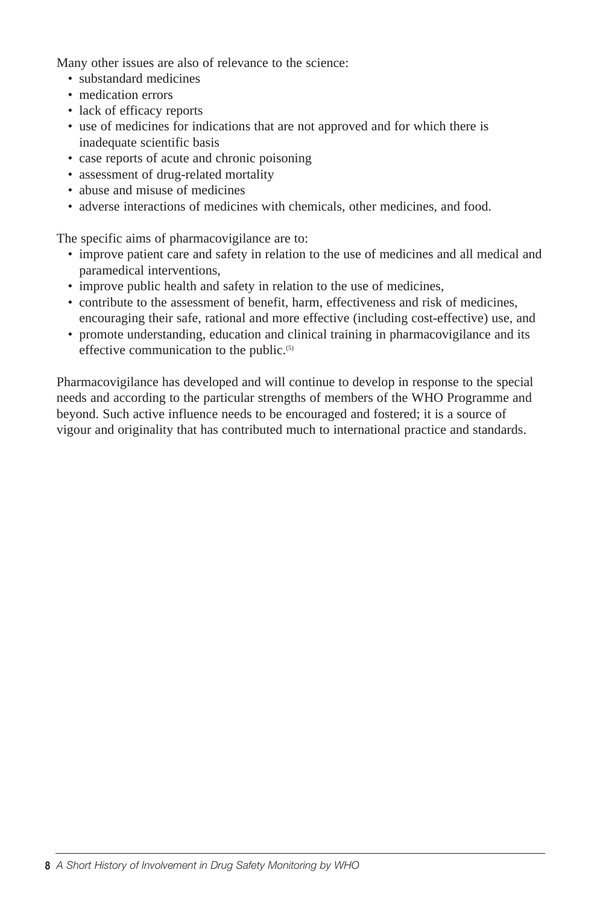Many other issues are also of relevance to the science:

- substandard medicines
- medication errors
- lack of efficacy reports
- use of medicines for indications that are not approved and for which there is inadequate scientific basis
- case reports of acute and chronic poisoning
- assessment of drug-related mortality
- abuse and misuse of medicines
- adverse interactions of medicines with chemicals, other medicines, and food.

The specific aims of pharmacovigilance are to:

- improve patient care and safety in relation to the use of medicines and all medical and paramedical interventions,
- improve public health and safety in relation to the use of medicines,
- contribute to the assessment of benefit, harm, effectiveness and risk of medicines, encouraging their safe, rational and more effective (including cost-effective) use, and
- promote understanding, education and clinical training in pharmacovigilance and its effective communication to the public.[5]

Pharmacovigilance has developed and will continue to develop in response to the special needs and according to the particular strengths of members of the WHO Programme and beyond. Such active influence needs to be encouraged and fostered; it is a source of vigour and originality that has contributed much to international practice and standards.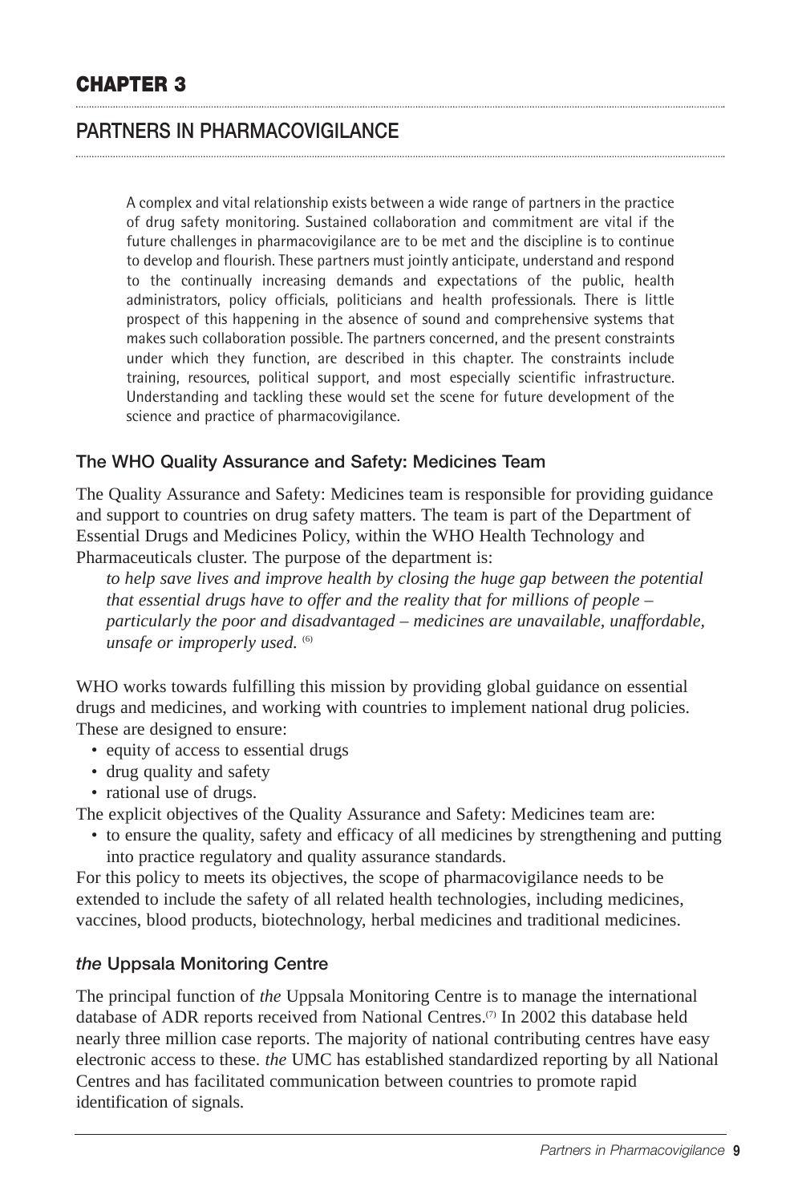# CHAPTER 3

## PARTNERS IN PHARMACOVIGILANCE

A complex and vital relationship exists between a wide range of partners in the practice of drug safety monitoring. Sustained collaboration and commitment are vital if the future challenges in pharmacovigilance are to be met and the discipline is to continue to develop and flourish. These partners must jointly anticipate, understand and respond to the continually increasing demands and expectations of the public, health administrators, policy officials, politicians and health professionals. There is little prospect of this happening in the absence of sound and comprehensive systems that makes such collaboration possible. The partners concerned, and the present constraints under which they function, are described in this chapter. The constraints include training, resources, political support, and most especially scientific infrastructure. Understanding and tackling these would set the scene for future development of the science and practice of pharmacovigilance.

### The WHO Quality Assurance and Safety: Medicines Team

The Quality Assurance and Safety: Medicines team is responsible for providing guidance and support to countries on drug safety matters. The team is part of the Department of Essential Drugs and Medicines Policy, within the WHO Health Technology and Pharmaceuticals cluster. The purpose of the department is:

*to help save lives and improve health by closing the huge gap between the potential that essential drugs have to offer and the reality that for millions of people – particularly the poor and disadvantaged – medicines are unavailable, unaffordable, unsafe or improperly used.* [6]

WHO works towards fulfilling this mission by providing global guidance on essential drugs and medicines, and working with countries to implement national drug policies. These are designed to ensure:

- equity of access to essential drugs
- drug quality and safety
- rational use of drugs.

The explicit objectives of the Quality Assurance and Safety: Medicines team are:

- to ensure the quality, safety and efficacy of all medicines by strengthening and putting into practice regulatory and quality assurance standards.

For this policy to meets its objectives, the scope of pharmacovigilance needs to be extended to include the safety of all related health technologies, including medicines, vaccines, blood products, biotechnology, herbal medicines and traditional medicines.

### *the* Uppsala Monitoring Centre

The principal function of *the* Uppsala Monitoring Centre is to manage the international database of ADR reports received from National Centres.[7] In 2002 this database held nearly three million case reports. The majority of national contributing centres have easy electronic access to these. *the* UMC has established standardized reporting by all National Centres and has facilitated communication between countries to promote rapid identification of signals.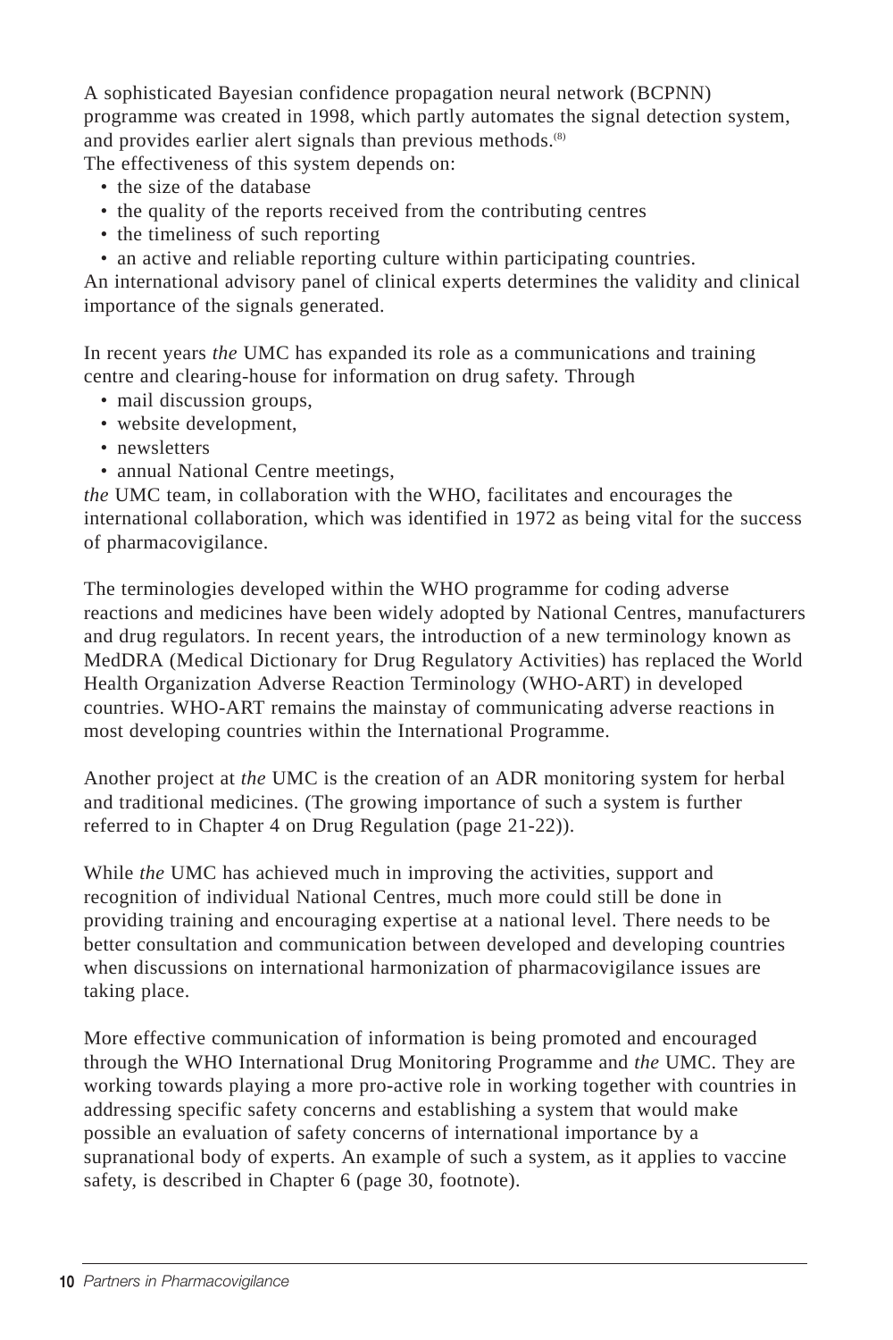A sophisticated Bayesian confidence propagation neural network (BCPNN) programme was created in 1998, which partly automates the signal detection system, and provides earlier alert signals than previous methods.[8]

The effectiveness of this system depends on:

- the size of the database
- the quality of the reports received from the contributing centres
- the timeliness of such reporting
- an active and reliable reporting culture within participating countries.

An international advisory panel of clinical experts determines the validity and clinical importance of the signals generated.

In recent years *the* UMC has expanded its role as a communications and training centre and clearing-house for information on drug safety. Through

- mail discussion groups,
- website development,
- newsletters
- annual National Centre meetings,

*the* UMC team, in collaboration with the WHO, facilitates and encourages the international collaboration, which was identified in 1972 as being vital for the success of pharmacovigilance.

The terminologies developed within the WHO programme for coding adverse reactions and medicines have been widely adopted by National Centres, manufacturers and drug regulators. In recent years, the introduction of a new terminology known as MedDRA (Medical Dictionary for Drug Regulatory Activities) has replaced the World Health Organization Adverse Reaction Terminology (WHO-ART) in developed countries. WHO-ART remains the mainstay of communicating adverse reactions in most developing countries within the International Programme.

Another project at *the* UMC is the creation of an ADR monitoring system for herbal and traditional medicines. (The growing importance of such a system is further referred to in Chapter 4 on Drug Regulation (page 21-22)).

While *the* UMC has achieved much in improving the activities, support and recognition of individual National Centres, much more could still be done in providing training and encouraging expertise at a national level. There needs to be better consultation and communication between developed and developing countries when discussions on international harmonization of pharmacovigilance issues are taking place.

More effective communication of information is being promoted and encouraged through the WHO International Drug Monitoring Programme and *the* UMC. They are working towards playing a more pro-active role in working together with countries in addressing specific safety concerns and establishing a system that would make possible an evaluation of safety concerns of international importance by a supranational body of experts. An example of such a system, as it applies to vaccine safety, is described in Chapter 6 (page 30, footnote).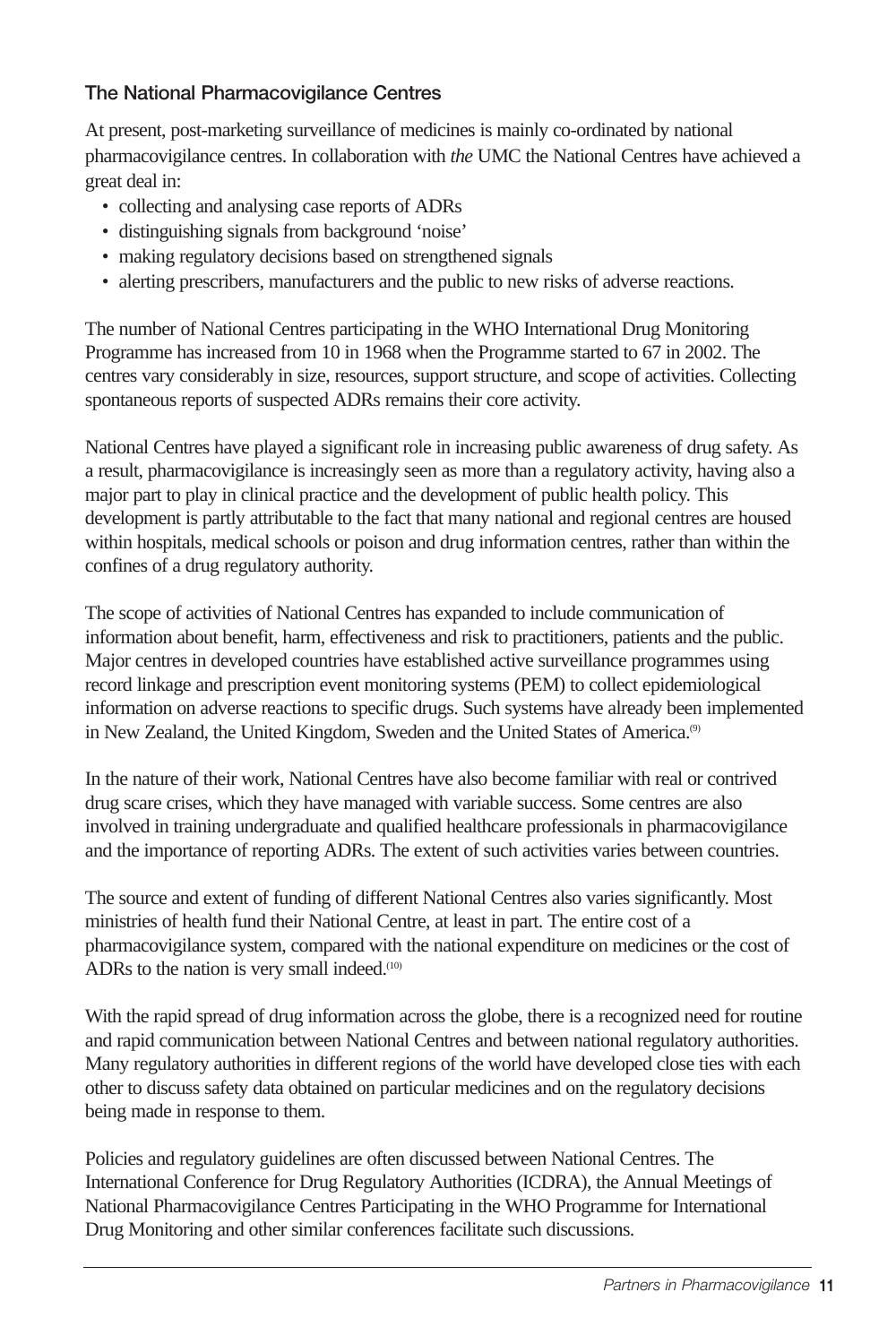### The National Pharmacovigilance Centres

At present, post-marketing surveillance of medicines is mainly co-ordinated by national pharmacovigilance centres. In collaboration with *the* UMC the National Centres have achieved a great deal in:

- collecting and analysing case reports of ADRs
- distinguishing signals from background 'noise'
- making regulatory decisions based on strengthened signals
- alerting prescribers, manufacturers and the public to new risks of adverse reactions.

The number of National Centres participating in the WHO International Drug Monitoring Programme has increased from 10 in 1968 when the Programme started to 67 in 2002. The centres vary considerably in size, resources, support structure, and scope of activities. Collecting spontaneous reports of suspected ADRs remains their core activity.

National Centres have played a significant role in increasing public awareness of drug safety. As a result, pharmacovigilance is increasingly seen as more than a regulatory activity, having also a major part to play in clinical practice and the development of public health policy. This development is partly attributable to the fact that many national and regional centres are housed within hospitals, medical schools or poison and drug information centres, rather than within the confines of a drug regulatory authority.

The scope of activities of National Centres has expanded to include communication of information about benefit, harm, effectiveness and risk to practitioners, patients and the public. Major centres in developed countries have established active surveillance programmes using record linkage and prescription event monitoring systems (PEM) to collect epidemiological information on adverse reactions to specific drugs. Such systems have already been implemented in New Zealand, the United Kingdom, Sweden and the United States of America.[9]

In the nature of their work, National Centres have also become familiar with real or contrived drug scare crises, which they have managed with variable success. Some centres are also involved in training undergraduate and qualified healthcare professionals in pharmacovigilance and the importance of reporting ADRs. The extent of such activities varies between countries.

The source and extent of funding of different National Centres also varies significantly. Most ministries of health fund their National Centre, at least in part. The entire cost of a pharmacovigilance system, compared with the national expenditure on medicines or the cost of ADRs to the nation is very small indeed.[10]

With the rapid spread of drug information across the globe, there is a recognized need for routine and rapid communication between National Centres and between national regulatory authorities. Many regulatory authorities in different regions of the world have developed close ties with each other to discuss safety data obtained on particular medicines and on the regulatory decisions being made in response to them.

Policies and regulatory guidelines are often discussed between National Centres. The International Conference for Drug Regulatory Authorities (ICDRA), the Annual Meetings of National Pharmacovigilance Centres Participating in the WHO Programme for International Drug Monitoring and other similar conferences facilitate such discussions.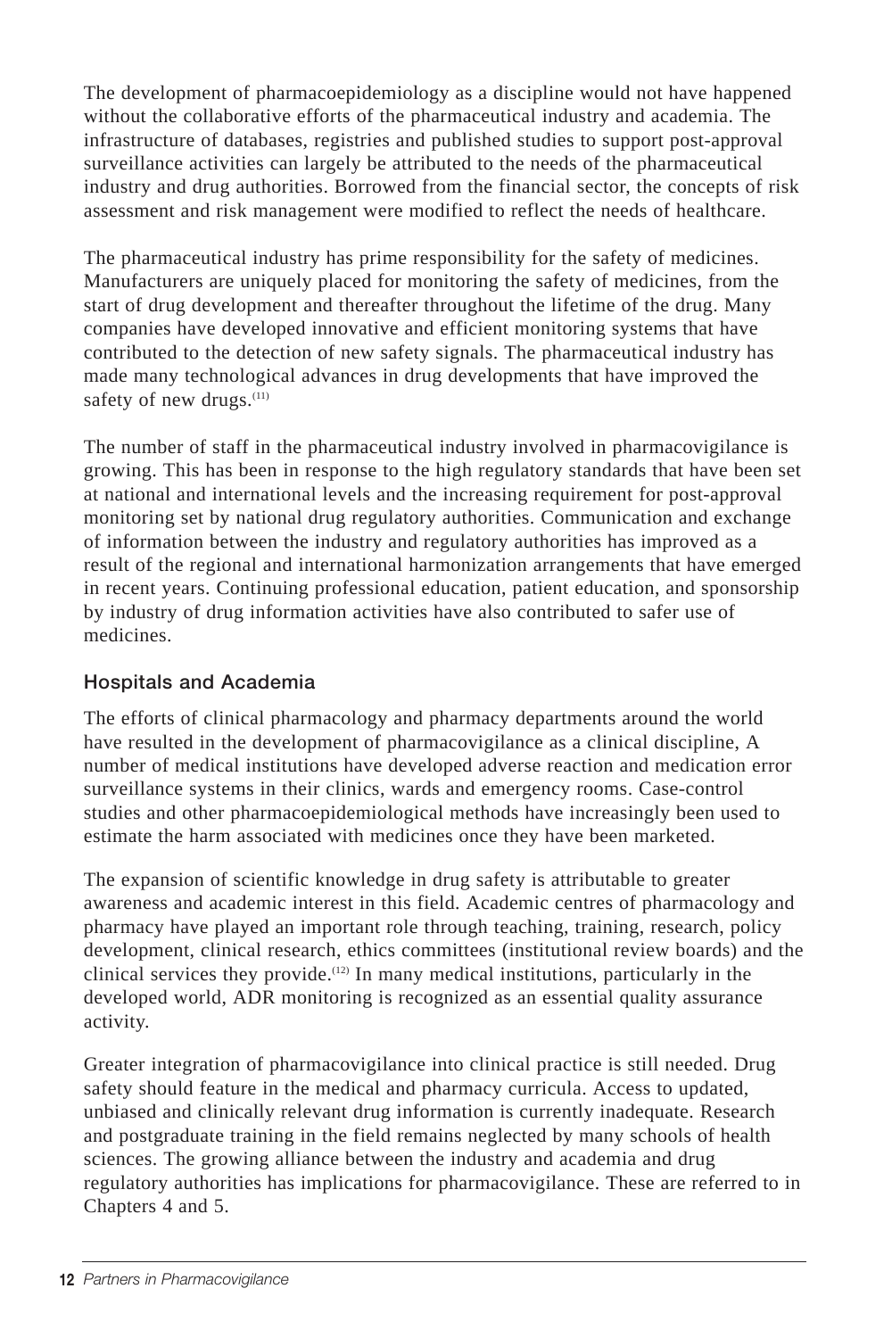The development of pharmacoepidemiology as a discipline would not have happened without the collaborative efforts of the pharmaceutical industry and academia. The infrastructure of databases, registries and published studies to support post-approval surveillance activities can largely be attributed to the needs of the pharmaceutical industry and drug authorities. Borrowed from the financial sector, the concepts of risk assessment and risk management were modified to reflect the needs of healthcare.

The pharmaceutical industry has prime responsibility for the safety of medicines. Manufacturers are uniquely placed for monitoring the safety of medicines, from the start of drug development and thereafter throughout the lifetime of the drug. Many companies have developed innovative and efficient monitoring systems that have contributed to the detection of new safety signals. The pharmaceutical industry has made many technological advances in drug developments that have improved the safety of new drugs.[11]

The number of staff in the pharmaceutical industry involved in pharmacovigilance is growing. This has been in response to the high regulatory standards that have been set at national and international levels and the increasing requirement for post-approval monitoring set by national drug regulatory authorities. Communication and exchange of information between the industry and regulatory authorities has improved as a result of the regional and international harmonization arrangements that have emerged in recent years. Continuing professional education, patient education, and sponsorship by industry of drug information activities have also contributed to safer use of medicines.

### Hospitals and Academia

The efforts of clinical pharmacology and pharmacy departments around the world have resulted in the development of pharmacovigilance as a clinical discipline, A number of medical institutions have developed adverse reaction and medication error surveillance systems in their clinics, wards and emergency rooms. Case-control studies and other pharmacoepidemiological methods have increasingly been used to estimate the harm associated with medicines once they have been marketed.

The expansion of scientific knowledge in drug safety is attributable to greater awareness and academic interest in this field. Academic centres of pharmacology and pharmacy have played an important role through teaching, training, research, policy development, clinical research, ethics committees (institutional review boards) and the clinical services they provide.[12] In many medical institutions, particularly in the developed world, ADR monitoring is recognized as an essential quality assurance activity.

Greater integration of pharmacovigilance into clinical practice is still needed. Drug safety should feature in the medical and pharmacy curricula. Access to updated, unbiased and clinically relevant drug information is currently inadequate. Research and postgraduate training in the field remains neglected by many schools of health sciences. The growing alliance between the industry and academia and drug regulatory authorities has implications for pharmacovigilance. These are referred to in Chapters 4 and 5.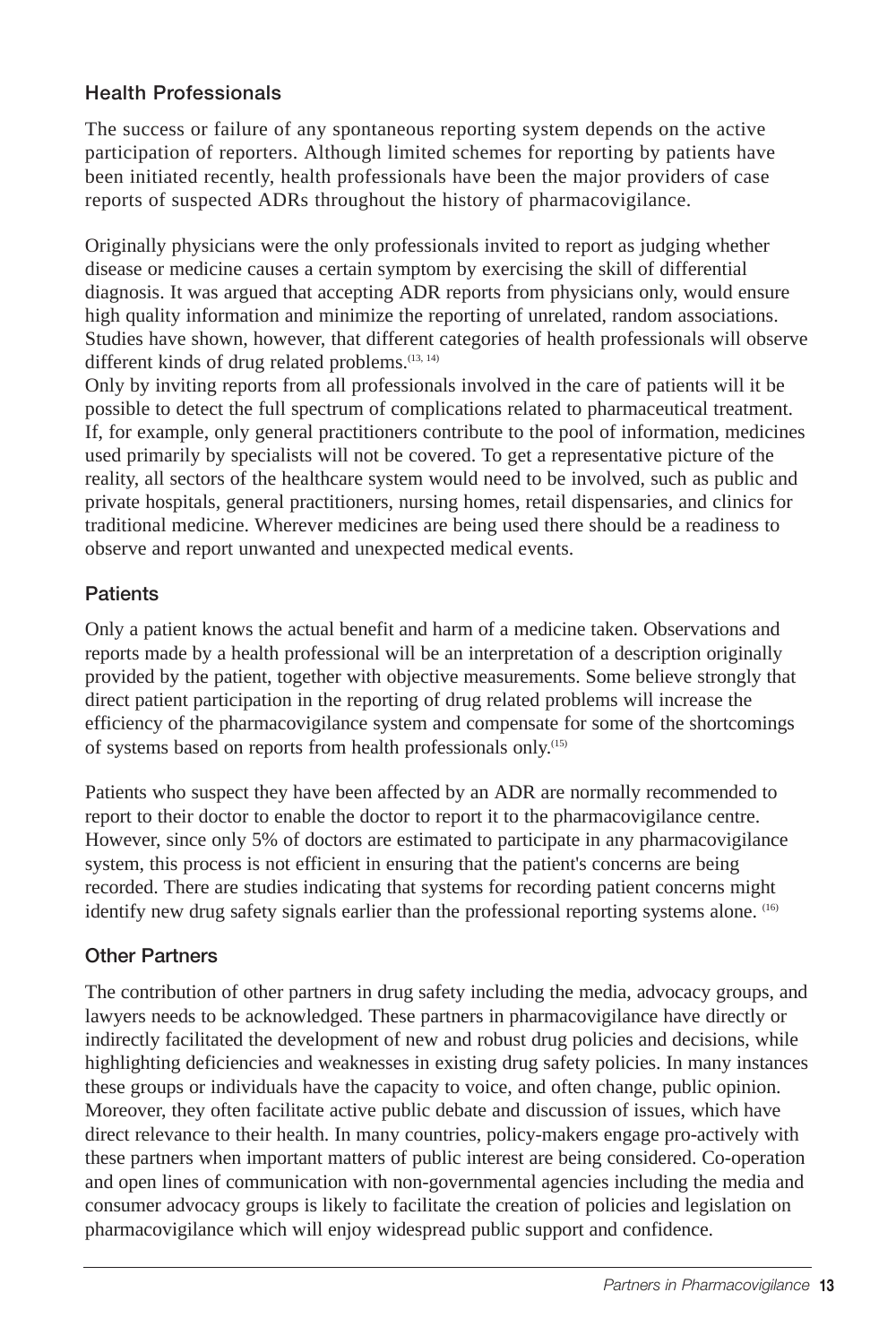### Health Professionals

The success or failure of any spontaneous reporting system depends on the active participation of reporters. Although limited schemes for reporting by patients have been initiated recently, health professionals have been the major providers of case reports of suspected ADRs throughout the history of pharmacovigilance.

Originally physicians were the only professionals invited to report as judging whether disease or medicine causes a certain symptom by exercising the skill of differential diagnosis. It was argued that accepting ADR reports from physicians only, would ensure high quality information and minimize the reporting of unrelated, random associations. Studies have shown, however, that different categories of health professionals will observe different kinds of drug related problems.[13, 14]
Only by inviting reports from all professionals involved in the care of patients will it be possible to detect the full spectrum of complications related to pharmaceutical treatment. If, for example, only general practitioners contribute to the pool of information, medicines used primarily by specialists will not be covered. To get a representative picture of the reality, all sectors of the healthcare system would need to be involved, such as public and private hospitals, general practitioners, nursing homes, retail dispensaries, and clinics for traditional medicine. Wherever medicines are being used there should be a readiness to observe and report unwanted and unexpected medical events.

### Patients

Only a patient knows the actual benefit and harm of a medicine taken. Observations and reports made by a health professional will be an interpretation of a description originally provided by the patient, together with objective measurements. Some believe strongly that direct patient participation in the reporting of drug related problems will increase the efficiency of the pharmacovigilance system and compensate for some of the shortcomings of systems based on reports from health professionals only.[15]

Patients who suspect they have been affected by an ADR are normally recommended to report to their doctor to enable the doctor to report it to the pharmacovigilance centre. However, since only 5% of doctors are estimated to participate in any pharmacovigilance system, this process is not efficient in ensuring that the patient's concerns are being recorded. There are studies indicating that systems for recording patient concerns might identify new drug safety signals earlier than the professional reporting systems alone. [16]

### Other Partners

The contribution of other partners in drug safety including the media, advocacy groups, and lawyers needs to be acknowledged. These partners in pharmacovigilance have directly or indirectly facilitated the development of new and robust drug policies and decisions, while highlighting deficiencies and weaknesses in existing drug safety policies. In many instances these groups or individuals have the capacity to voice, and often change, public opinion. Moreover, they often facilitate active public debate and discussion of issues, which have direct relevance to their health. In many countries, policy-makers engage pro-actively with these partners when important matters of public interest are being considered. Co-operation and open lines of communication with non-governmental agencies including the media and consumer advocacy groups is likely to facilitate the creation of policies and legislation on pharmacovigilance which will enjoy widespread public support and confidence.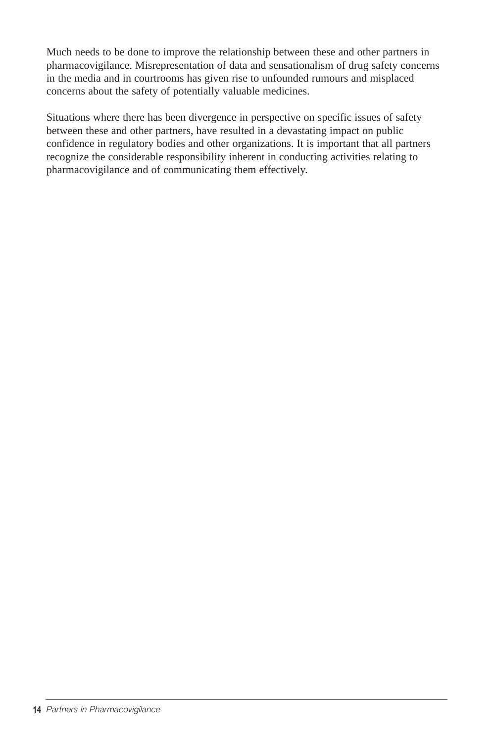Much needs to be done to improve the relationship between these and other partners in pharmacovigilance. Misrepresentation of data and sensationalism of drug safety concerns in the media and in courtrooms has given rise to unfounded rumours and misplaced concerns about the safety of potentially valuable medicines.

Situations where there has been divergence in perspective on specific issues of safety between these and other partners, have resulted in a devastating impact on public confidence in regulatory bodies and other organizations. It is important that all partners recognize the considerable responsibility inherent in conducting activities relating to pharmacovigilance and of communicating them effectively.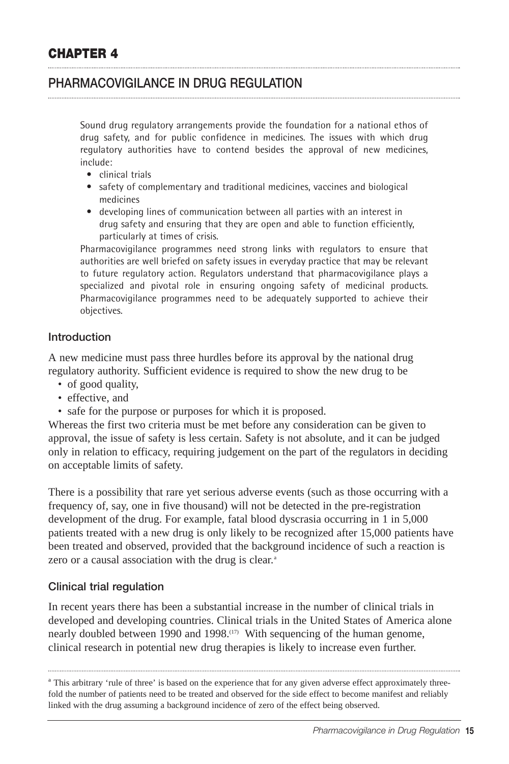# CHAPTER 4

## PHARMACOVIGILANCE IN DRUG REGULATION

Sound drug regulatory arrangements provide the foundation for a national ethos of drug safety, and for public confidence in medicines. The issues with which drug regulatory authorities have to contend besides the approval of new medicines, include:

- clinical trials
- safety of complementary and traditional medicines, vaccines and biological medicines
- developing lines of communication between all parties with an interest in drug safety and ensuring that they are open and able to function efficiently, particularly at times of crisis.

Pharmacovigilance programmes need strong links with regulators to ensure that authorities are well briefed on safety issues in everyday practice that may be relevant to future regulatory action. Regulators understand that pharmacovigilance plays a specialized and pivotal role in ensuring ongoing safety of medicinal products. Pharmacovigilance programmes need to be adequately supported to achieve their objectives.

### Introduction

A new medicine must pass three hurdles before its approval by the national drug regulatory authority. Sufficient evidence is required to show the new drug to be

- of good quality,
- effective, and
- safe for the purpose or purposes for which it is proposed.

Whereas the first two criteria must be met before any consideration can be given to approval, the issue of safety is less certain. Safety is not absolute, and it can be judged only in relation to efficacy, requiring judgement on the part of the regulators in deciding on acceptable limits of safety.

There is a possibility that rare yet serious adverse events (such as those occurring with a frequency of, say, one in five thousand) will not be detected in the pre-registration development of the drug. For example, fatal blood dyscrasia occurring in 1 in 5,000 patients treated with a new drug is only likely to be recognized after 15,000 patients have been treated and observed, provided that the background incidence of such a reaction is zero or a causal association with the drug is clear.[a]

### Clinical trial regulation

In recent years there has been a substantial increase in the number of clinical trials in developed and developing countries. Clinical trials in the United States of America alone nearly doubled between 1990 and 1998.[17] With sequencing of the human genome, clinical research in potential new drug therapies is likely to increase even further.

[a] This arbitrary 'rule of three' is based on the experience that for any given adverse effect approximately three-fold the number of patients need to be treated and observed for the side effect to become manifest and reliably linked with the drug assuming a background incidence of zero of the effect being observed.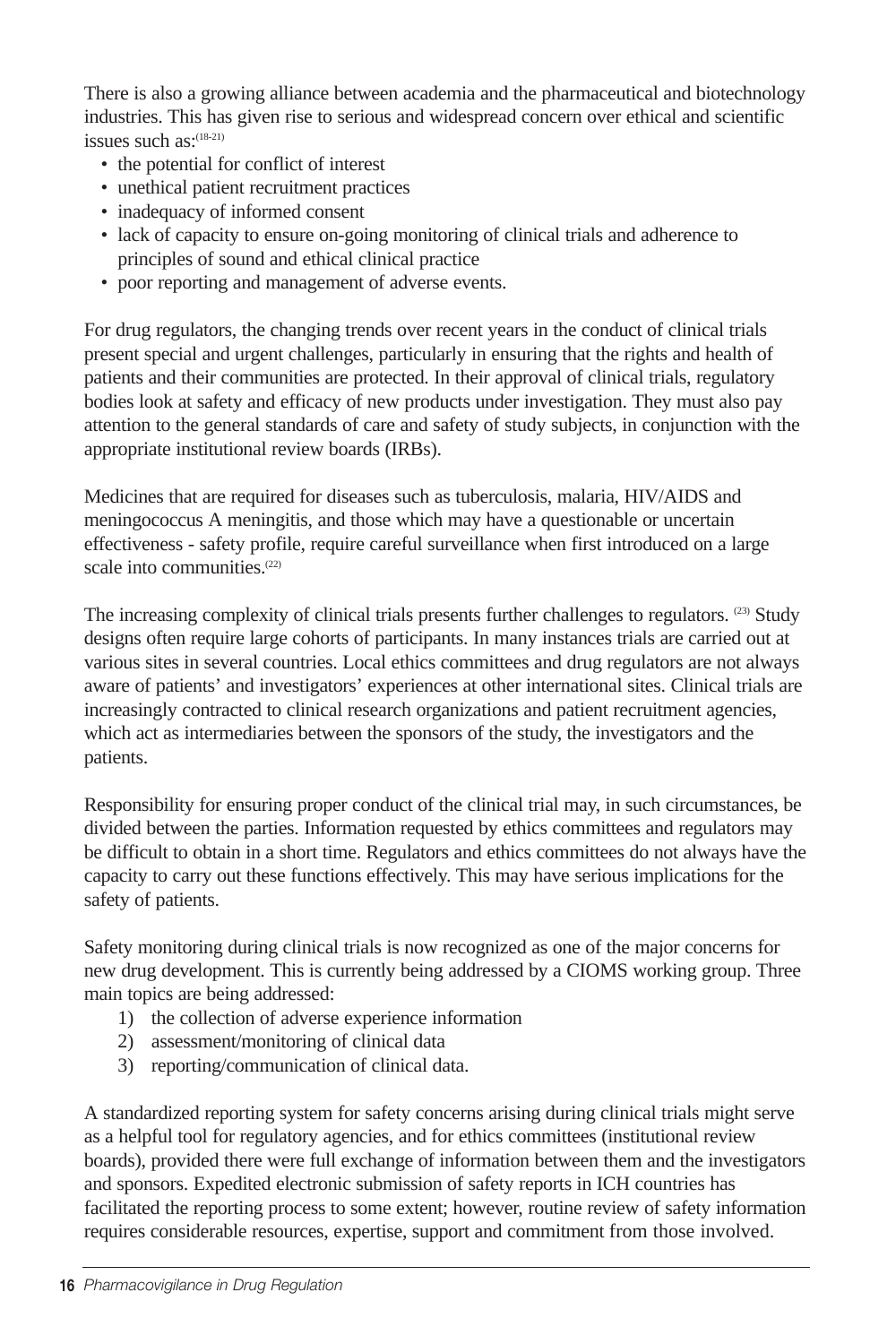There is also a growing alliance between academia and the pharmaceutical and biotechnology industries. This has given rise to serious and widespread concern over ethical and scientific issues such as:[18-21]

- the potential for conflict of interest
- unethical patient recruitment practices
- inadequacy of informed consent
- lack of capacity to ensure on-going monitoring of clinical trials and adherence to principles of sound and ethical clinical practice
- poor reporting and management of adverse events.

For drug regulators, the changing trends over recent years in the conduct of clinical trials present special and urgent challenges, particularly in ensuring that the rights and health of patients and their communities are protected. In their approval of clinical trials, regulatory bodies look at safety and efficacy of new products under investigation. They must also pay attention to the general standards of care and safety of study subjects, in conjunction with the appropriate institutional review boards (IRBs).

Medicines that are required for diseases such as tuberculosis, malaria, HIV/AIDS and meningococcus A meningitis, and those which may have a questionable or uncertain effectiveness - safety profile, require careful surveillance when first introduced on a large scale into communities.[22]

The increasing complexity of clinical trials presents further challenges to regulators. [23] Study designs often require large cohorts of participants. In many instances trials are carried out at various sites in several countries. Local ethics committees and drug regulators are not always aware of patients' and investigators' experiences at other international sites. Clinical trials are increasingly contracted to clinical research organizations and patient recruitment agencies, which act as intermediaries between the sponsors of the study, the investigators and the patients.

Responsibility for ensuring proper conduct of the clinical trial may, in such circumstances, be divided between the parties. Information requested by ethics committees and regulators may be difficult to obtain in a short time. Regulators and ethics committees do not always have the capacity to carry out these functions effectively. This may have serious implications for the safety of patients.

Safety monitoring during clinical trials is now recognized as one of the major concerns for new drug development. This is currently being addressed by a CIOMS working group. Three main topics are being addressed:

1) the collection of adverse experience information
2) assessment/monitoring of clinical data
3) reporting/communication of clinical data.

A standardized reporting system for safety concerns arising during clinical trials might serve as a helpful tool for regulatory agencies, and for ethics committees (institutional review boards), provided there were full exchange of information between them and the investigators and sponsors. Expedited electronic submission of safety reports in ICH countries has facilitated the reporting process to some extent; however, routine review of safety information requires considerable resources, expertise, support and commitment from those involved.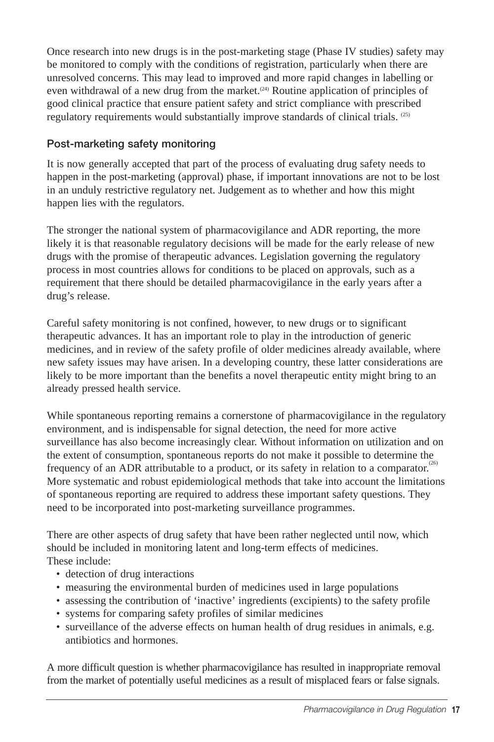Once research into new drugs is in the post-marketing stage (Phase IV studies) safety may be monitored to comply with the conditions of registration, particularly when there are unresolved concerns. This may lead to improved and more rapid changes in labelling or even withdrawal of a new drug from the market.[24] Routine application of principles of good clinical practice that ensure patient safety and strict compliance with prescribed regulatory requirements would substantially improve standards of clinical trials.[25]

### Post-marketing safety monitoring

It is now generally accepted that part of the process of evaluating drug safety needs to happen in the post-marketing (approval) phase, if important innovations are not to be lost in an unduly restrictive regulatory net. Judgement as to whether and how this might happen lies with the regulators.

The stronger the national system of pharmacovigilance and ADR reporting, the more likely it is that reasonable regulatory decisions will be made for the early release of new drugs with the promise of therapeutic advances. Legislation governing the regulatory process in most countries allows for conditions to be placed on approvals, such as a requirement that there should be detailed pharmacovigilance in the early years after a drug's release.

Careful safety monitoring is not confined, however, to new drugs or to significant therapeutic advances. It has an important role to play in the introduction of generic medicines, and in review of the safety profile of older medicines already available, where new safety issues may have arisen. In a developing country, these latter considerations are likely to be more important than the benefits a novel therapeutic entity might bring to an already pressed health service.

While spontaneous reporting remains a cornerstone of pharmacovigilance in the regulatory environment, and is indispensable for signal detection, the need for more active surveillance has also become increasingly clear. Without information on utilization and on the extent of consumption, spontaneous reports do not make it possible to determine the frequency of an ADR attributable to a product, or its safety in relation to a comparator.[26] More systematic and robust epidemiological methods that take into account the limitations of spontaneous reporting are required to address these important safety questions. They need to be incorporated into post-marketing surveillance programmes.

There are other aspects of drug safety that have been rather neglected until now, which should be included in monitoring latent and long-term effects of medicines. These include:

- detection of drug interactions
- measuring the environmental burden of medicines used in large populations
- assessing the contribution of 'inactive' ingredients (excipients) to the safety profile
- systems for comparing safety profiles of similar medicines
- surveillance of the adverse effects on human health of drug residues in animals, e.g. antibiotics and hormones.

A more difficult question is whether pharmacovigilance has resulted in inappropriate removal from the market of potentially useful medicines as a result of misplaced fears or false signals.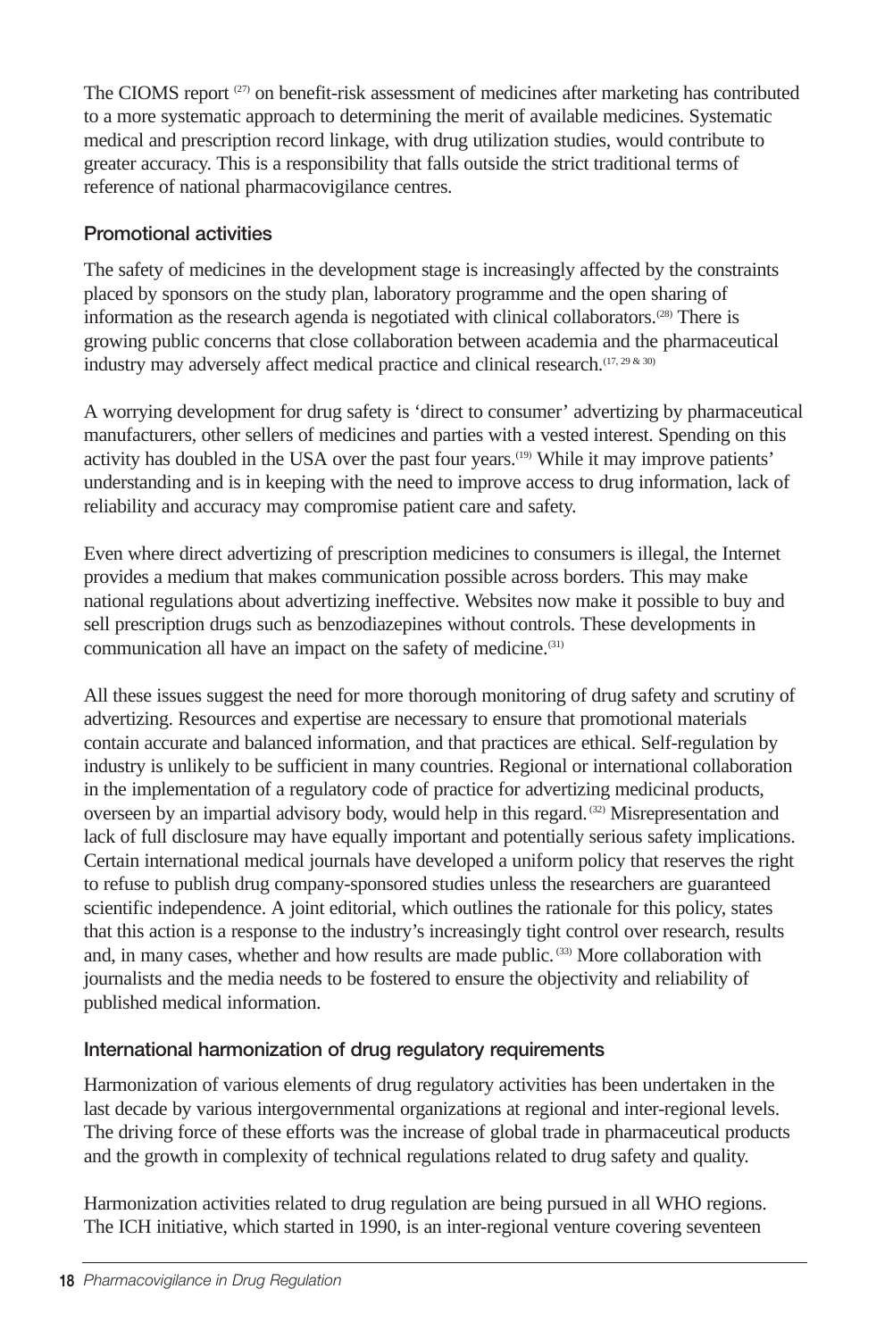The CIOMS report [27] on benefit-risk assessment of medicines after marketing has contributed to a more systematic approach to determining the merit of available medicines. Systematic medical and prescription record linkage, with drug utilization studies, would contribute to greater accuracy. This is a responsibility that falls outside the strict traditional terms of reference of national pharmacovigilance centres.

### Promotional activities

The safety of medicines in the development stage is increasingly affected by the constraints placed by sponsors on the study plan, laboratory programme and the open sharing of information as the research agenda is negotiated with clinical collaborators.[28] There is growing public concerns that close collaboration between academia and the pharmaceutical industry may adversely affect medical practice and clinical research.[17, 29 & 30]

A worrying development for drug safety is 'direct to consumer' advertizing by pharmaceutical manufacturers, other sellers of medicines and parties with a vested interest. Spending on this activity has doubled in the USA over the past four years.[19] While it may improve patients' understanding and is in keeping with the need to improve access to drug information, lack of reliability and accuracy may compromise patient care and safety.

Even where direct advertizing of prescription medicines to consumers is illegal, the Internet provides a medium that makes communication possible across borders. This may make national regulations about advertizing ineffective. Websites now make it possible to buy and sell prescription drugs such as benzodiazepines without controls. These developments in communication all have an impact on the safety of medicine.[31]

All these issues suggest the need for more thorough monitoring of drug safety and scrutiny of advertizing. Resources and expertise are necessary to ensure that promotional materials contain accurate and balanced information, and that practices are ethical. Self-regulation by industry is unlikely to be sufficient in many countries. Regional or international collaboration in the implementation of a regulatory code of practice for advertizing medicinal products, overseen by an impartial advisory body, would help in this regard.[32] Misrepresentation and lack of full disclosure may have equally important and potentially serious safety implications. Certain international medical journals have developed a uniform policy that reserves the right to refuse to publish drug company-sponsored studies unless the researchers are guaranteed scientific independence. A joint editorial, which outlines the rationale for this policy, states that this action is a response to the industry's increasingly tight control over research, results and, in many cases, whether and how results are made public.[33] More collaboration with journalists and the media needs to be fostered to ensure the objectivity and reliability of published medical information.

### International harmonization of drug regulatory requirements

Harmonization of various elements of drug regulatory activities has been undertaken in the last decade by various intergovernmental organizations at regional and inter-regional levels. The driving force of these efforts was the increase of global trade in pharmaceutical products and the growth in complexity of technical regulations related to drug safety and quality.

Harmonization activities related to drug regulation are being pursued in all WHO regions. The ICH initiative, which started in 1990, is an inter-regional venture covering seventeen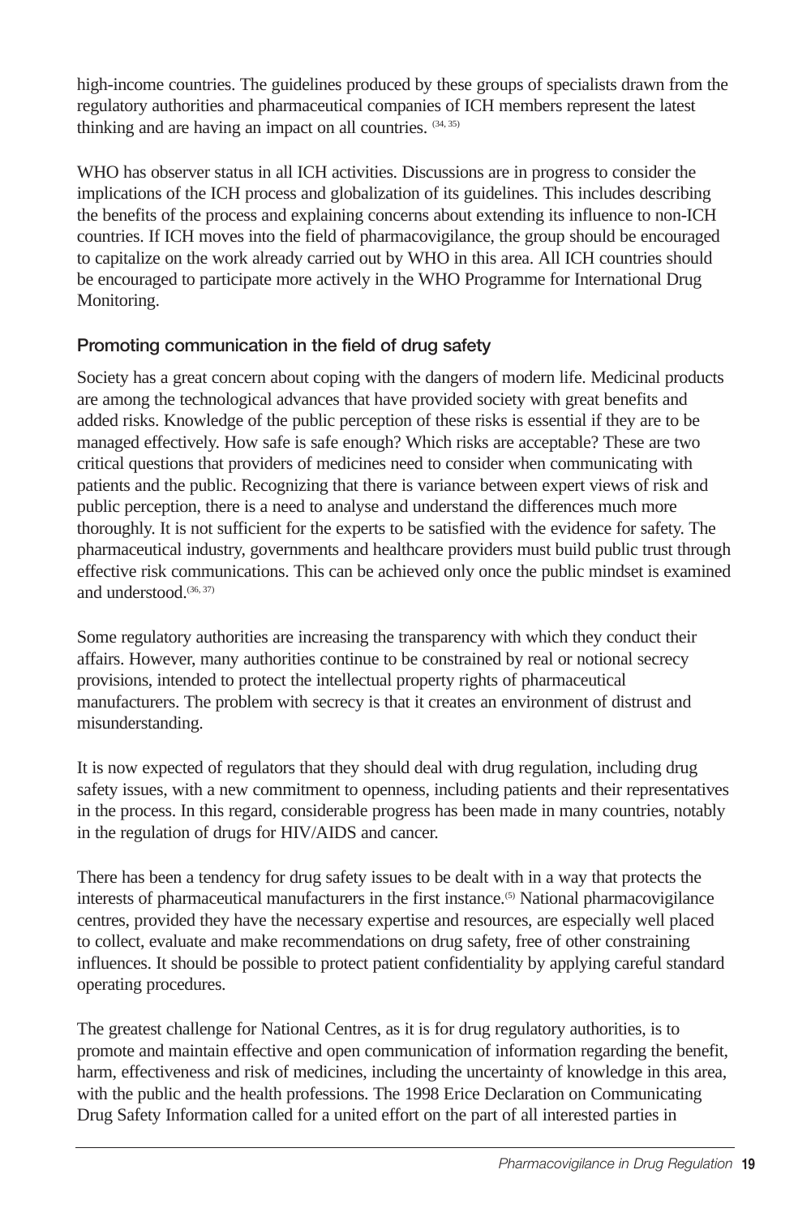high-income countries. The guidelines produced by these groups of specialists drawn from the regulatory authorities and pharmaceutical companies of ICH members represent the latest thinking and are having an impact on all countries. [34, 35]

WHO has observer status in all ICH activities. Discussions are in progress to consider the implications of the ICH process and globalization of its guidelines. This includes describing the benefits of the process and explaining concerns about extending its influence to non-ICH countries. If ICH moves into the field of pharmacovigilance, the group should be encouraged to capitalize on the work already carried out by WHO in this area. All ICH countries should be encouraged to participate more actively in the WHO Programme for International Drug Monitoring.

### Promoting communication in the field of drug safety

Society has a great concern about coping with the dangers of modern life. Medicinal products are among the technological advances that have provided society with great benefits and added risks. Knowledge of the public perception of these risks is essential if they are to be managed effectively. How safe is safe enough? Which risks are acceptable? These are two critical questions that providers of medicines need to consider when communicating with patients and the public. Recognizing that there is variance between expert views of risk and public perception, there is a need to analyse and understand the differences much more thoroughly. It is not sufficient for the experts to be satisfied with the evidence for safety. The pharmaceutical industry, governments and healthcare providers must build public trust through effective risk communications. This can be achieved only once the public mindset is examined and understood.[36, 37]

Some regulatory authorities are increasing the transparency with which they conduct their affairs. However, many authorities continue to be constrained by real or notional secrecy provisions, intended to protect the intellectual property rights of pharmaceutical manufacturers. The problem with secrecy is that it creates an environment of distrust and misunderstanding.

It is now expected of regulators that they should deal with drug regulation, including drug safety issues, with a new commitment to openness, including patients and their representatives in the process. In this regard, considerable progress has been made in many countries, notably in the regulation of drugs for HIV/AIDS and cancer.

There has been a tendency for drug safety issues to be dealt with in a way that protects the interests of pharmaceutical manufacturers in the first instance.[5] National pharmacovigilance centres, provided they have the necessary expertise and resources, are especially well placed to collect, evaluate and make recommendations on drug safety, free of other constraining influences. It should be possible to protect patient confidentiality by applying careful standard operating procedures.

The greatest challenge for National Centres, as it is for drug regulatory authorities, is to promote and maintain effective and open communication of information regarding the benefit, harm, effectiveness and risk of medicines, including the uncertainty of knowledge in this area, with the public and the health professions. The 1998 Erice Declaration on Communicating Drug Safety Information called for a united effort on the part of all interested parties in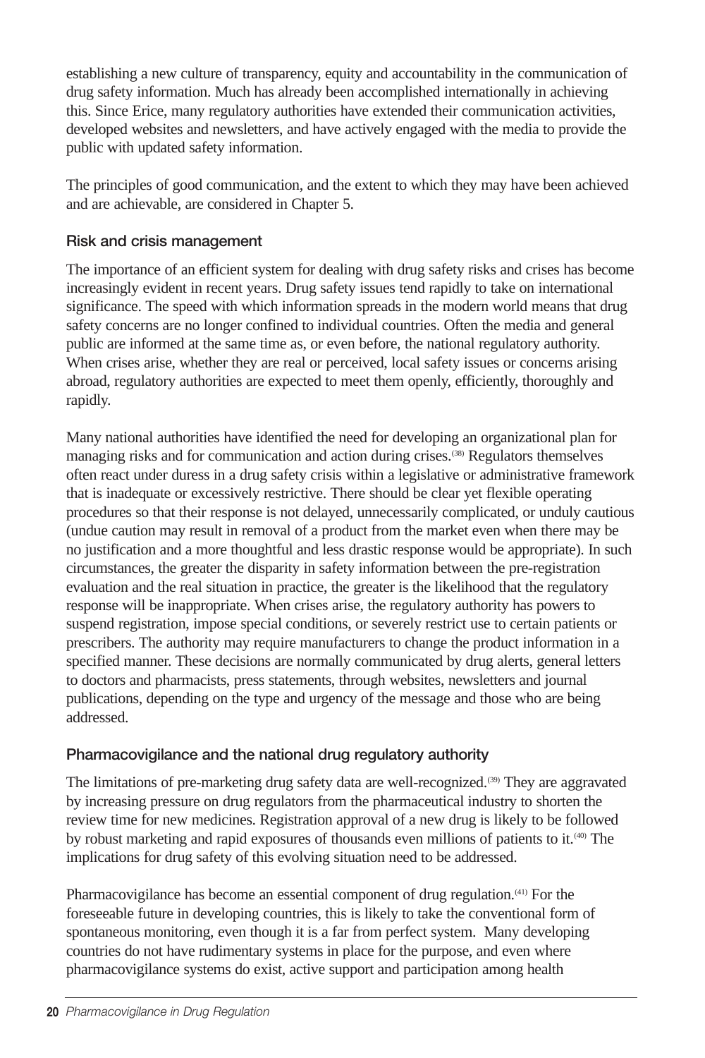establishing a new culture of transparency, equity and accountability in the communication of drug safety information. Much has already been accomplished internationally in achieving this. Since Erice, many regulatory authorities have extended their communication activities, developed websites and newsletters, and have actively engaged with the media to provide the public with updated safety information.

The principles of good communication, and the extent to which they may have been achieved and are achievable, are considered in Chapter 5.

### Risk and crisis management

The importance of an efficient system for dealing with drug safety risks and crises has become increasingly evident in recent years. Drug safety issues tend rapidly to take on international significance. The speed with which information spreads in the modern world means that drug safety concerns are no longer confined to individual countries. Often the media and general public are informed at the same time as, or even before, the national regulatory authority. When crises arise, whether they are real or perceived, local safety issues or concerns arising abroad, regulatory authorities are expected to meet them openly, efficiently, thoroughly and rapidly.

Many national authorities have identified the need for developing an organizational plan for managing risks and for communication and action during crises.[38] Regulators themselves often react under duress in a drug safety crisis within a legislative or administrative framework that is inadequate or excessively restrictive. There should be clear yet flexible operating procedures so that their response is not delayed, unnecessarily complicated, or unduly cautious (undue caution may result in removal of a product from the market even when there may be no justification and a more thoughtful and less drastic response would be appropriate). In such circumstances, the greater the disparity in safety information between the pre-registration evaluation and the real situation in practice, the greater is the likelihood that the regulatory response will be inappropriate. When crises arise, the regulatory authority has powers to suspend registration, impose special conditions, or severely restrict use to certain patients or prescribers. The authority may require manufacturers to change the product information in a specified manner. These decisions are normally communicated by drug alerts, general letters to doctors and pharmacists, press statements, through websites, newsletters and journal publications, depending on the type and urgency of the message and those who are being addressed.

### Pharmacovigilance and the national drug regulatory authority

The limitations of pre-marketing drug safety data are well-recognized.[39] They are aggravated by increasing pressure on drug regulators from the pharmaceutical industry to shorten the review time for new medicines. Registration approval of a new drug is likely to be followed by robust marketing and rapid exposures of thousands even millions of patients to it.[40] The implications for drug safety of this evolving situation need to be addressed.

Pharmacovigilance has become an essential component of drug regulation.[41] For the foreseeable future in developing countries, this is likely to take the conventional form of spontaneous monitoring, even though it is a far from perfect system. Many developing countries do not have rudimentary systems in place for the purpose, and even where pharmacovigilance systems do exist, active support and participation among health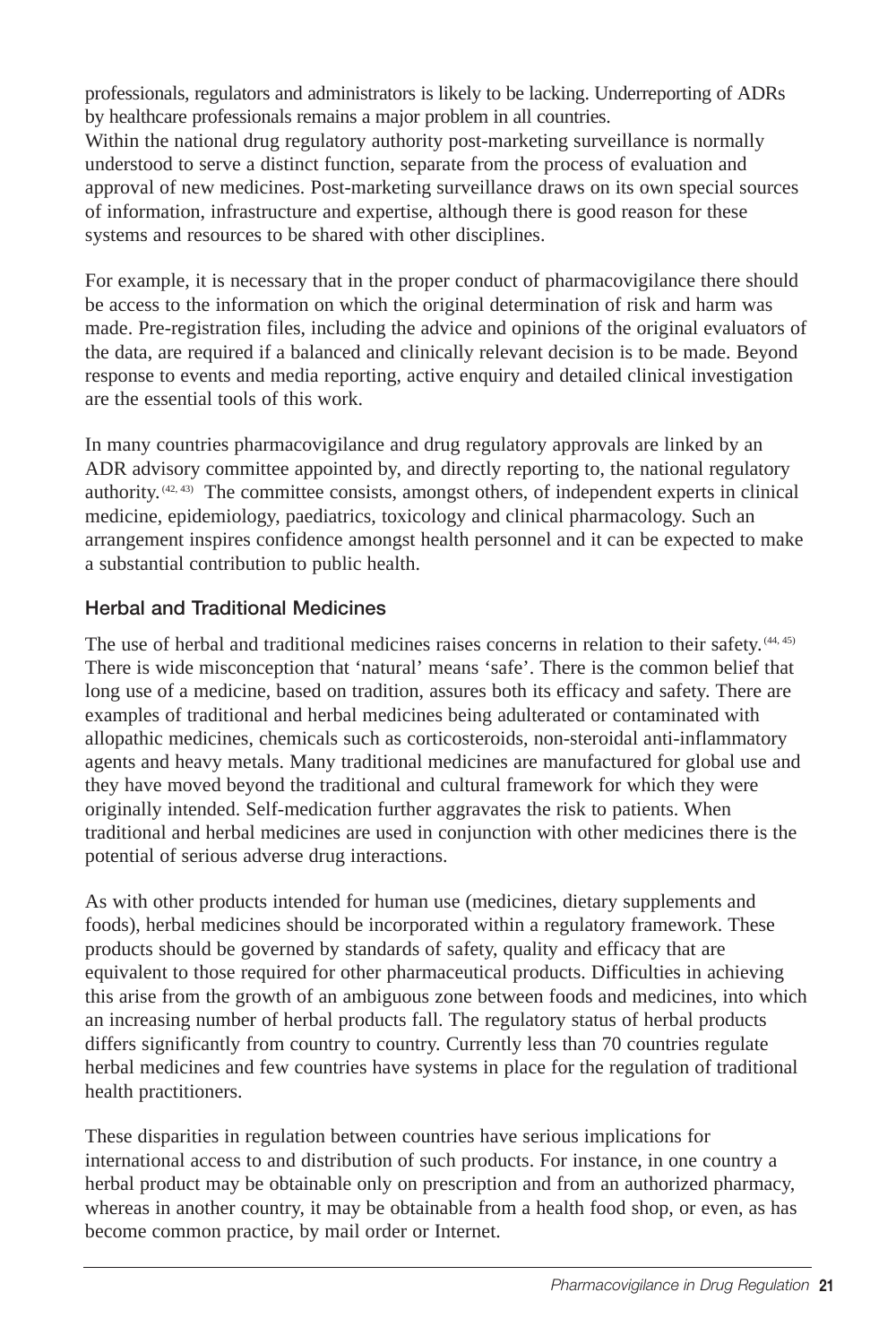professionals, regulators and administrators is likely to be lacking. Underreporting of ADRs by healthcare professionals remains a major problem in all countries.

Within the national drug regulatory authority post-marketing surveillance is normally understood to serve a distinct function, separate from the process of evaluation and approval of new medicines. Post-marketing surveillance draws on its own special sources of information, infrastructure and expertise, although there is good reason for these systems and resources to be shared with other disciplines.

For example, it is necessary that in the proper conduct of pharmacovigilance there should be access to the information on which the original determination of risk and harm was made. Pre-registration files, including the advice and opinions of the original evaluators of the data, are required if a balanced and clinically relevant decision is to be made. Beyond response to events and media reporting, active enquiry and detailed clinical investigation are the essential tools of this work.

In many countries pharmacovigilance and drug regulatory approvals are linked by an ADR advisory committee appointed by, and directly reporting to, the national regulatory authority.[42, 43] The committee consists, amongst others, of independent experts in clinical medicine, epidemiology, paediatrics, toxicology and clinical pharmacology. Such an arrangement inspires confidence amongst health personnel and it can be expected to make a substantial contribution to public health.

### Herbal and Traditional Medicines

The use of herbal and traditional medicines raises concerns in relation to their safety.[44, 45] There is wide misconception that 'natural' means 'safe'. There is the common belief that long use of a medicine, based on tradition, assures both its efficacy and safety. There are examples of traditional and herbal medicines being adulterated or contaminated with allopathic medicines, chemicals such as corticosteroids, non-steroidal anti-inflammatory agents and heavy metals. Many traditional medicines are manufactured for global use and they have moved beyond the traditional and cultural framework for which they were originally intended. Self-medication further aggravates the risk to patients. When traditional and herbal medicines are used in conjunction with other medicines there is the potential of serious adverse drug interactions.

As with other products intended for human use (medicines, dietary supplements and foods), herbal medicines should be incorporated within a regulatory framework. These products should be governed by standards of safety, quality and efficacy that are equivalent to those required for other pharmaceutical products. Difficulties in achieving this arise from the growth of an ambiguous zone between foods and medicines, into which an increasing number of herbal products fall. The regulatory status of herbal products differs significantly from country to country. Currently less than 70 countries regulate herbal medicines and few countries have systems in place for the regulation of traditional health practitioners.

These disparities in regulation between countries have serious implications for international access to and distribution of such products. For instance, in one country a herbal product may be obtainable only on prescription and from an authorized pharmacy, whereas in another country, it may be obtainable from a health food shop, or even, as has become common practice, by mail order or Internet.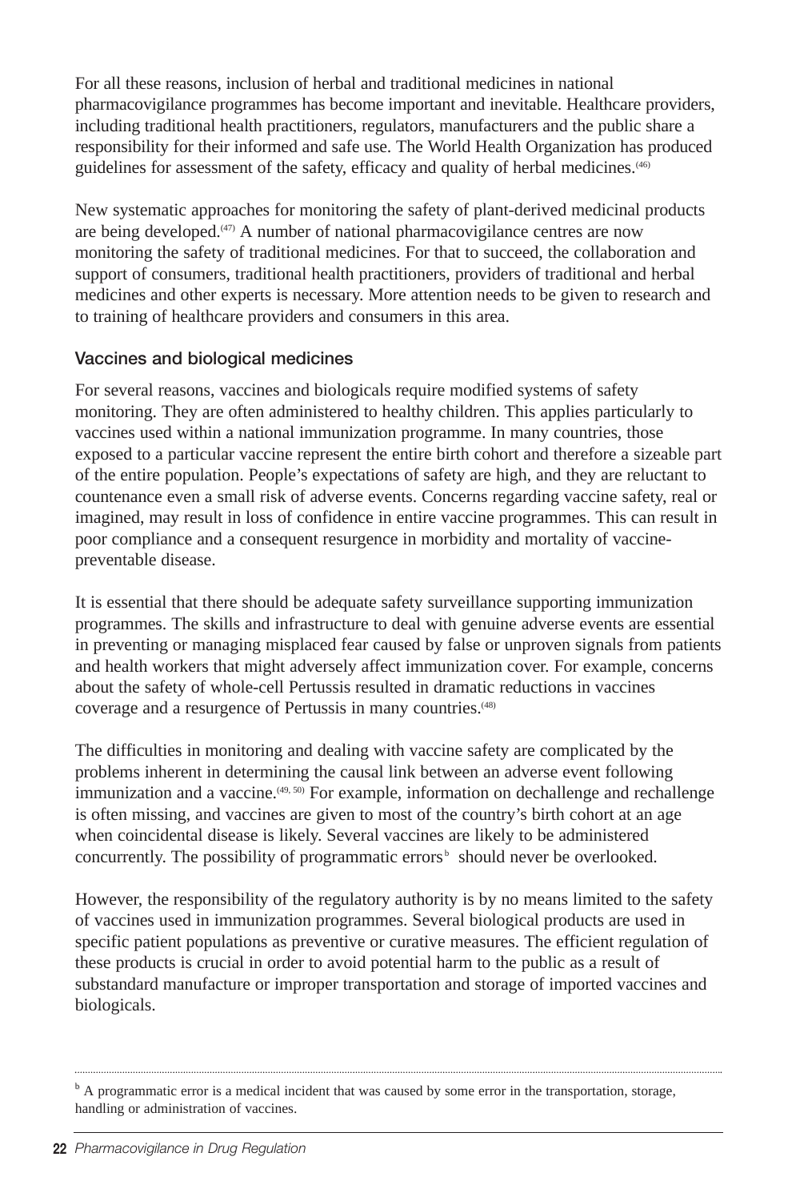For all these reasons, inclusion of herbal and traditional medicines in national pharmacovigilance programmes has become important and inevitable. Healthcare providers, including traditional health practitioners, regulators, manufacturers and the public share a responsibility for their informed and safe use. The World Health Organization has produced guidelines for assessment of the safety, efficacy and quality of herbal medicines.[46]

New systematic approaches for monitoring the safety of plant-derived medicinal products are being developed.[47] A number of national pharmacovigilance centres are now monitoring the safety of traditional medicines. For that to succeed, the collaboration and support of consumers, traditional health practitioners, providers of traditional and herbal medicines and other experts is necessary. More attention needs to be given to research and to training of healthcare providers and consumers in this area.

### Vaccines and biological medicines

For several reasons, vaccines and biologicals require modified systems of safety monitoring. They are often administered to healthy children. This applies particularly to vaccines used within a national immunization programme. In many countries, those exposed to a particular vaccine represent the entire birth cohort and therefore a sizeable part of the entire population. People's expectations of safety are high, and they are reluctant to countenance even a small risk of adverse events. Concerns regarding vaccine safety, real or imagined, may result in loss of confidence in entire vaccine programmes. This can result in poor compliance and a consequent resurgence in morbidity and mortality of vaccine-preventable disease.

It is essential that there should be adequate safety surveillance supporting immunization programmes. The skills and infrastructure to deal with genuine adverse events are essential in preventing or managing misplaced fear caused by false or unproven signals from patients and health workers that might adversely affect immunization cover. For example, concerns about the safety of whole-cell Pertussis resulted in dramatic reductions in vaccines coverage and a resurgence of Pertussis in many countries.[48]

The difficulties in monitoring and dealing with vaccine safety are complicated by the problems inherent in determining the causal link between an adverse event following immunization and a vaccine.[49, 50] For example, information on dechallenge and rechallenge is often missing, and vaccines are given to most of the country's birth cohort at an age when coincidental disease is likely. Several vaccines are likely to be administered concurrently. The possibility of programmatic errors[b] should never be overlooked.

However, the responsibility of the regulatory authority is by no means limited to the safety of vaccines used in immunization programmes. Several biological products are used in specific patient populations as preventive or curative measures. The efficient regulation of these products is crucial in order to avoid potential harm to the public as a result of substandard manufacture or improper transportation and storage of imported vaccines and biologicals.

---

[b] A programmatic error is a medical incident that was caused by some error in the transportation, storage, handling or administration of vaccines.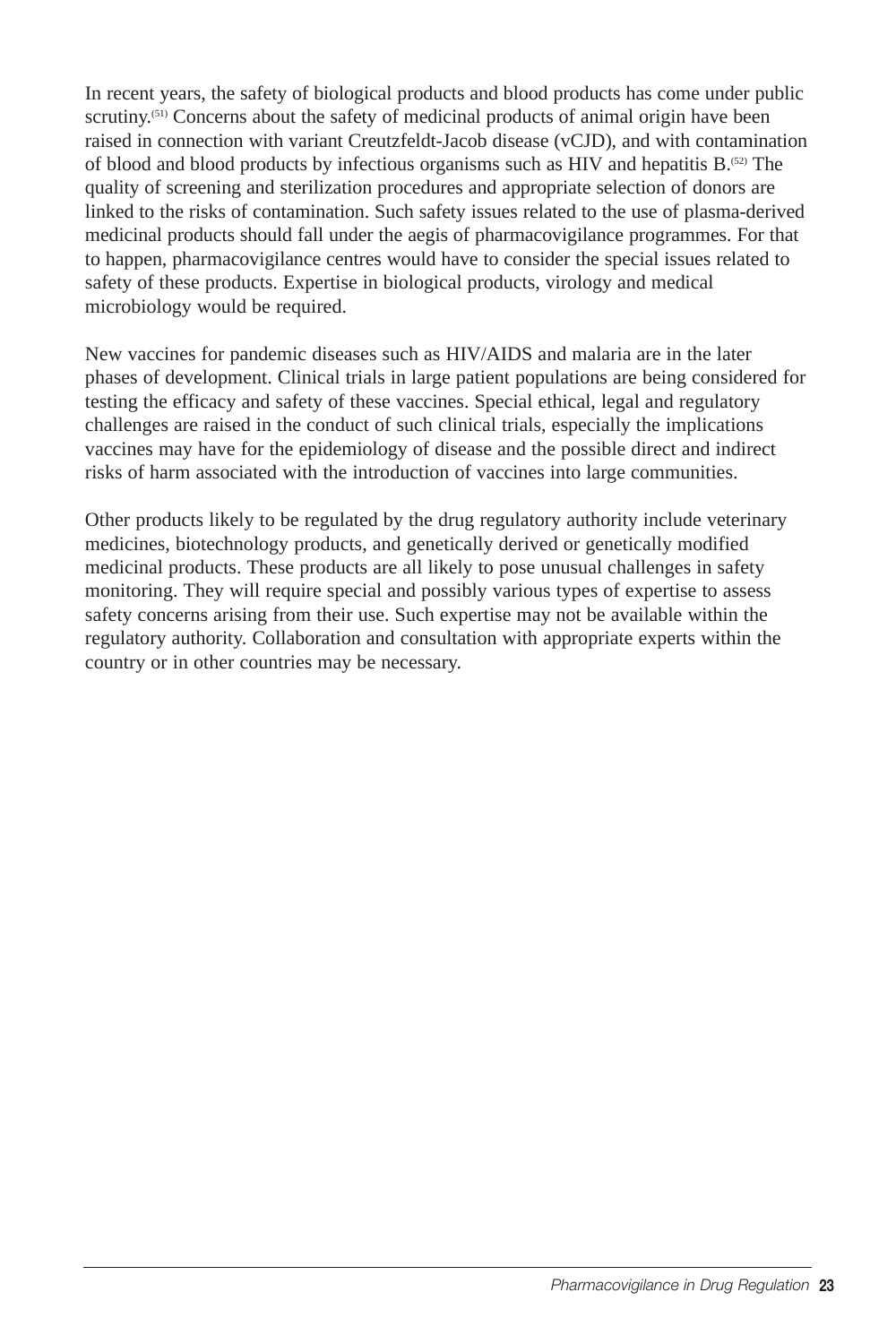In recent years, the safety of biological products and blood products has come under public scrutiny.[51] Concerns about the safety of medicinal products of animal origin have been raised in connection with variant Creutzfeldt-Jacob disease (vCJD), and with contamination of blood and blood products by infectious organisms such as HIV and hepatitis B.[52] The quality of screening and sterilization procedures and appropriate selection of donors are linked to the risks of contamination. Such safety issues related to the use of plasma-derived medicinal products should fall under the aegis of pharmacovigilance programmes. For that to happen, pharmacovigilance centres would have to consider the special issues related to safety of these products. Expertise in biological products, virology and medical microbiology would be required.

New vaccines for pandemic diseases such as HIV/AIDS and malaria are in the later phases of development. Clinical trials in large patient populations are being considered for testing the efficacy and safety of these vaccines. Special ethical, legal and regulatory challenges are raised in the conduct of such clinical trials, especially the implications vaccines may have for the epidemiology of disease and the possible direct and indirect risks of harm associated with the introduction of vaccines into large communities.

Other products likely to be regulated by the drug regulatory authority include veterinary medicines, biotechnology products, and genetically derived or genetically modified medicinal products. These products are all likely to pose unusual challenges in safety monitoring. They will require special and possibly various types of expertise to assess safety concerns arising from their use. Such expertise may not be available within the regulatory authority. Collaboration and consultation with appropriate experts within the country or in other countries may be necessary.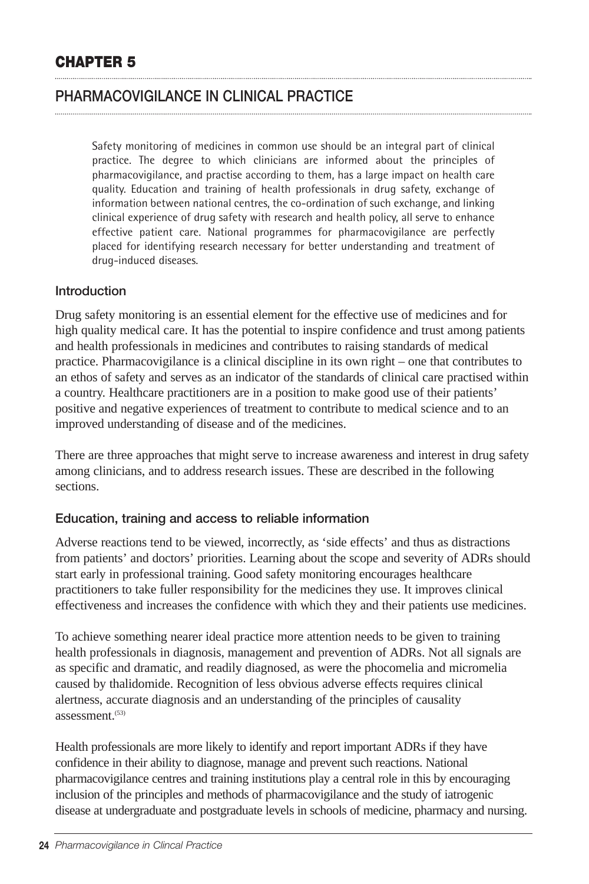# CHAPTER 5

## PHARMACOVIGILANCE IN CLINICAL PRACTICE

Safety monitoring of medicines in common use should be an integral part of clinical practice. The degree to which clinicians are informed about the principles of pharmacovigilance, and practise according to them, has a large impact on health care quality. Education and training of health professionals in drug safety, exchange of information between national centres, the co-ordination of such exchange, and linking clinical experience of drug safety with research and health policy, all serve to enhance effective patient care. National programmes for pharmacovigilance are perfectly placed for identifying research necessary for better understanding and treatment of drug-induced diseases.

### Introduction

Drug safety monitoring is an essential element for the effective use of medicines and for high quality medical care. It has the potential to inspire confidence and trust among patients and health professionals in medicines and contributes to raising standards of medical practice. Pharmacovigilance is a clinical discipline in its own right – one that contributes to an ethos of safety and serves as an indicator of the standards of clinical care practised within a country. Healthcare practitioners are in a position to make good use of their patients' positive and negative experiences of treatment to contribute to medical science and to an improved understanding of disease and of the medicines.

There are three approaches that might serve to increase awareness and interest in drug safety among clinicians, and to address research issues. These are described in the following sections.

### Education, training and access to reliable information

Adverse reactions tend to be viewed, incorrectly, as 'side effects' and thus as distractions from patients' and doctors' priorities. Learning about the scope and severity of ADRs should start early in professional training. Good safety monitoring encourages healthcare practitioners to take fuller responsibility for the medicines they use. It improves clinical effectiveness and increases the confidence with which they and their patients use medicines.

To achieve something nearer ideal practice more attention needs to be given to training health professionals in diagnosis, management and prevention of ADRs. Not all signals are as specific and dramatic, and readily diagnosed, as were the phocomelia and micromelia caused by thalidomide. Recognition of less obvious adverse effects requires clinical alertness, accurate diagnosis and an understanding of the principles of causality assessment.[53]

Health professionals are more likely to identify and report important ADRs if they have confidence in their ability to diagnose, manage and prevent such reactions. National pharmacovigilance centres and training institutions play a central role in this by encouraging inclusion of the principles and methods of pharmacovigilance and the study of iatrogenic disease at undergraduate and postgraduate levels in schools of medicine, pharmacy and nursing.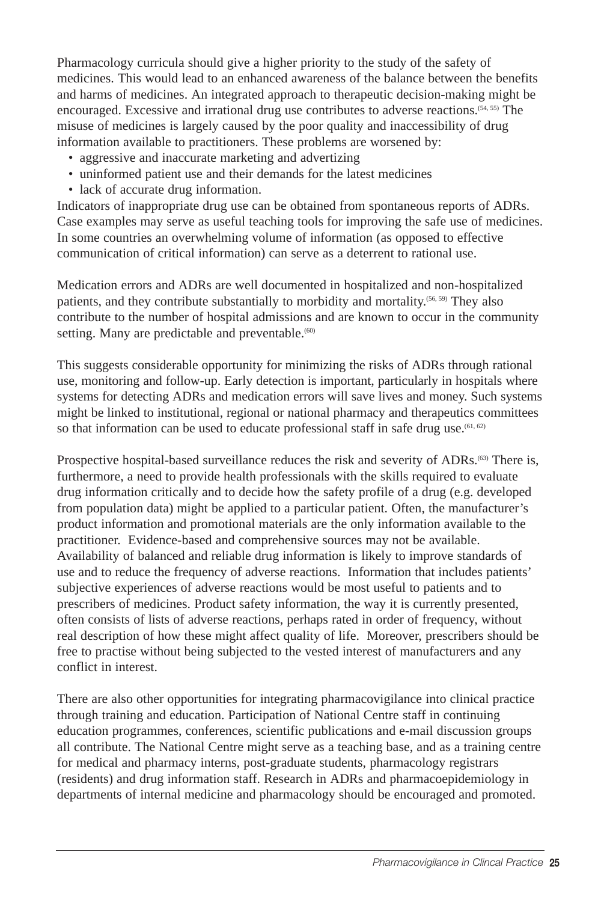Pharmacology curricula should give a higher priority to the study of the safety of medicines. This would lead to an enhanced awareness of the balance between the benefits and harms of medicines. An integrated approach to therapeutic decision-making might be encouraged. Excessive and irrational drug use contributes to adverse reactions.[54, 55] The misuse of medicines is largely caused by the poor quality and inaccessibility of drug information available to practitioners. These problems are worsened by:

- aggressive and inaccurate marketing and advertizing
- uninformed patient use and their demands for the latest medicines
- lack of accurate drug information.

Indicators of inappropriate drug use can be obtained from spontaneous reports of ADRs. Case examples may serve as useful teaching tools for improving the safe use of medicines. In some countries an overwhelming volume of information (as opposed to effective communication of critical information) can serve as a deterrent to rational use.

Medication errors and ADRs are well documented in hospitalized and non-hospitalized patients, and they contribute substantially to morbidity and mortality.[56, 59] They also contribute to the number of hospital admissions and are known to occur in the community setting. Many are predictable and preventable.[60]

This suggests considerable opportunity for minimizing the risks of ADRs through rational use, monitoring and follow-up. Early detection is important, particularly in hospitals where systems for detecting ADRs and medication errors will save lives and money. Such systems might be linked to institutional, regional or national pharmacy and therapeutics committees so that information can be used to educate professional staff in safe drug use.[61, 62]

Prospective hospital-based surveillance reduces the risk and severity of ADRs.[63] There is, furthermore, a need to provide health professionals with the skills required to evaluate drug information critically and to decide how the safety profile of a drug (e.g. developed from population data) might be applied to a particular patient. Often, the manufacturer's product information and promotional materials are the only information available to the practitioner. Evidence-based and comprehensive sources may not be available. Availability of balanced and reliable drug information is likely to improve standards of use and to reduce the frequency of adverse reactions. Information that includes patients' subjective experiences of adverse reactions would be most useful to patients and to prescribers of medicines. Product safety information, the way it is currently presented, often consists of lists of adverse reactions, perhaps rated in order of frequency, without real description of how these might affect quality of life. Moreover, prescribers should be free to practise without being subjected to the vested interest of manufacturers and any conflict in interest.

There are also other opportunities for integrating pharmacovigilance into clinical practice through training and education. Participation of National Centre staff in continuing education programmes, conferences, scientific publications and e-mail discussion groups all contribute. The National Centre might serve as a teaching base, and as a training centre for medical and pharmacy interns, post-graduate students, pharmacology registrars (residents) and drug information staff. Research in ADRs and pharmacoepidemiology in departments of internal medicine and pharmacology should be encouraged and promoted.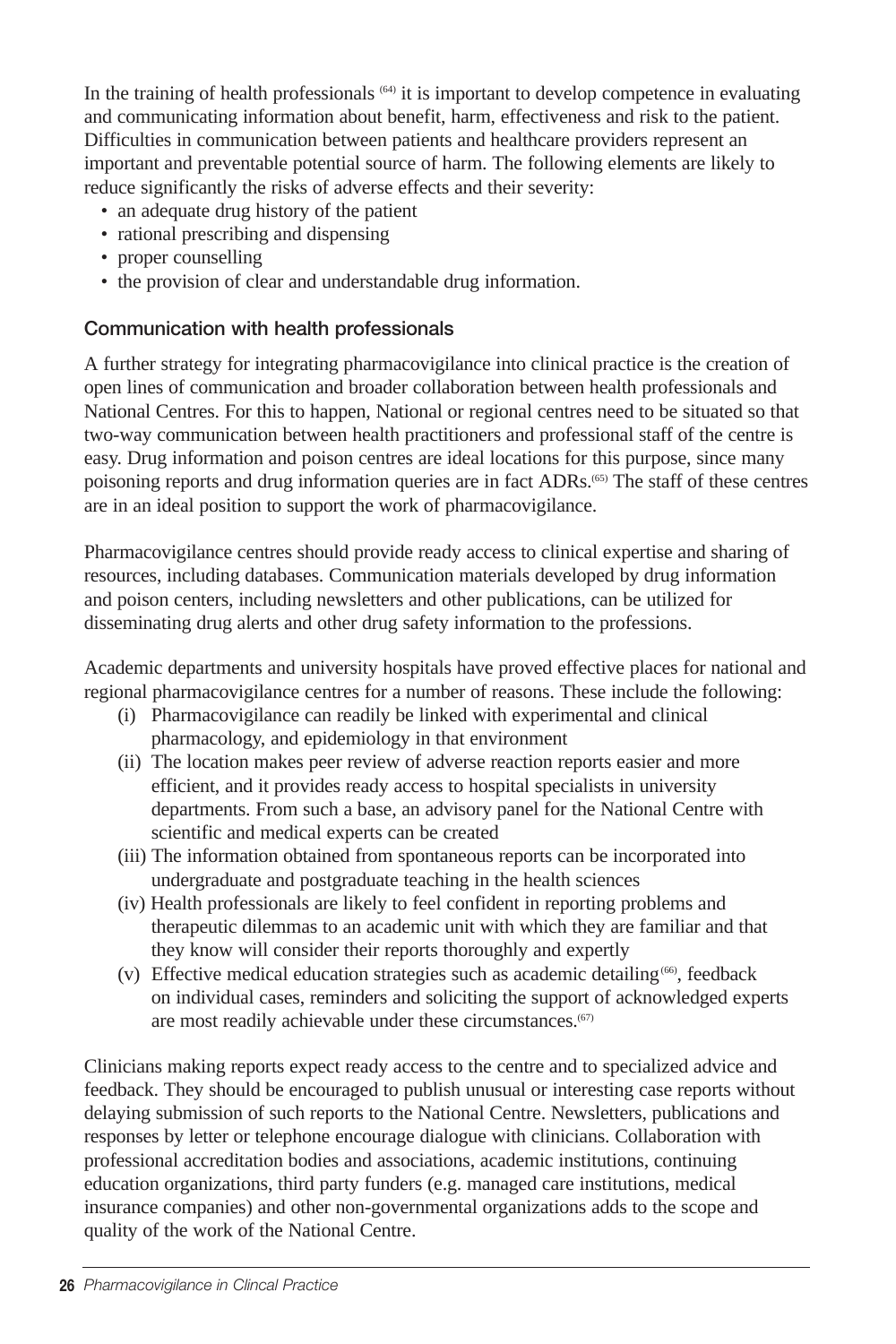In the training of health professionals [64] it is important to develop competence in evaluating and communicating information about benefit, harm, effectiveness and risk to the patient. Difficulties in communication between patients and healthcare providers represent an important and preventable potential source of harm. The following elements are likely to reduce significantly the risks of adverse effects and their severity:

- an adequate drug history of the patient
- rational prescribing and dispensing
- proper counselling
- the provision of clear and understandable drug information.

### Communication with health professionals

A further strategy for integrating pharmacovigilance into clinical practice is the creation of open lines of communication and broader collaboration between health professionals and National Centres. For this to happen, National or regional centres need to be situated so that two-way communication between health practitioners and professional staff of the centre is easy. Drug information and poison centres are ideal locations for this purpose, since many poisoning reports and drug information queries are in fact ADRs.[65] The staff of these centres are in an ideal position to support the work of pharmacovigilance.

Pharmacovigilance centres should provide ready access to clinical expertise and sharing of resources, including databases. Communication materials developed by drug information and poison centers, including newsletters and other publications, can be utilized for disseminating drug alerts and other drug safety information to the professions.

Academic departments and university hospitals have proved effective places for national and regional pharmacovigilance centres for a number of reasons. These include the following:

(i) Pharmacovigilance can readily be linked with experimental and clinical pharmacology, and epidemiology in that environment

(ii) The location makes peer review of adverse reaction reports easier and more efficient, and it provides ready access to hospital specialists in university departments. From such a base, an advisory panel for the National Centre with scientific and medical experts can be created

(iii) The information obtained from spontaneous reports can be incorporated into undergraduate and postgraduate teaching in the health sciences

(iv) Health professionals are likely to feel confident in reporting problems and therapeutic dilemmas to an academic unit with which they are familiar and that they know will consider their reports thoroughly and expertly

(v) Effective medical education strategies such as academic detailing [66], feedback on individual cases, reminders and soliciting the support of acknowledged experts are most readily achievable under these circumstances.[67]

Clinicians making reports expect ready access to the centre and to specialized advice and feedback. They should be encouraged to publish unusual or interesting case reports without delaying submission of such reports to the National Centre. Newsletters, publications and responses by letter or telephone encourage dialogue with clinicians. Collaboration with professional accreditation bodies and associations, academic institutions, continuing education organizations, third party funders (e.g. managed care institutions, medical insurance companies) and other non-governmental organizations adds to the scope and quality of the work of the National Centre.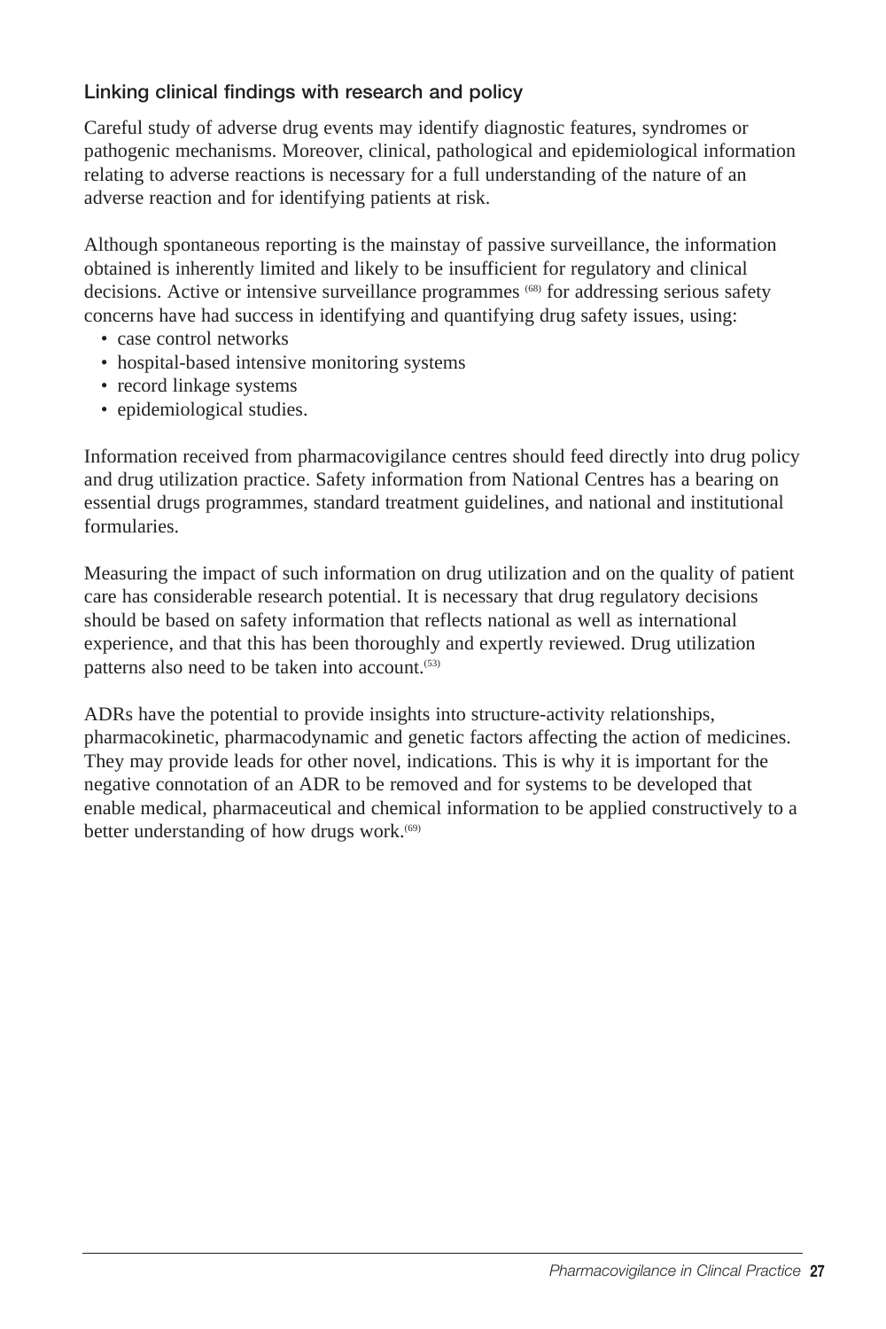### Linking clinical findings with research and policy

Careful study of adverse drug events may identify diagnostic features, syndromes or pathogenic mechanisms. Moreover, clinical, pathological and epidemiological information relating to adverse reactions is necessary for a full understanding of the nature of an adverse reaction and for identifying patients at risk.

Although spontaneous reporting is the mainstay of passive surveillance, the information obtained is inherently limited and likely to be insufficient for regulatory and clinical decisions. Active or intensive surveillance programmes [(68)] for addressing serious safety concerns have had success in identifying and quantifying drug safety issues, using:

- case control networks
- hospital-based intensive monitoring systems
- record linkage systems
- epidemiological studies.

Information received from pharmacovigilance centres should feed directly into drug policy and drug utilization practice. Safety information from National Centres has a bearing on essential drugs programmes, standard treatment guidelines, and national and institutional formularies.

Measuring the impact of such information on drug utilization and on the quality of patient care has considerable research potential. It is necessary that drug regulatory decisions should be based on safety information that reflects national as well as international experience, and that this has been thoroughly and expertly reviewed. Drug utilization patterns also need to be taken into account.[(53)]

ADRs have the potential to provide insights into structure-activity relationships, pharmacokinetic, pharmacodynamic and genetic factors affecting the action of medicines. They may provide leads for other novel, indications. This is why it is important for the negative connotation of an ADR to be removed and for systems to be developed that enable medical, pharmaceutical and chemical information to be applied constructively to a better understanding of how drugs work.[(69)]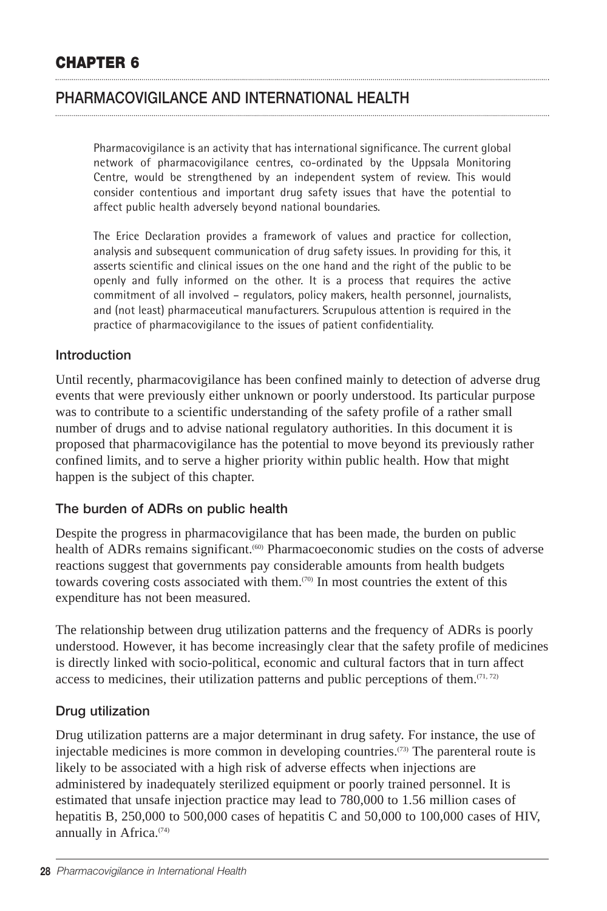# CHAPTER 6

## PHARMACOVIGILANCE AND INTERNATIONAL HEALTH

Pharmacovigilance is an activity that has international significance. The current global network of pharmacovigilance centres, co-ordinated by the Uppsala Monitoring Centre, would be strengthened by an independent system of review. This would consider contentious and important drug safety issues that have the potential to affect public health adversely beyond national boundaries.

The Erice Declaration provides a framework of values and practice for collection, analysis and subsequent communication of drug safety issues. In providing for this, it asserts scientific and clinical issues on the one hand and the right of the public to be openly and fully informed on the other. It is a process that requires the active commitment of all involved – regulators, policy makers, health personnel, journalists, and (not least) pharmaceutical manufacturers. Scrupulous attention is required in the practice of pharmacovigilance to the issues of patient confidentiality.

### Introduction

Until recently, pharmacovigilance has been confined mainly to detection of adverse drug events that were previously either unknown or poorly understood. Its particular purpose was to contribute to a scientific understanding of the safety profile of a rather small number of drugs and to advise national regulatory authorities. In this document it is proposed that pharmacovigilance has the potential to move beyond its previously rather confined limits, and to serve a higher priority within public health. How that might happen is the subject of this chapter.

### The burden of ADRs on public health

Despite the progress in pharmacovigilance that has been made, the burden on public health of ADRs remains significant.[60] Pharmacoeconomic studies on the costs of adverse reactions suggest that governments pay considerable amounts from health budgets towards covering costs associated with them.[70] In most countries the extent of this expenditure has not been measured.

The relationship between drug utilization patterns and the frequency of ADRs is poorly understood. However, it has become increasingly clear that the safety profile of medicines is directly linked with socio-political, economic and cultural factors that in turn affect access to medicines, their utilization patterns and public perceptions of them.[71, 72]

### Drug utilization

Drug utilization patterns are a major determinant in drug safety. For instance, the use of injectable medicines is more common in developing countries.[73] The parenteral route is likely to be associated with a high risk of adverse effects when injections are administered by inadequately sterilized equipment or poorly trained personnel. It is estimated that unsafe injection practice may lead to 780,000 to 1.56 million cases of hepatitis B, 250,000 to 500,000 cases of hepatitis C and 50,000 to 100,000 cases of HIV, annually in Africa.[74]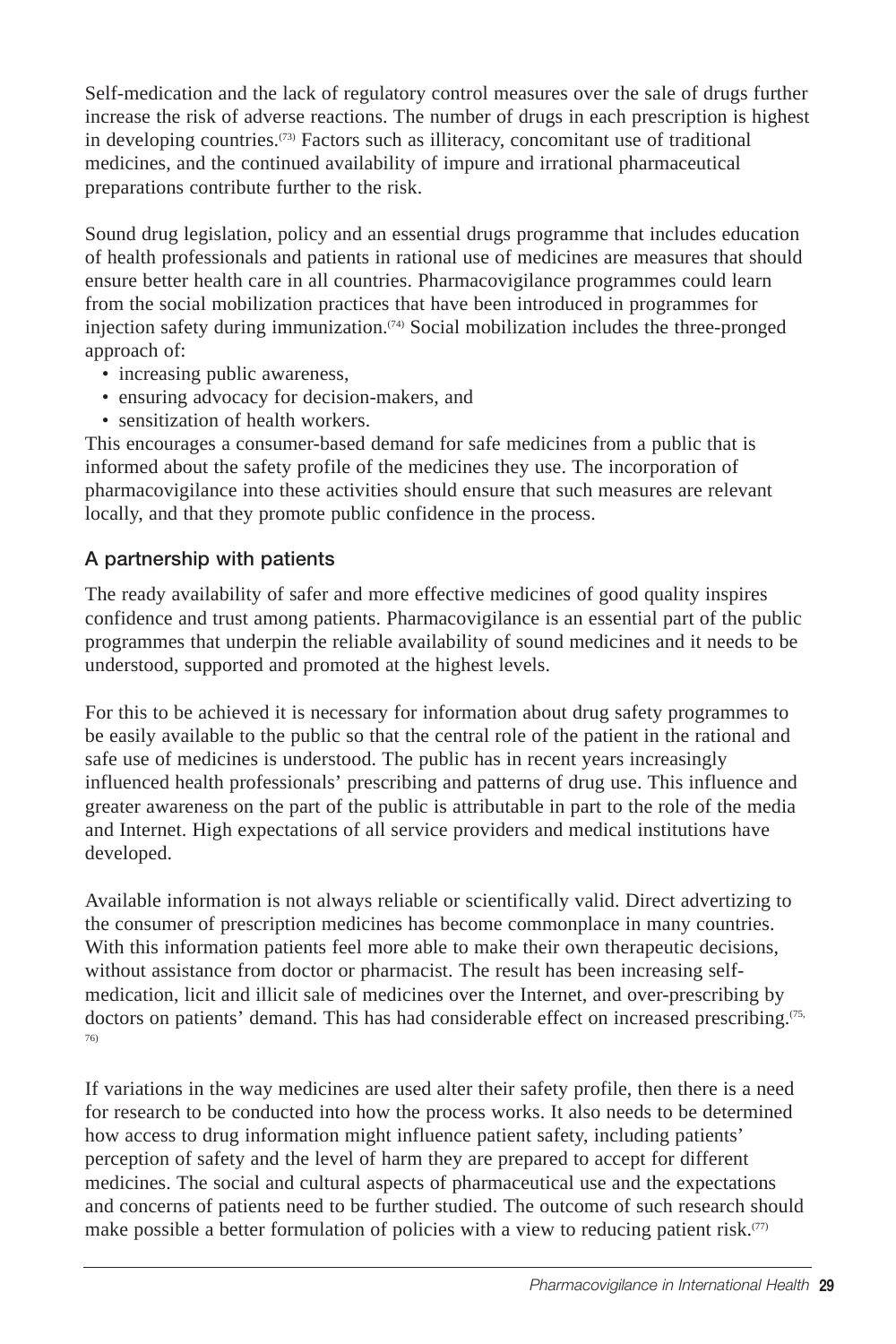Self-medication and the lack of regulatory control measures over the sale of drugs further increase the risk of adverse reactions. The number of drugs in each prescription is highest in developing countries.[73] Factors such as illiteracy, concomitant use of traditional medicines, and the continued availability of impure and irrational pharmaceutical preparations contribute further to the risk.

Sound drug legislation, policy and an essential drugs programme that includes education of health professionals and patients in rational use of medicines are measures that should ensure better health care in all countries. Pharmacovigilance programmes could learn from the social mobilization practices that have been introduced in programmes for injection safety during immunization.[74] Social mobilization includes the three-pronged approach of:

- increasing public awareness,
- ensuring advocacy for decision-makers, and
- sensitization of health workers.

This encourages a consumer-based demand for safe medicines from a public that is informed about the safety profile of the medicines they use. The incorporation of pharmacovigilance into these activities should ensure that such measures are relevant locally, and that they promote public confidence in the process.

## A partnership with patients

The ready availability of safer and more effective medicines of good quality inspires confidence and trust among patients. Pharmacovigilance is an essential part of the public programmes that underpin the reliable availability of sound medicines and it needs to be understood, supported and promoted at the highest levels.

For this to be achieved it is necessary for information about drug safety programmes to be easily available to the public so that the central role of the patient in the rational and safe use of medicines is understood. The public has in recent years increasingly influenced health professionals' prescribing and patterns of drug use. This influence and greater awareness on the part of the public is attributable in part to the role of the media and Internet. High expectations of all service providers and medical institutions have developed.

Available information is not always reliable or scientifically valid. Direct advertizing to the consumer of prescription medicines has become commonplace in many countries. With this information patients feel more able to make their own therapeutic decisions, without assistance from doctor or pharmacist. The result has been increasing self-medication, licit and illicit sale of medicines over the Internet, and over-prescribing by doctors on patients' demand. This has had considerable effect on increased prescribing.[75, 76]

If variations in the way medicines are used alter their safety profile, then there is a need for research to be conducted into how the process works. It also needs to be determined how access to drug information might influence patient safety, including patients' perception of safety and the level of harm they are prepared to accept for different medicines. The social and cultural aspects of pharmaceutical use and the expectations and concerns of patients need to be further studied. The outcome of such research should make possible a better formulation of policies with a view to reducing patient risk.[77]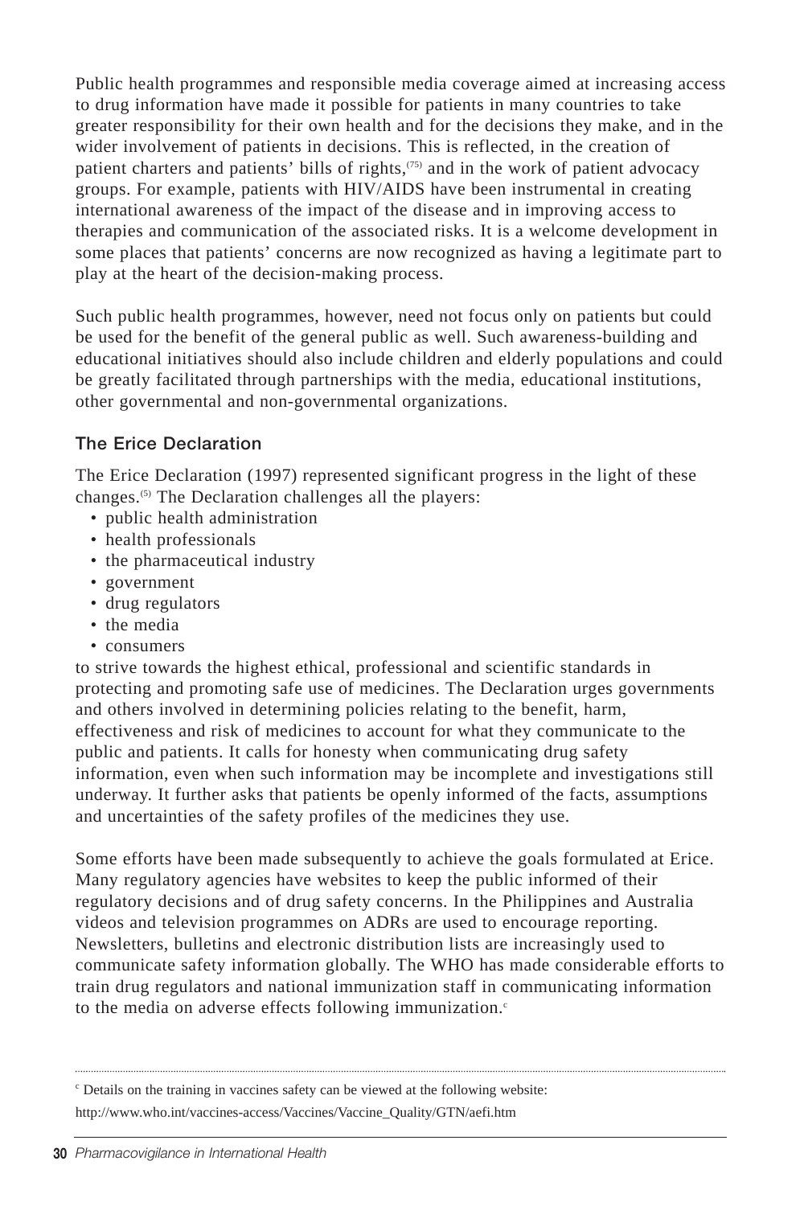Public health programmes and responsible media coverage aimed at increasing access to drug information have made it possible for patients in many countries to take greater responsibility for their own health and for the decisions they make, and in the wider involvement of patients in decisions. This is reflected, in the creation of patient charters and patients' bills of rights,[75] and in the work of patient advocacy groups. For example, patients with HIV/AIDS have been instrumental in creating international awareness of the impact of the disease and in improving access to therapies and communication of the associated risks. It is a welcome development in some places that patients' concerns are now recognized as having a legitimate part to play at the heart of the decision-making process.

Such public health programmes, however, need not focus only on patients but could be used for the benefit of the general public as well. Such awareness-building and educational initiatives should also include children and elderly populations and could be greatly facilitated through partnerships with the media, educational institutions, other governmental and non-governmental organizations.

### The Erice Declaration

The Erice Declaration (1997) represented significant progress in the light of these changes.[5] The Declaration challenges all the players:

- public health administration
- health professionals
- the pharmaceutical industry
- government
- drug regulators
- the media
- consumers

to strive towards the highest ethical, professional and scientific standards in protecting and promoting safe use of medicines. The Declaration urges governments and others involved in determining policies relating to the benefit, harm, effectiveness and risk of medicines to account for what they communicate to the public and patients. It calls for honesty when communicating drug safety information, even when such information may be incomplete and investigations still underway. It further asks that patients be openly informed of the facts, assumptions and uncertainties of the safety profiles of the medicines they use.

Some efforts have been made subsequently to achieve the goals formulated at Erice. Many regulatory agencies have websites to keep the public informed of their regulatory decisions and of drug safety concerns. In the Philippines and Australia videos and television programmes on ADRs are used to encourage reporting. Newsletters, bulletins and electronic distribution lists are increasingly used to communicate safety information globally. The WHO has made considerable efforts to train drug regulators and national immunization staff in communicating information to the media on adverse effects following immunization.[c]

---

[c] Details on the training in vaccines safety can be viewed at the following website: http://www.who.int/vaccines-access/Vaccines/Vaccine_Quality/GTN/aefi.htm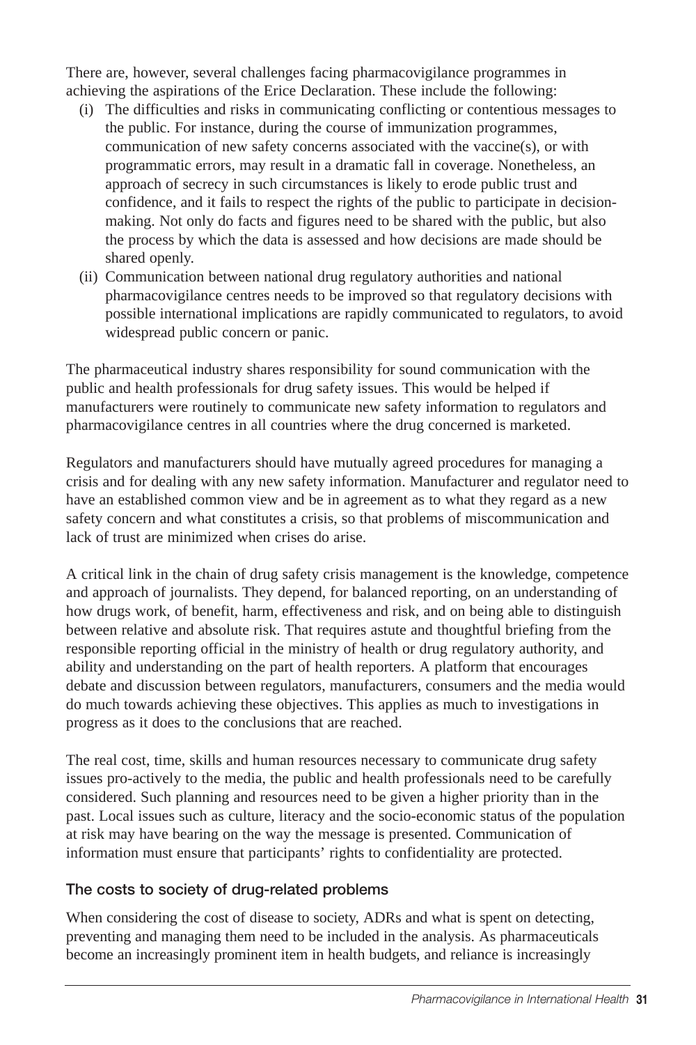There are, however, several challenges facing pharmacovigilance programmes in achieving the aspirations of the Erice Declaration. These include the following:

(i) The difficulties and risks in communicating conflicting or contentious messages to the public. For instance, during the course of immunization programmes, communication of new safety concerns associated with the vaccine(s), or with programmatic errors, may result in a dramatic fall in coverage. Nonetheless, an approach of secrecy in such circumstances is likely to erode public trust and confidence, and it fails to respect the rights of the public to participate in decision-making. Not only do facts and figures need to be shared with the public, but also the process by which the data is assessed and how decisions are made should be shared openly.

(ii) Communication between national drug regulatory authorities and national pharmacovigilance centres needs to be improved so that regulatory decisions with possible international implications are rapidly communicated to regulators, to avoid widespread public concern or panic.

The pharmaceutical industry shares responsibility for sound communication with the public and health professionals for drug safety issues. This would be helped if manufacturers were routinely to communicate new safety information to regulators and pharmacovigilance centres in all countries where the drug concerned is marketed.

Regulators and manufacturers should have mutually agreed procedures for managing a crisis and for dealing with any new safety information. Manufacturer and regulator need to have an established common view and be in agreement as to what they regard as a new safety concern and what constitutes a crisis, so that problems of miscommunication and lack of trust are minimized when crises do arise.

A critical link in the chain of drug safety crisis management is the knowledge, competence and approach of journalists. They depend, for balanced reporting, on an understanding of how drugs work, of benefit, harm, effectiveness and risk, and on being able to distinguish between relative and absolute risk. That requires astute and thoughtful briefing from the responsible reporting official in the ministry of health or drug regulatory authority, and ability and understanding on the part of health reporters. A platform that encourages debate and discussion between regulators, manufacturers, consumers and the media would do much towards achieving these objectives. This applies as much to investigations in progress as it does to the conclusions that are reached.

The real cost, time, skills and human resources necessary to communicate drug safety issues pro-actively to the media, the public and health professionals need to be carefully considered. Such planning and resources need to be given a higher priority than in the past. Local issues such as culture, literacy and the socio-economic status of the population at risk may have bearing on the way the message is presented. Communication of information must ensure that participants' rights to confidentiality are protected.

### The costs to society of drug-related problems

When considering the cost of disease to society, ADRs and what is spent on detecting, preventing and managing them need to be included in the analysis. As pharmaceuticals become an increasingly prominent item in health budgets, and reliance is increasingly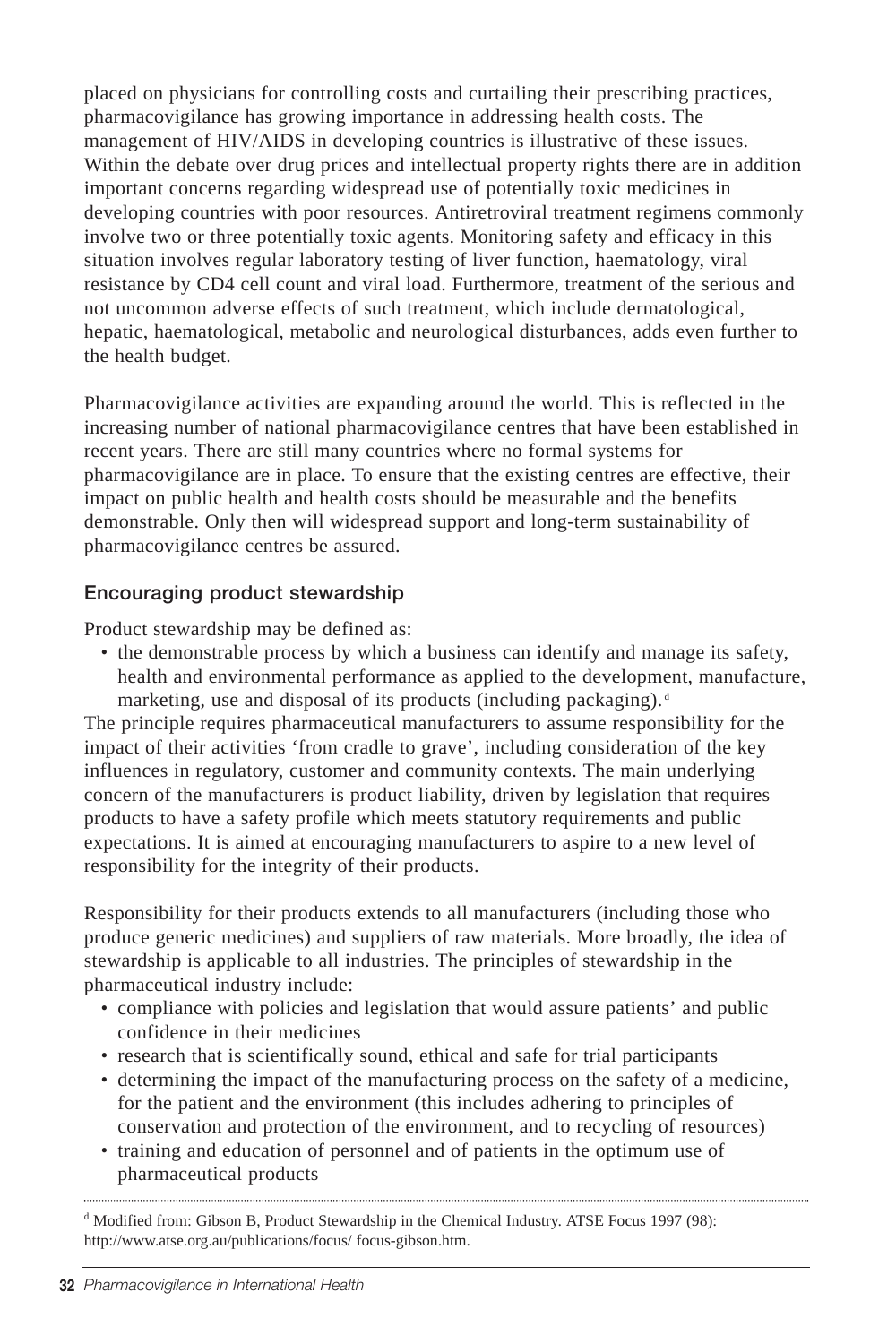placed on physicians for controlling costs and curtailing their prescribing practices, pharmacovigilance has growing importance in addressing health costs. The management of HIV/AIDS in developing countries is illustrative of these issues. Within the debate over drug prices and intellectual property rights there are in addition important concerns regarding widespread use of potentially toxic medicines in developing countries with poor resources. Antiretroviral treatment regimens commonly involve two or three potentially toxic agents. Monitoring safety and efficacy in this situation involves regular laboratory testing of liver function, haematology, viral resistance by CD4 cell count and viral load. Furthermore, treatment of the serious and not uncommon adverse effects of such treatment, which include dermatological, hepatic, haematological, metabolic and neurological disturbances, adds even further to the health budget.

Pharmacovigilance activities are expanding around the world. This is reflected in the increasing number of national pharmacovigilance centres that have been established in recent years. There are still many countries where no formal systems for pharmacovigilance are in place. To ensure that the existing centres are effective, their impact on public health and health costs should be measurable and the benefits demonstrable. Only then will widespread support and long-term sustainability of pharmacovigilance centres be assured.

### Encouraging product stewardship

Product stewardship may be defined as:

- the demonstrable process by which a business can identify and manage its safety, health and environmental performance as applied to the development, manufacture, marketing, use and disposal of its products (including packaging).[d]

The principle requires pharmaceutical manufacturers to assume responsibility for the impact of their activities 'from cradle to grave', including consideration of the key influences in regulatory, customer and community contexts. The main underlying concern of the manufacturers is product liability, driven by legislation that requires products to have a safety profile which meets statutory requirements and public expectations. It is aimed at encouraging manufacturers to aspire to a new level of responsibility for the integrity of their products.

Responsibility for their products extends to all manufacturers (including those who produce generic medicines) and suppliers of raw materials. More broadly, the idea of stewardship is applicable to all industries. The principles of stewardship in the pharmaceutical industry include:

- compliance with policies and legislation that would assure patients' and public confidence in their medicines
- research that is scientifically sound, ethical and safe for trial participants
- determining the impact of the manufacturing process on the safety of a medicine, for the patient and the environment (this includes adhering to principles of conservation and protection of the environment, and to recycling of resources)
- training and education of personnel and of patients in the optimum use of pharmaceutical products

[d] Modified from: Gibson B, Product Stewardship in the Chemical Industry. ATSE Focus 1997 (98): http://www.atse.org.au/publications/focus/ focus-gibson.htm.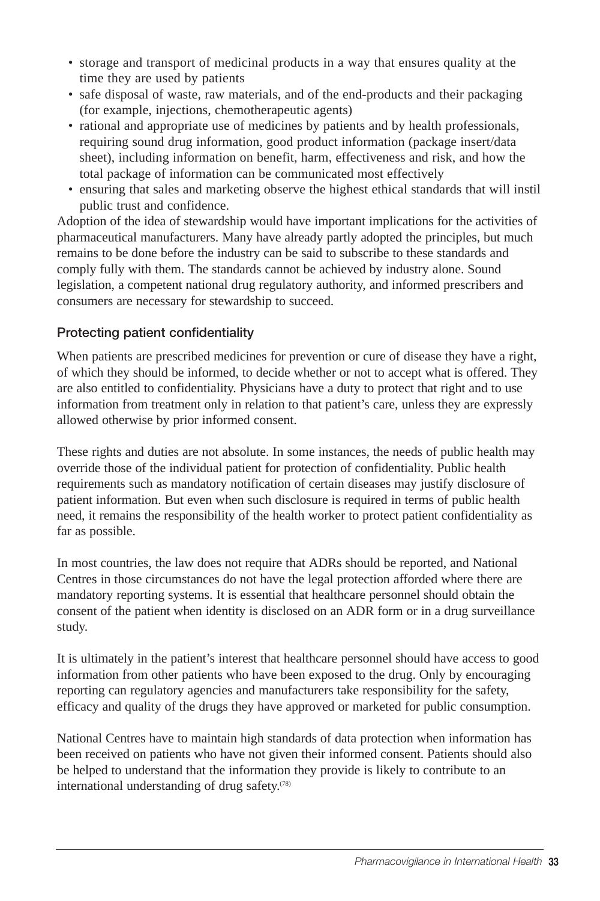- storage and transport of medicinal products in a way that ensures quality at the time they are used by patients
- safe disposal of waste, raw materials, and of the end-products and their packaging (for example, injections, chemotherapeutic agents)
- rational and appropriate use of medicines by patients and by health professionals, requiring sound drug information, good product information (package insert/data sheet), including information on benefit, harm, effectiveness and risk, and how the total package of information can be communicated most effectively
- ensuring that sales and marketing observe the highest ethical standards that will instil public trust and confidence.

Adoption of the idea of stewardship would have important implications for the activities of pharmaceutical manufacturers. Many have already partly adopted the principles, but much remains to be done before the industry can be said to subscribe to these standards and comply fully with them. The standards cannot be achieved by industry alone. Sound legislation, a competent national drug regulatory authority, and informed prescribers and consumers are necessary for stewardship to succeed.

### Protecting patient confidentiality

When patients are prescribed medicines for prevention or cure of disease they have a right, of which they should be informed, to decide whether or not to accept what is offered. They are also entitled to confidentiality. Physicians have a duty to protect that right and to use information from treatment only in relation to that patient's care, unless they are expressly allowed otherwise by prior informed consent.

These rights and duties are not absolute. In some instances, the needs of public health may override those of the individual patient for protection of confidentiality. Public health requirements such as mandatory notification of certain diseases may justify disclosure of patient information. But even when such disclosure is required in terms of public health need, it remains the responsibility of the health worker to protect patient confidentiality as far as possible.

In most countries, the law does not require that ADRs should be reported, and National Centres in those circumstances do not have the legal protection afforded where there are mandatory reporting systems. It is essential that healthcare personnel should obtain the consent of the patient when identity is disclosed on an ADR form or in a drug surveillance study.

It is ultimately in the patient's interest that healthcare personnel should have access to good information from other patients who have been exposed to the drug. Only by encouraging reporting can regulatory agencies and manufacturers take responsibility for the safety, efficacy and quality of the drugs they have approved or marketed for public consumption.

National Centres have to maintain high standards of data protection when information has been received on patients who have not given their informed consent. Patients should also be helped to understand that the information they provide is likely to contribute to an international understanding of drug safety.[78]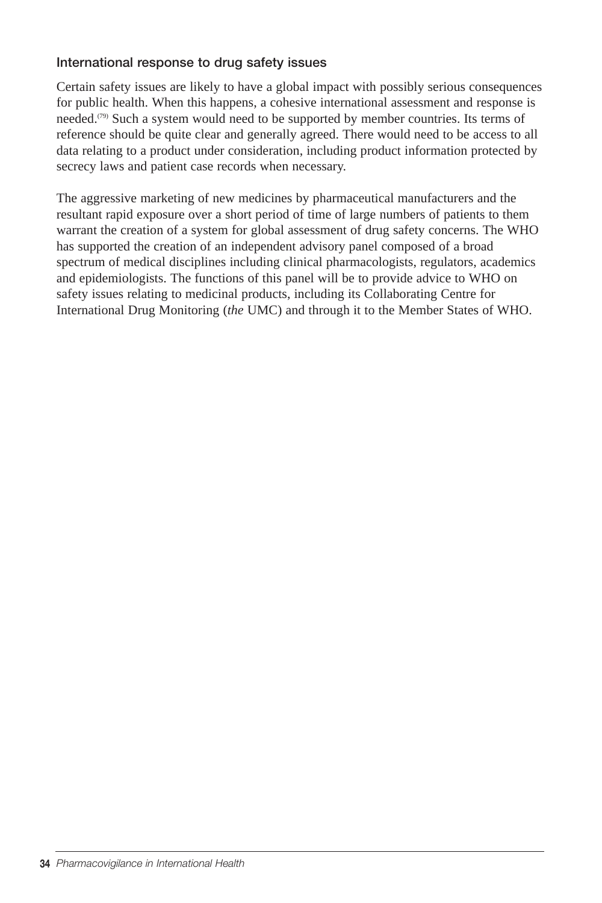### International response to drug safety issues

Certain safety issues are likely to have a global impact with possibly serious consequences for public health. When this happens, a cohesive international assessment and response is needed.[79] Such a system would need to be supported by member countries. Its terms of reference should be quite clear and generally agreed. There would need to be access to all data relating to a product under consideration, including product information protected by secrecy laws and patient case records when necessary.

The aggressive marketing of new medicines by pharmaceutical manufacturers and the resultant rapid exposure over a short period of time of large numbers of patients to them warrant the creation of a system for global assessment of drug safety concerns. The WHO has supported the creation of an independent advisory panel composed of a broad spectrum of medical disciplines including clinical pharmacologists, regulators, academics and epidemiologists. The functions of this panel will be to provide advice to WHO on safety issues relating to medicinal products, including its Collaborating Centre for International Drug Monitoring (*the* UMC) and through it to the Member States of WHO.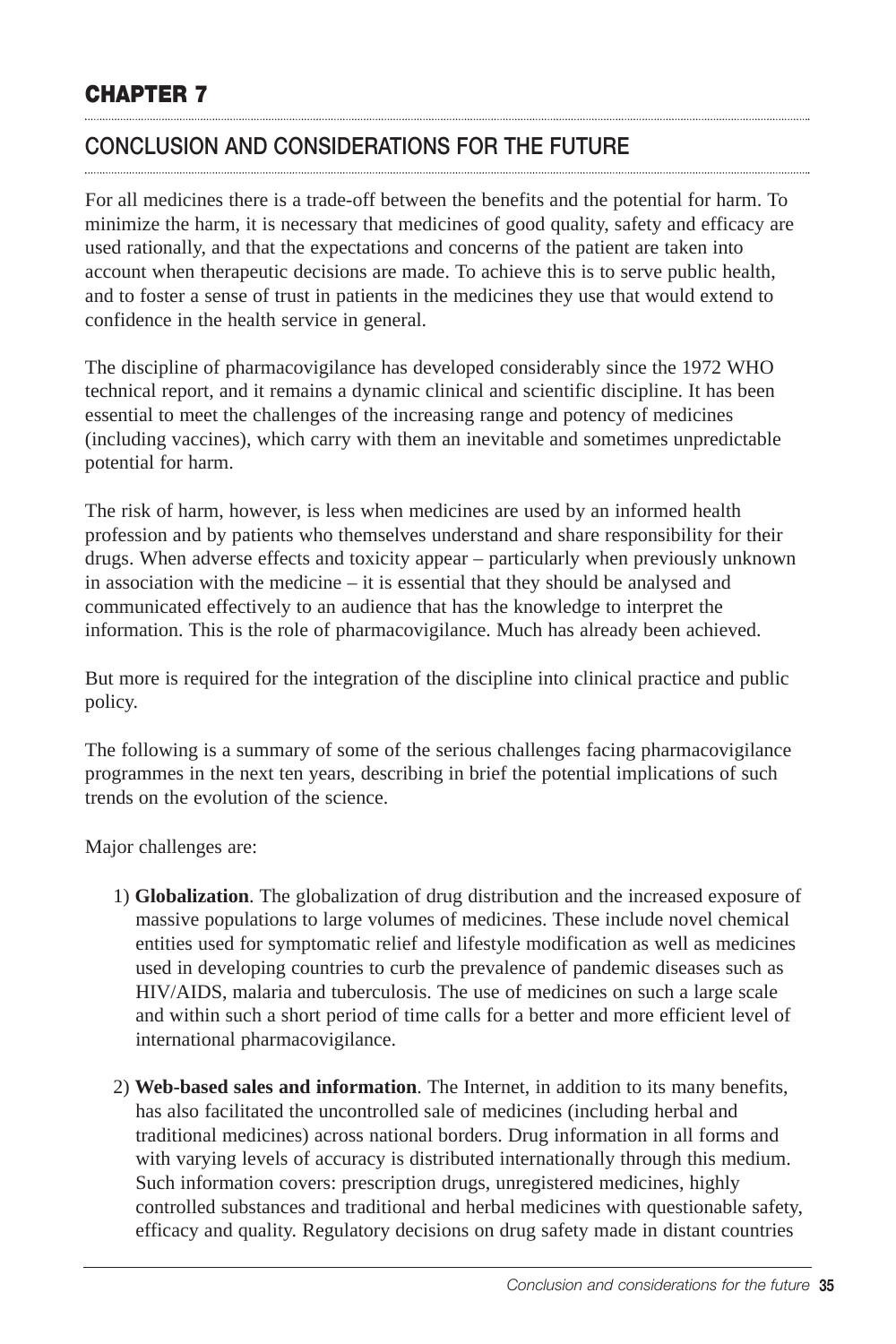# CHAPTER 7

## CONCLUSION AND CONSIDERATIONS FOR THE FUTURE

For all medicines there is a trade-off between the benefits and the potential for harm. To minimize the harm, it is necessary that medicines of good quality, safety and efficacy are used rationally, and that the expectations and concerns of the patient are taken into account when therapeutic decisions are made. To achieve this is to serve public health, and to foster a sense of trust in patients in the medicines they use that would extend to confidence in the health service in general.

The discipline of pharmacovigilance has developed considerably since the 1972 WHO technical report, and it remains a dynamic clinical and scientific discipline. It has been essential to meet the challenges of the increasing range and potency of medicines (including vaccines), which carry with them an inevitable and sometimes unpredictable potential for harm.

The risk of harm, however, is less when medicines are used by an informed health profession and by patients who themselves understand and share responsibility for their drugs. When adverse effects and toxicity appear – particularly when previously unknown in association with the medicine – it is essential that they should be analysed and communicated effectively to an audience that has the knowledge to interpret the information. This is the role of pharmacovigilance. Much has already been achieved.

But more is required for the integration of the discipline into clinical practice and public policy.

The following is a summary of some of the serious challenges facing pharmacovigilance programmes in the next ten years, describing in brief the potential implications of such trends on the evolution of the science.

Major challenges are:

1) **Globalization**. The globalization of drug distribution and the increased exposure of massive populations to large volumes of medicines. These include novel chemical entities used for symptomatic relief and lifestyle modification as well as medicines used in developing countries to curb the prevalence of pandemic diseases such as HIV/AIDS, malaria and tuberculosis. The use of medicines on such a large scale and within such a short period of time calls for a better and more efficient level of international pharmacovigilance.

2) **Web-based sales and information**. The Internet, in addition to its many benefits, has also facilitated the uncontrolled sale of medicines (including herbal and traditional medicines) across national borders. Drug information in all forms and with varying levels of accuracy is distributed internationally through this medium. Such information covers: prescription drugs, unregistered medicines, highly controlled substances and traditional and herbal medicines with questionable safety, efficacy and quality. Regulatory decisions on drug safety made in distant countries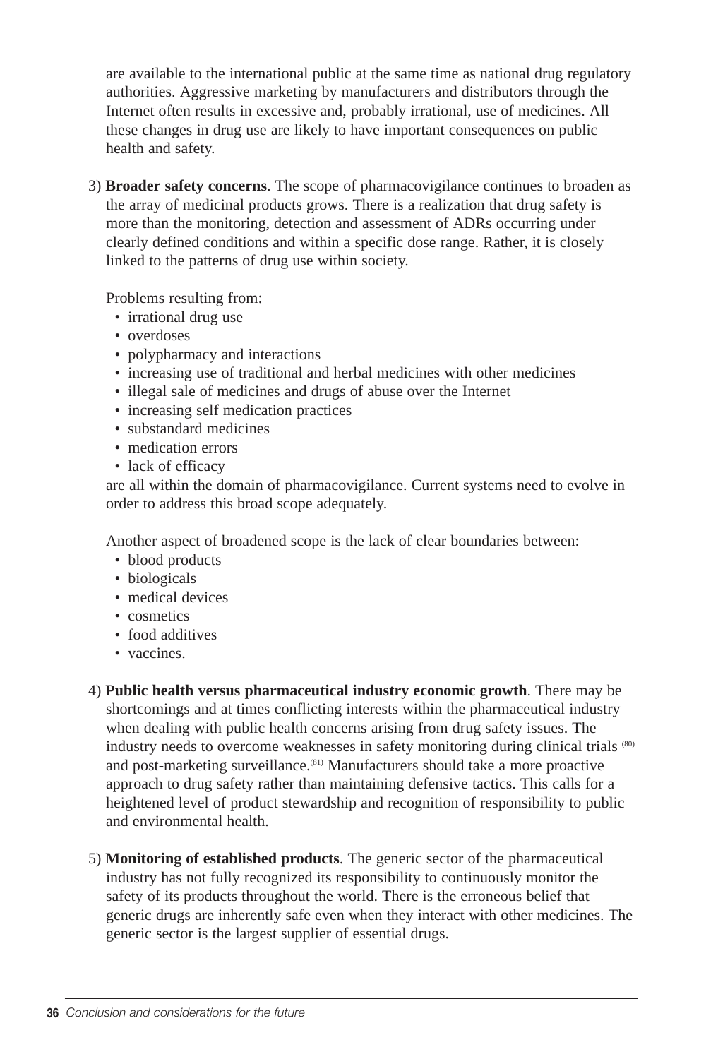are available to the international public at the same time as national drug regulatory authorities. Aggressive marketing by manufacturers and distributors through the Internet often results in excessive and, probably irrational, use of medicines. All these changes in drug use are likely to have important consequences on public health and safety.

3) **Broader safety concerns**. The scope of pharmacovigilance continues to broaden as the array of medicinal products grows. There is a realization that drug safety is more than the monitoring, detection and assessment of ADRs occurring under clearly defined conditions and within a specific dose range. Rather, it is closely linked to the patterns of drug use within society.

   Problems resulting from:
   - irrational drug use
   - overdoses
   - polypharmacy and interactions
   - increasing use of traditional and herbal medicines with other medicines
   - illegal sale of medicines and drugs of abuse over the Internet
   - increasing self medication practices
   - substandard medicines
   - medication errors
   - lack of efficacy

   are all within the domain of pharmacovigilance. Current systems need to evolve in order to address this broad scope adequately.

   Another aspect of broadened scope is the lack of clear boundaries between:
   - blood products
   - biologicals
   - medical devices
   - cosmetics
   - food additives
   - vaccines.

4) **Public health versus pharmaceutical industry economic growth**. There may be shortcomings and at times conflicting interests within the pharmaceutical industry when dealing with public health concerns arising from drug safety issues. The industry needs to overcome weaknesses in safety monitoring during clinical trials [80] and post-marketing surveillance.[81] Manufacturers should take a more proactive approach to drug safety rather than maintaining defensive tactics. This calls for a heightened level of product stewardship and recognition of responsibility to public and environmental health.

5) **Monitoring of established products**. The generic sector of the pharmaceutical industry has not fully recognized its responsibility to continuously monitor the safety of its products throughout the world. There is the erroneous belief that generic drugs are inherently safe even when they interact with other medicines. The generic sector is the largest supplier of essential drugs.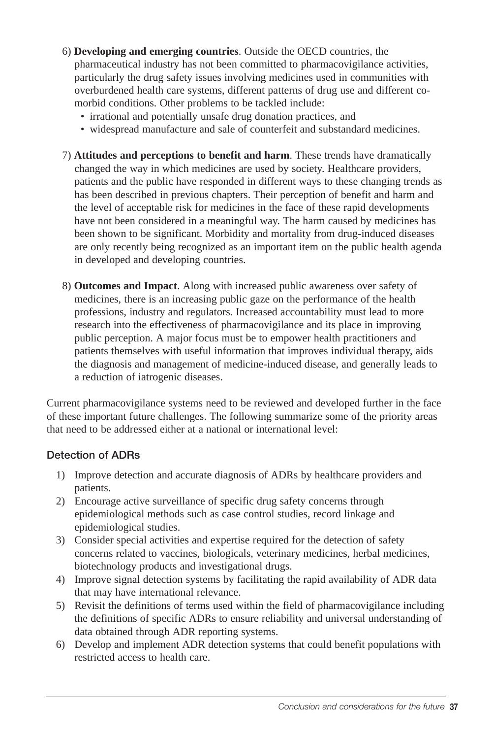6) **Developing and emerging countries**. Outside the OECD countries, the pharmaceutical industry has not been committed to pharmacovigilance activities, particularly the drug safety issues involving medicines used in communities with overburdened health care systems, different patterns of drug use and different co-morbid conditions. Other problems to be tackled include:
   - irrational and potentially unsafe drug donation practices, and
   - widespread manufacture and sale of counterfeit and substandard medicines.

7) **Attitudes and perceptions to benefit and harm**. These trends have dramatically changed the way in which medicines are used by society. Healthcare providers, patients and the public have responded in different ways to these changing trends as has been described in previous chapters. Their perception of benefit and harm and the level of acceptable risk for medicines in the face of these rapid developments have not been considered in a meaningful way. The harm caused by medicines has been shown to be significant. Morbidity and mortality from drug-induced diseases are only recently being recognized as an important item on the public health agenda in developed and developing countries.

8) **Outcomes and Impact**. Along with increased public awareness over safety of medicines, there is an increasing public gaze on the performance of the health professions, industry and regulators. Increased accountability must lead to more research into the effectiveness of pharmacovigilance and its place in improving public perception. A major focus must be to empower health practitioners and patients themselves with useful information that improves individual therapy, aids the diagnosis and management of medicine-induced disease, and generally leads to a reduction of iatrogenic diseases.

Current pharmacovigilance systems need to be reviewed and developed further in the face of these important future challenges. The following summarize some of the priority areas that need to be addressed either at a national or international level:

### Detection of ADRs

1) Improve detection and accurate diagnosis of ADRs by healthcare providers and patients.
2) Encourage active surveillance of specific drug safety concerns through epidemiological methods such as case control studies, record linkage and epidemiological studies.
3) Consider special activities and expertise required for the detection of safety concerns related to vaccines, biologicals, veterinary medicines, herbal medicines, biotechnology products and investigational drugs.
4) Improve signal detection systems by facilitating the rapid availability of ADR data that may have international relevance.
5) Revisit the definitions of terms used within the field of pharmacovigilance including the definitions of specific ADRs to ensure reliability and universal understanding of data obtained through ADR reporting systems.
6) Develop and implement ADR detection systems that could benefit populations with restricted access to health care.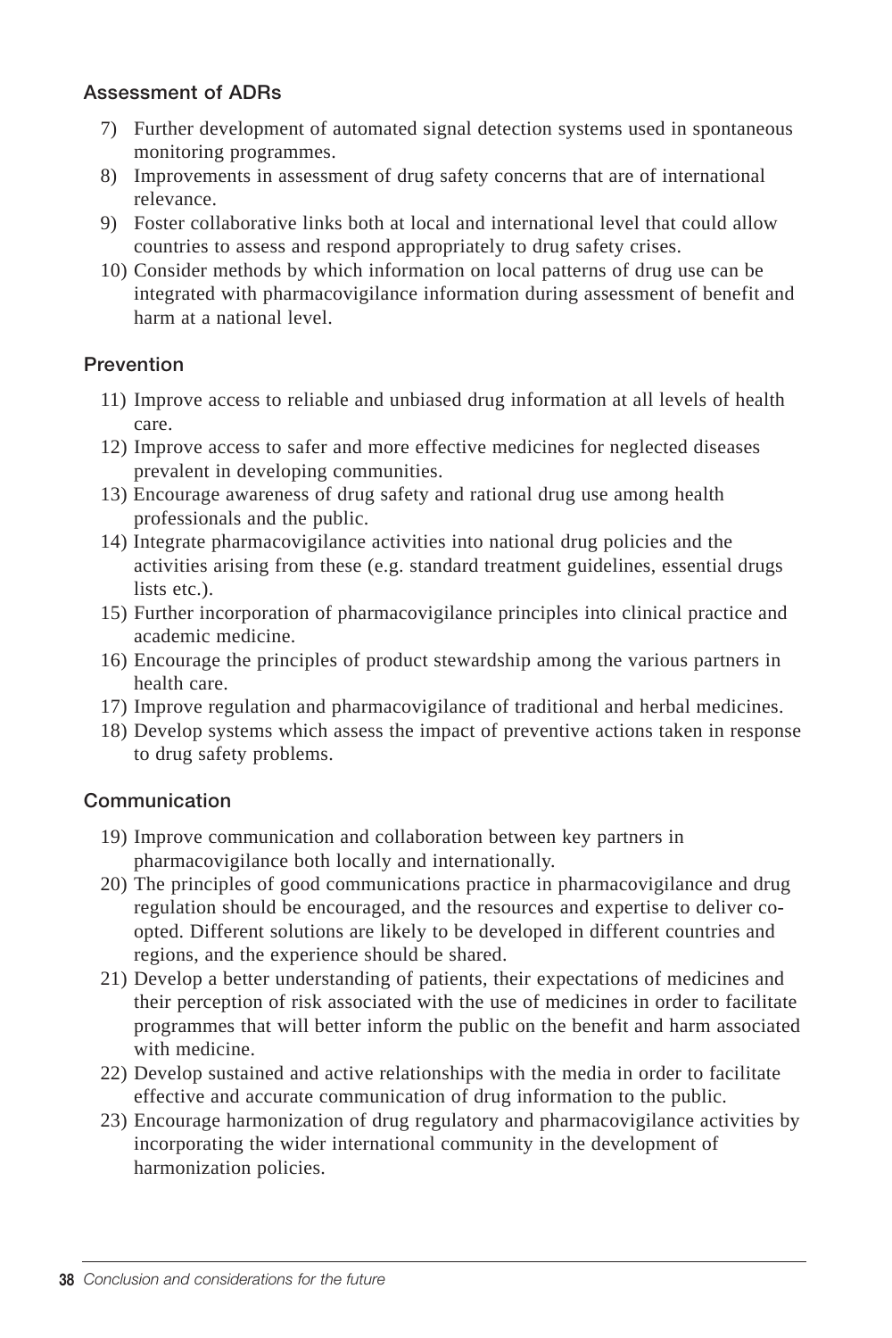### Assessment of ADRs

7) Further development of automated signal detection systems used in spontaneous monitoring programmes.
8) Improvements in assessment of drug safety concerns that are of international relevance.
9) Foster collaborative links both at local and international level that could allow countries to assess and respond appropriately to drug safety crises.
10) Consider methods by which information on local patterns of drug use can be integrated with pharmacovigilance information during assessment of benefit and harm at a national level.

### Prevention

11) Improve access to reliable and unbiased drug information at all levels of health care.
12) Improve access to safer and more effective medicines for neglected diseases prevalent in developing communities.
13) Encourage awareness of drug safety and rational drug use among health professionals and the public.
14) Integrate pharmacovigilance activities into national drug policies and the activities arising from these (e.g. standard treatment guidelines, essential drugs lists etc.).
15) Further incorporation of pharmacovigilance principles into clinical practice and academic medicine.
16) Encourage the principles of product stewardship among the various partners in health care.
17) Improve regulation and pharmacovigilance of traditional and herbal medicines.
18) Develop systems which assess the impact of preventive actions taken in response to drug safety problems.

### Communication

19) Improve communication and collaboration between key partners in pharmacovigilance both locally and internationally.
20) The principles of good communications practice in pharmacovigilance and drug regulation should be encouraged, and the resources and expertise to deliver co-opted. Different solutions are likely to be developed in different countries and regions, and the experience should be shared.
21) Develop a better understanding of patients, their expectations of medicines and their perception of risk associated with the use of medicines in order to facilitate programmes that will better inform the public on the benefit and harm associated with medicine.
22) Develop sustained and active relationships with the media in order to facilitate effective and accurate communication of drug information to the public.
23) Encourage harmonization of drug regulatory and pharmacovigilance activities by incorporating the wider international community in the development of harmonization policies.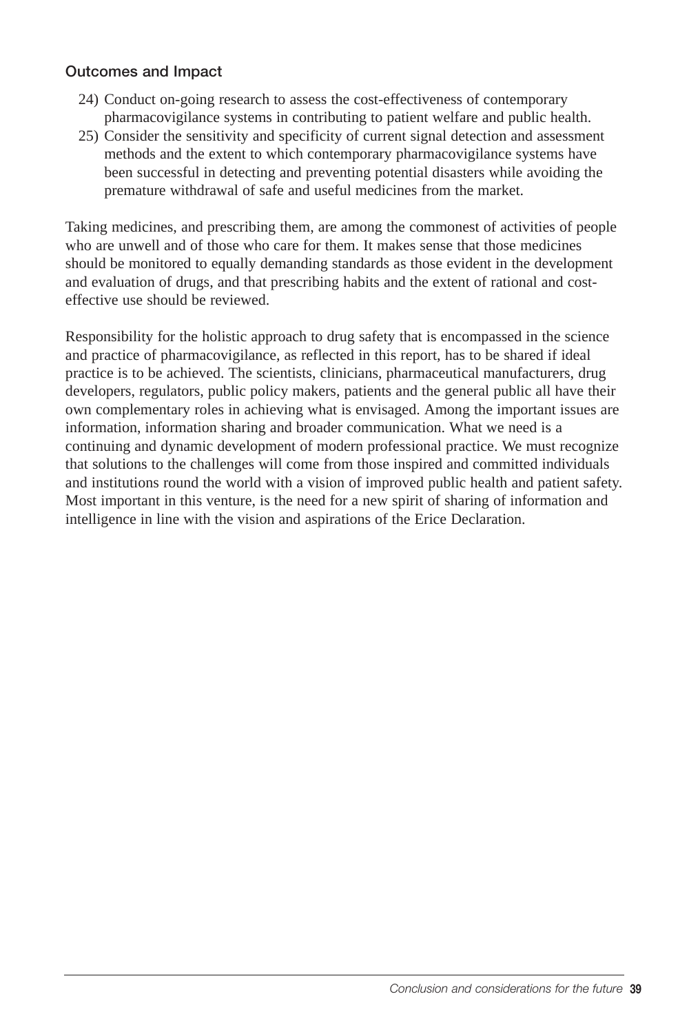### Outcomes and Impact

24) Conduct on-going research to assess the cost-effectiveness of contemporary pharmacovigilance systems in contributing to patient welfare and public health.
25) Consider the sensitivity and specificity of current signal detection and assessment methods and the extent to which contemporary pharmacovigilance systems have been successful in detecting and preventing potential disasters while avoiding the premature withdrawal of safe and useful medicines from the market.

Taking medicines, and prescribing them, are among the commonest of activities of people who are unwell and of those who care for them. It makes sense that those medicines should be monitored to equally demanding standards as those evident in the development and evaluation of drugs, and that prescribing habits and the extent of rational and cost-effective use should be reviewed.

Responsibility for the holistic approach to drug safety that is encompassed in the science and practice of pharmacovigilance, as reflected in this report, has to be shared if ideal practice is to be achieved. The scientists, clinicians, pharmaceutical manufacturers, drug developers, regulators, public policy makers, patients and the general public all have their own complementary roles in achieving what is envisaged. Among the important issues are information, information sharing and broader communication. What we need is a continuing and dynamic development of modern professional practice. We must recognize that solutions to the challenges will come from those inspired and committed individuals and institutions round the world with a vision of improved public health and patient safety. Most important in this venture, is the need for a new spirit of sharing of information and intelligence in line with the vision and aspirations of the Erice Declaration.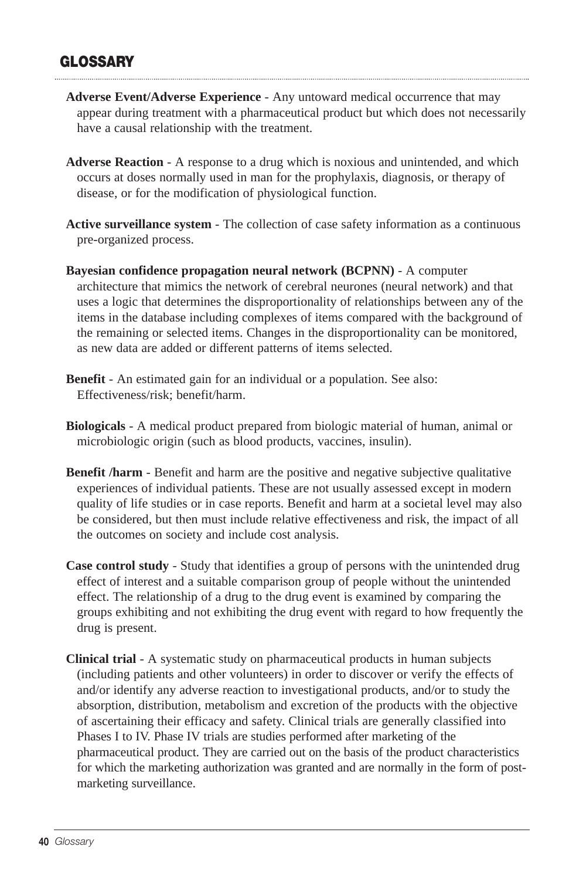## GLOSSARY

**Adverse Event/Adverse Experience** - Any untoward medical occurrence that may appear during treatment with a pharmaceutical product but which does not necessarily have a causal relationship with the treatment.

**Adverse Reaction** - A response to a drug which is noxious and unintended, and which occurs at doses normally used in man for the prophylaxis, diagnosis, or therapy of disease, or for the modification of physiological function.

**Active surveillance system** - The collection of case safety information as a continuous pre-organized process.

**Bayesian confidence propagation neural network (BCPNN)** - A computer architecture that mimics the network of cerebral neurones (neural network) and that uses a logic that determines the disproportionality of relationships between any of the items in the database including complexes of items compared with the background of the remaining or selected items. Changes in the disproportionality can be monitored, as new data are added or different patterns of items selected.

**Benefit** - An estimated gain for an individual or a population. See also: Effectiveness/risk; benefit/harm.

**Biologicals** - A medical product prepared from biologic material of human, animal or microbiologic origin (such as blood products, vaccines, insulin).

**Benefit /harm** - Benefit and harm are the positive and negative subjective qualitative experiences of individual patients. These are not usually assessed except in modern quality of life studies or in case reports. Benefit and harm at a societal level may also be considered, but then must include relative effectiveness and risk, the impact of all the outcomes on society and include cost analysis.

**Case control study** - Study that identifies a group of persons with the unintended drug effect of interest and a suitable comparison group of people without the unintended effect. The relationship of a drug to the drug event is examined by comparing the groups exhibiting and not exhibiting the drug event with regard to how frequently the drug is present.

**Clinical trial** - A systematic study on pharmaceutical products in human subjects (including patients and other volunteers) in order to discover or verify the effects of and/or identify any adverse reaction to investigational products, and/or to study the absorption, distribution, metabolism and excretion of the products with the objective of ascertaining their efficacy and safety. Clinical trials are generally classified into Phases I to IV. Phase IV trials are studies performed after marketing of the pharmaceutical product. They are carried out on the basis of the product characteristics for which the marketing authorization was granted and are normally in the form of post-marketing surveillance.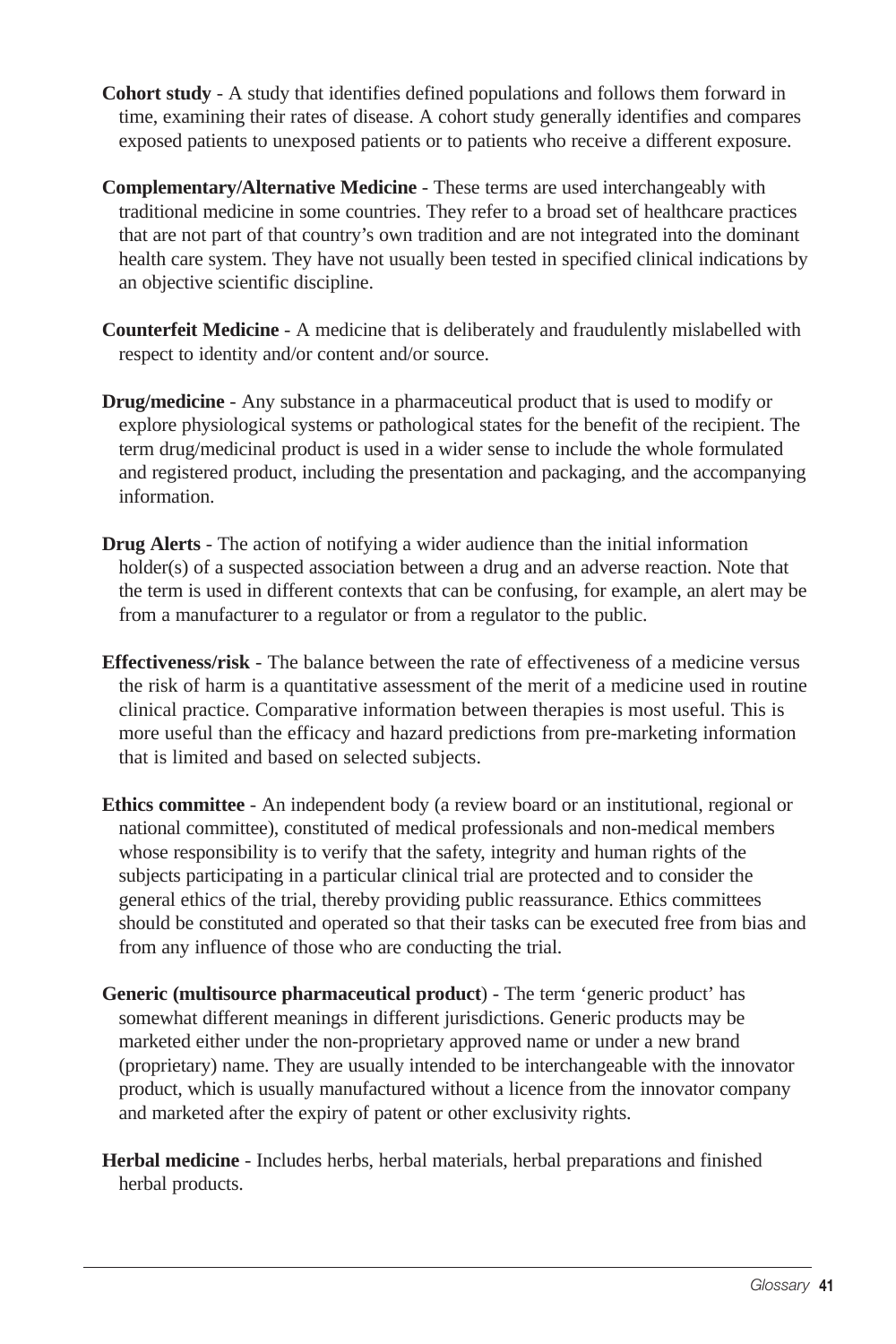**Cohort study** - A study that identifies defined populations and follows them forward in time, examining their rates of disease. A cohort study generally identifies and compares exposed patients to unexposed patients or to patients who receive a different exposure.

**Complementary/Alternative Medicine** - These terms are used interchangeably with traditional medicine in some countries. They refer to a broad set of healthcare practices that are not part of that country's own tradition and are not integrated into the dominant health care system. They have not usually been tested in specified clinical indications by an objective scientific discipline.

**Counterfeit Medicine** - A medicine that is deliberately and fraudulently mislabelled with respect to identity and/or content and/or source.

**Drug/medicine** - Any substance in a pharmaceutical product that is used to modify or explore physiological systems or pathological states for the benefit of the recipient. The term drug/medicinal product is used in a wider sense to include the whole formulated and registered product, including the presentation and packaging, and the accompanying information.

**Drug Alerts** - The action of notifying a wider audience than the initial information holder(s) of a suspected association between a drug and an adverse reaction. Note that the term is used in different contexts that can be confusing, for example, an alert may be from a manufacturer to a regulator or from a regulator to the public.

**Effectiveness/risk** - The balance between the rate of effectiveness of a medicine versus the risk of harm is a quantitative assessment of the merit of a medicine used in routine clinical practice. Comparative information between therapies is most useful. This is more useful than the efficacy and hazard predictions from pre-marketing information that is limited and based on selected subjects.

**Ethics committee** - An independent body (a review board or an institutional, regional or national committee), constituted of medical professionals and non-medical members whose responsibility is to verify that the safety, integrity and human rights of the subjects participating in a particular clinical trial are protected and to consider the general ethics of the trial, thereby providing public reassurance. Ethics committees should be constituted and operated so that their tasks can be executed free from bias and from any influence of those who are conducting the trial.

**Generic (multisource pharmaceutical product**) - The term 'generic product' has somewhat different meanings in different jurisdictions. Generic products may be marketed either under the non-proprietary approved name or under a new brand (proprietary) name. They are usually intended to be interchangeable with the innovator product, which is usually manufactured without a licence from the innovator company and marketed after the expiry of patent or other exclusivity rights.

**Herbal medicine** - Includes herbs, herbal materials, herbal preparations and finished herbal products.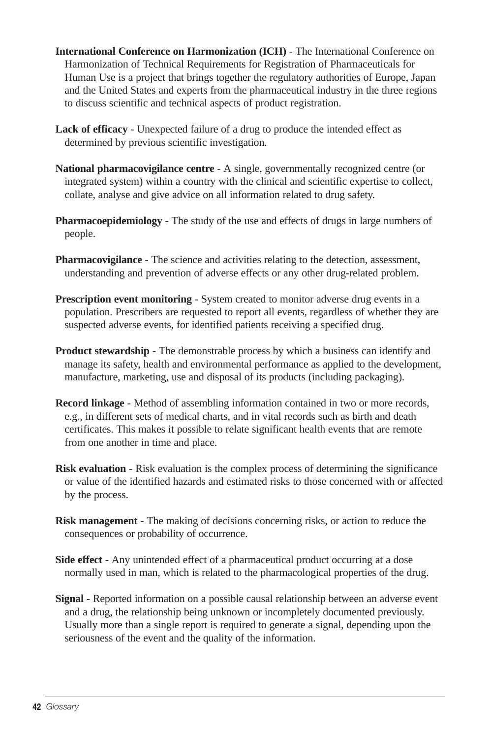**International Conference on Harmonization (ICH)** - The International Conference on Harmonization of Technical Requirements for Registration of Pharmaceuticals for Human Use is a project that brings together the regulatory authorities of Europe, Japan and the United States and experts from the pharmaceutical industry in the three regions to discuss scientific and technical aspects of product registration.

**Lack of efficacy** - Unexpected failure of a drug to produce the intended effect as determined by previous scientific investigation.

**National pharmacovigilance centre** - A single, governmentally recognized centre (or integrated system) within a country with the clinical and scientific expertise to collect, collate, analyse and give advice on all information related to drug safety.

**Pharmacoepidemiology** - The study of the use and effects of drugs in large numbers of people.

**Pharmacovigilance** - The science and activities relating to the detection, assessment, understanding and prevention of adverse effects or any other drug-related problem.

**Prescription event monitoring** - System created to monitor adverse drug events in a population. Prescribers are requested to report all events, regardless of whether they are suspected adverse events, for identified patients receiving a specified drug.

**Product stewardship** - The demonstrable process by which a business can identify and manage its safety, health and environmental performance as applied to the development, manufacture, marketing, use and disposal of its products (including packaging).

**Record linkage** - Method of assembling information contained in two or more records, e.g., in different sets of medical charts, and in vital records such as birth and death certificates. This makes it possible to relate significant health events that are remote from one another in time and place.

**Risk evaluation** - Risk evaluation is the complex process of determining the significance or value of the identified hazards and estimated risks to those concerned with or affected by the process.

**Risk management** - The making of decisions concerning risks, or action to reduce the consequences or probability of occurrence.

**Side effect** - Any unintended effect of a pharmaceutical product occurring at a dose normally used in man, which is related to the pharmacological properties of the drug.

**Signal** - Reported information on a possible causal relationship between an adverse event and a drug, the relationship being unknown or incompletely documented previously. Usually more than a single report is required to generate a signal, depending upon the seriousness of the event and the quality of the information.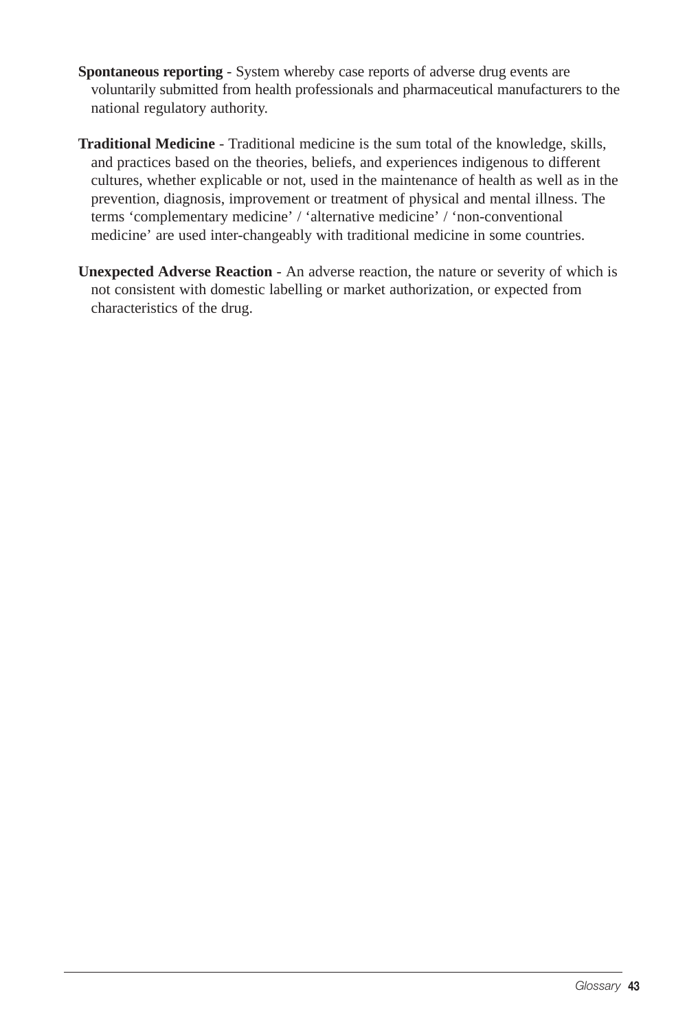**Spontaneous reporting** - System whereby case reports of adverse drug events are voluntarily submitted from health professionals and pharmaceutical manufacturers to the national regulatory authority.

**Traditional Medicine** - Traditional medicine is the sum total of the knowledge, skills, and practices based on the theories, beliefs, and experiences indigenous to different cultures, whether explicable or not, used in the maintenance of health as well as in the prevention, diagnosis, improvement or treatment of physical and mental illness. The terms 'complementary medicine' / 'alternative medicine' / 'non-conventional medicine' are used inter-changeably with traditional medicine in some countries.

**Unexpected Adverse Reaction** - An adverse reaction, the nature or severity of which is not consistent with domestic labelling or market authorization, or expected from characteristics of the drug.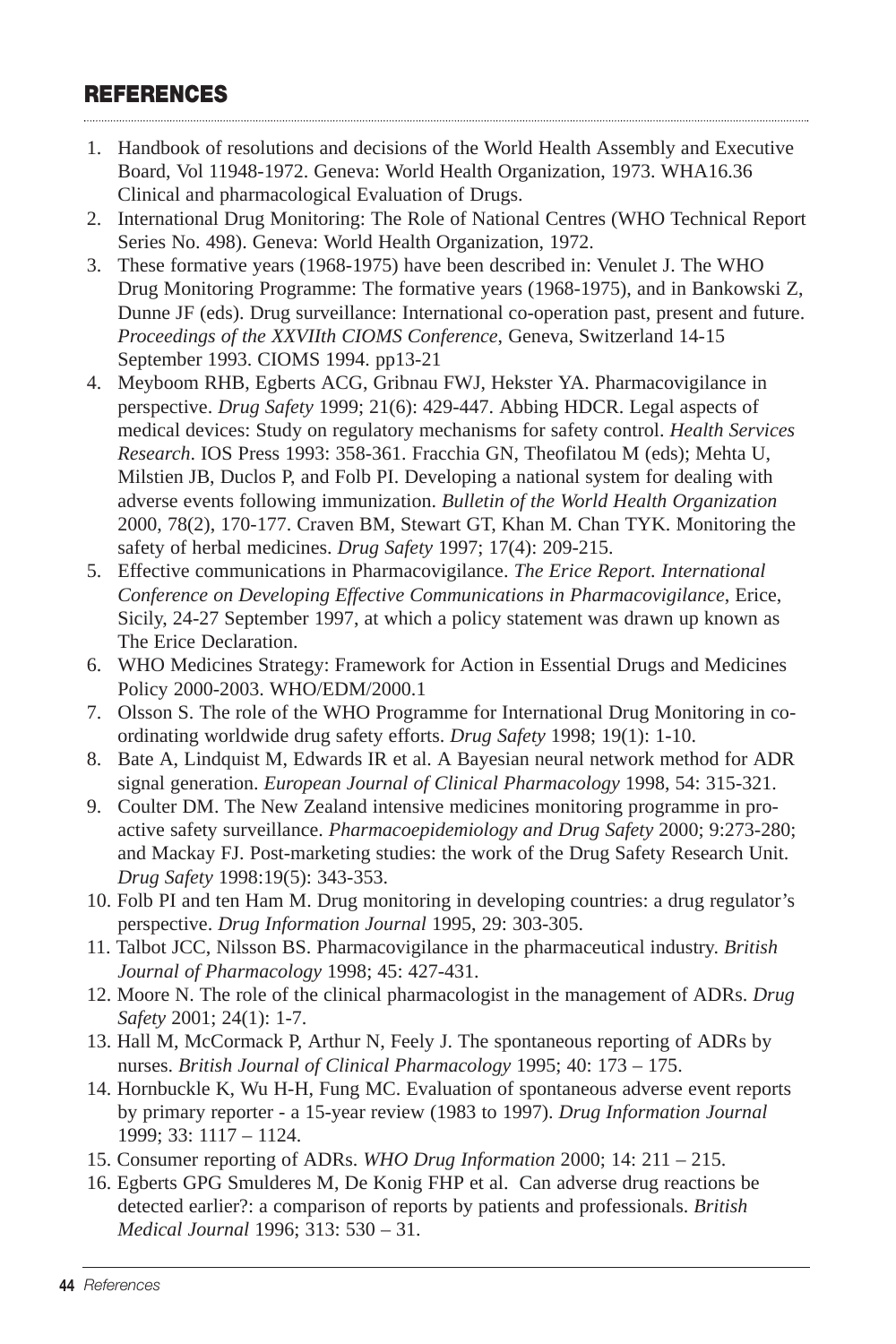## REFERENCES

1. Handbook of resolutions and decisions of the World Health Assembly and Executive Board, Vol 11948-1972. Geneva: World Health Organization, 1973. WHA16.36 Clinical and pharmacological Evaluation of Drugs.
2. International Drug Monitoring: The Role of National Centres (WHO Technical Report Series No. 498). Geneva: World Health Organization, 1972.
3. These formative years (1968-1975) have been described in: Venulet J. The WHO Drug Monitoring Programme: The formative years (1968-1975), and in Bankowski Z, Dunne JF (eds). Drug surveillance: International co-operation past, present and future. *Proceedings of the XXVIIth CIOMS Conference*, Geneva, Switzerland 14-15 September 1993. CIOMS 1994. pp13-21
4. Meyboom RHB, Egberts ACG, Gribnau FWJ, Hekster YA. Pharmacovigilance in perspective. *Drug Safety* 1999; 21(6): 429-447. Abbing HDCR. Legal aspects of medical devices: Study on regulatory mechanisms for safety control. *Health Services Research*. IOS Press 1993: 358-361. Fracchia GN, Theofilatou M (eds); Mehta U, Milstien JB, Duclos P, and Folb PI. Developing a national system for dealing with adverse events following immunization. *Bulletin of the World Health Organization* 2000, 78(2), 170-177. Craven BM, Stewart GT, Khan M. Chan TYK. Monitoring the safety of herbal medicines. *Drug Safety* 1997; 17(4): 209-215.
5. Effective communications in Pharmacovigilance. *The Erice Report. International Conference on Developing Effective Communications in Pharmacovigilance*, Erice, Sicily, 24-27 September 1997, at which a policy statement was drawn up known as The Erice Declaration.
6. WHO Medicines Strategy: Framework for Action in Essential Drugs and Medicines Policy 2000-2003. WHO/EDM/2000.1
7. Olsson S. The role of the WHO Programme for International Drug Monitoring in co-ordinating worldwide drug safety efforts. *Drug Safety* 1998; 19(1): 1-10.
8. Bate A, Lindquist M, Edwards IR et al. A Bayesian neural network method for ADR signal generation. *European Journal of Clinical Pharmacology* 1998, 54: 315-321.
9. Coulter DM. The New Zealand intensive medicines monitoring programme in pro-active safety surveillance. *Pharmacoepidemiology and Drug Safety* 2000; 9:273-280; and Mackay FJ. Post-marketing studies: the work of the Drug Safety Research Unit. *Drug Safety* 1998:19(5): 343-353.
10. Folb PI and ten Ham M. Drug monitoring in developing countries: a drug regulator's perspective. *Drug Information Journal* 1995, 29: 303-305.
11. Talbot JCC, Nilsson BS. Pharmacovigilance in the pharmaceutical industry. *British Journal of Pharmacology* 1998; 45: 427-431.
12. Moore N. The role of the clinical pharmacologist in the management of ADRs. *Drug Safety* 2001; 24(1): 1-7.
13. Hall M, McCormack P, Arthur N, Feely J. The spontaneous reporting of ADRs by nurses. *British Journal of Clinical Pharmacology* 1995; 40: 173 – 175.
14. Hornbuckle K, Wu H-H, Fung MC. Evaluation of spontaneous adverse event reports by primary reporter - a 15-year review (1983 to 1997). *Drug Information Journal* 1999; 33: 1117 – 1124.
15. Consumer reporting of ADRs. *WHO Drug Information* 2000; 14: 211 – 215.
16. Egberts GPG Smulderes M, De Konig FHP et al. Can adverse drug reactions be detected earlier?: a comparison of reports by patients and professionals. *British Medical Journal* 1996; 313: 530 – 31.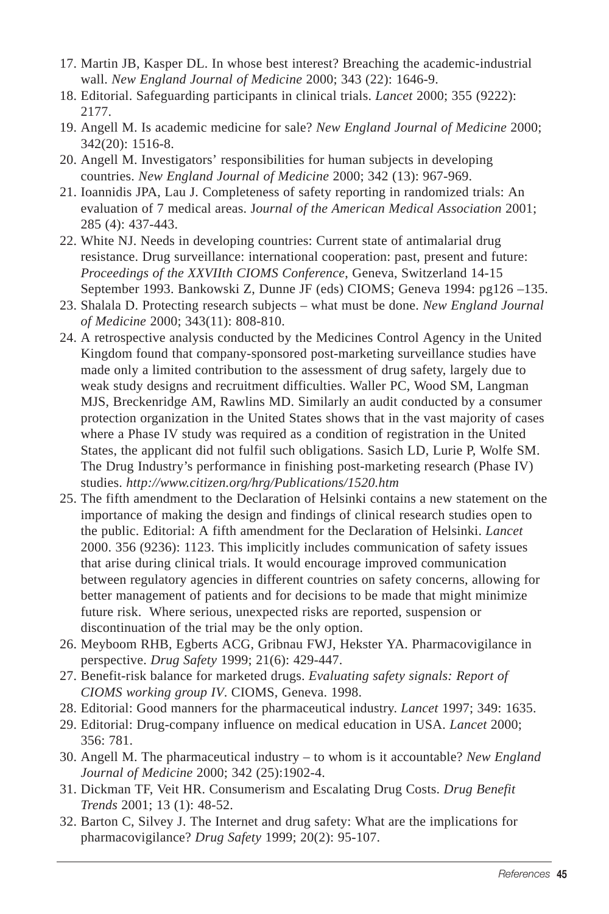17. Martin JB, Kasper DL. In whose best interest? Breaching the academic-industrial wall. *New England Journal of Medicine* 2000; 343 (22): 1646-9.
18. Editorial. Safeguarding participants in clinical trials. *Lancet* 2000; 355 (9222): 2177.
19. Angell M. Is academic medicine for sale? *New England Journal of Medicine* 2000; 342(20): 1516-8.
20. Angell M. Investigators' responsibilities for human subjects in developing countries. *New England Journal of Medicine* 2000; 342 (13): 967-969.
21. Ioannidis JPA, Lau J. Completeness of safety reporting in randomized trials: An evaluation of 7 medical areas. J*ournal of the American Medical Association* 2001; 285 (4): 437-443.
22. White NJ. Needs in developing countries: Current state of antimalarial drug resistance. Drug surveillance: international cooperation: past, present and future: *Proceedings of the XXVIIth CIOMS Conference*, Geneva, Switzerland 14-15 September 1993. Bankowski Z, Dunne JF (eds) CIOMS; Geneva 1994: pg126 –135.
23. Shalala D. Protecting research subjects – what must be done. *New England Journal of Medicine* 2000; 343(11): 808-810.
24. A retrospective analysis conducted by the Medicines Control Agency in the United Kingdom found that company-sponsored post-marketing surveillance studies have made only a limited contribution to the assessment of drug safety, largely due to weak study designs and recruitment difficulties. Waller PC, Wood SM, Langman MJS, Breckenridge AM, Rawlins MD. Similarly an audit conducted by a consumer protection organization in the United States shows that in the vast majority of cases where a Phase IV study was required as a condition of registration in the United States, the applicant did not fulfil such obligations. Sasich LD, Lurie P, Wolfe SM. The Drug Industry's performance in finishing post-marketing research (Phase IV) studies. *http://www.citizen.org/hrg/Publications/1520.htm*
25. The fifth amendment to the Declaration of Helsinki contains a new statement on the importance of making the design and findings of clinical research studies open to the public. Editorial: A fifth amendment for the Declaration of Helsinki. *Lancet* 2000. 356 (9236): 1123. This implicitly includes communication of safety issues that arise during clinical trials. It would encourage improved communication between regulatory agencies in different countries on safety concerns, allowing for better management of patients and for decisions to be made that might minimize future risk. Where serious, unexpected risks are reported, suspension or discontinuation of the trial may be the only option.
26. Meyboom RHB, Egberts ACG, Gribnau FWJ, Hekster YA. Pharmacovigilance in perspective. *Drug Safety* 1999; 21(6): 429-447.
27. Benefit-risk balance for marketed drugs. *Evaluating safety signals: Report of CIOMS working group IV*. CIOMS, Geneva. 1998.
28. Editorial: Good manners for the pharmaceutical industry. *Lancet* 1997; 349: 1635.
29. Editorial: Drug-company influence on medical education in USA. *Lancet* 2000; 356: 781.
30. Angell M. The pharmaceutical industry – to whom is it accountable? *New England Journal of Medicine* 2000; 342 (25):1902-4.
31. Dickman TF, Veit HR. Consumerism and Escalating Drug Costs. *Drug Benefit Trends* 2001; 13 (1): 48-52.
32. Barton C, Silvey J. The Internet and drug safety: What are the implications for pharmacovigilance? *Drug Safety* 1999; 20(2): 95-107.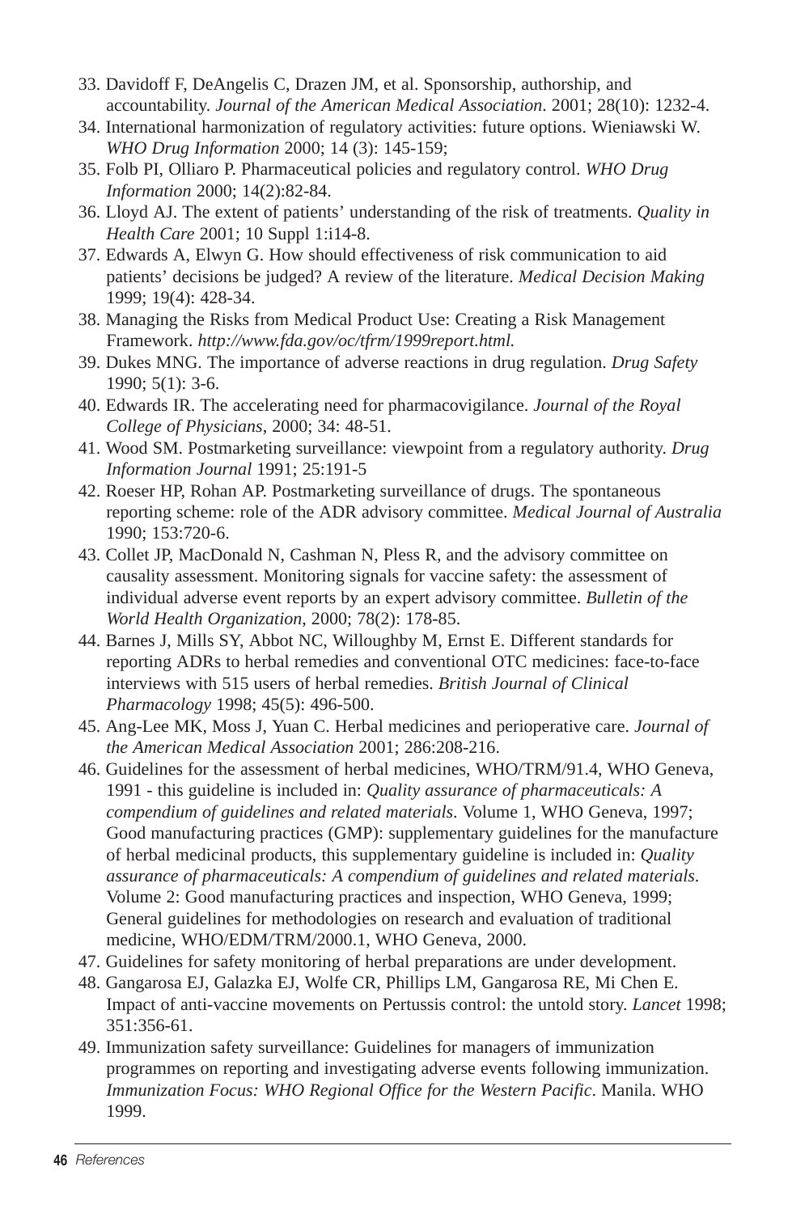33. Davidoff F, DeAngelis C, Drazen JM, et al. Sponsorship, authorship, and accountability. *Journal of the American Medical Association*. 2001; 28(10): 1232-4.
34. International harmonization of regulatory activities: future options. Wieniawski W. *WHO Drug Information* 2000; 14 (3): 145-159;
35. Folb PI, Olliaro P. Pharmaceutical policies and regulatory control. *WHO Drug Information* 2000; 14(2):82-84.
36. Lloyd AJ. The extent of patients' understanding of the risk of treatments. *Quality in Health Care* 2001; 10 Suppl 1:i14-8.
37. Edwards A, Elwyn G. How should effectiveness of risk communication to aid patients' decisions be judged? A review of the literature. *Medical Decision Making* 1999; 19(4): 428-34.
38. Managing the Risks from Medical Product Use: Creating a Risk Management Framework. *http://www.fda.gov/oc/tfrm/1999report.html.*
39. Dukes MNG. The importance of adverse reactions in drug regulation. *Drug Safety* 1990; 5(1): 3-6.
40. Edwards IR. The accelerating need for pharmacovigilance. *Journal of the Royal College of Physicians*, 2000; 34: 48-51.
41. Wood SM. Postmarketing surveillance: viewpoint from a regulatory authority. *Drug Information Journal* 1991; 25:191-5
42. Roeser HP, Rohan AP. Postmarketing surveillance of drugs. The spontaneous reporting scheme: role of the ADR advisory committee. *Medical Journal of Australia* 1990; 153:720-6.
43. Collet JP, MacDonald N, Cashman N, Pless R, and the advisory committee on causality assessment. Monitoring signals for vaccine safety: the assessment of individual adverse event reports by an expert advisory committee. *Bulletin of the World Health Organization*, 2000; 78(2): 178-85.
44. Barnes J, Mills SY, Abbot NC, Willoughby M, Ernst E. Different standards for reporting ADRs to herbal remedies and conventional OTC medicines: face-to-face interviews with 515 users of herbal remedies. *British Journal of Clinical Pharmacology* 1998; 45(5): 496-500.
45. Ang-Lee MK, Moss J, Yuan C. Herbal medicines and perioperative care. *Journal of the American Medical Association* 2001; 286:208-216.
46. Guidelines for the assessment of herbal medicines, WHO/TRM/91.4, WHO Geneva, 1991 - this guideline is included in: *Quality assurance of pharmaceuticals: A compendium of guidelines and related materials*. Volume 1, WHO Geneva, 1997; Good manufacturing practices (GMP): supplementary guidelines for the manufacture of herbal medicinal products, this supplementary guideline is included in: *Quality assurance of pharmaceuticals: A compendium of guidelines and related materials*. Volume 2: Good manufacturing practices and inspection, WHO Geneva, 1999; General guidelines for methodologies on research and evaluation of traditional medicine, WHO/EDM/TRM/2000.1, WHO Geneva, 2000.
47. Guidelines for safety monitoring of herbal preparations are under development.
48. Gangarosa EJ, Galazka EJ, Wolfe CR, Phillips LM, Gangarosa RE, Mi Chen E. Impact of anti-vaccine movements on Pertussis control: the untold story. *Lancet* 1998; 351:356-61.
49. Immunization safety surveillance: Guidelines for managers of immunization programmes on reporting and investigating adverse events following immunization. *Immunization Focus: WHO Regional Office for the Western Pacific*. Manila. WHO 1999.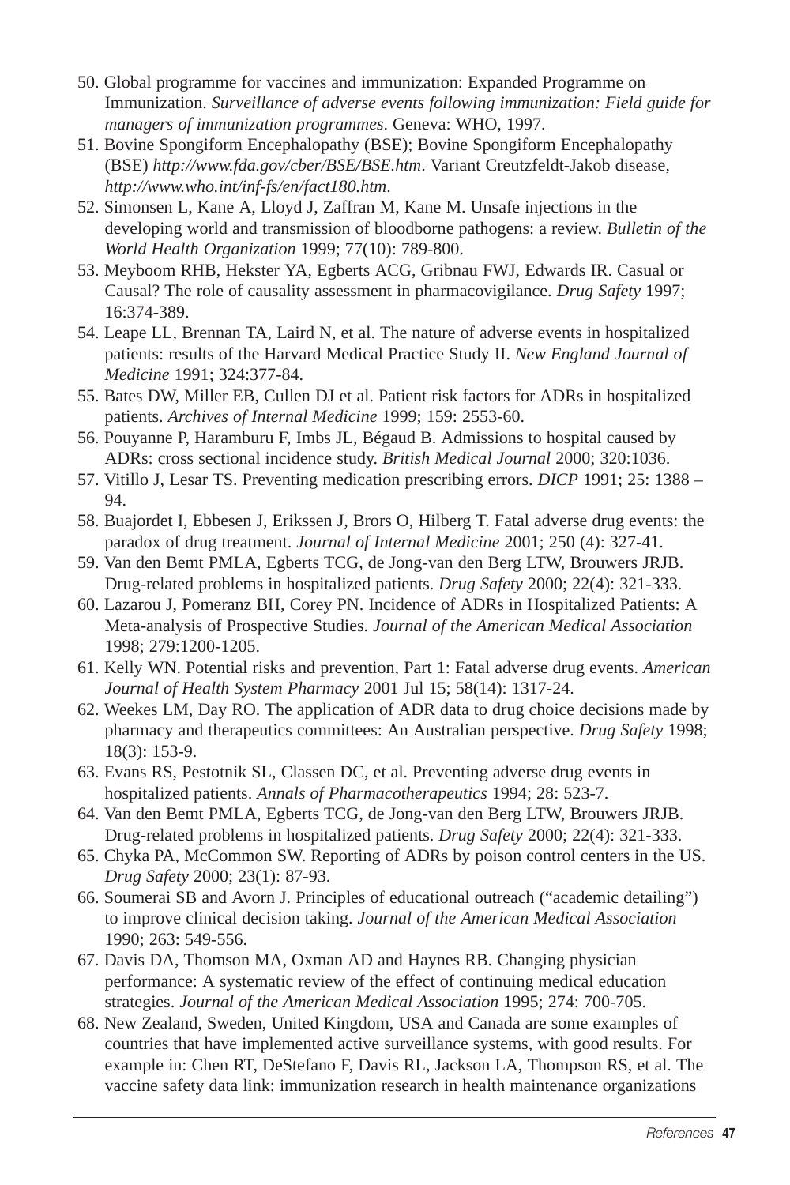50. Global programme for vaccines and immunization: Expanded Programme on Immunization. *Surveillance of adverse events following immunization: Field guide for managers of immunization programmes*. Geneva: WHO, 1997.
51. Bovine Spongiform Encephalopathy (BSE); Bovine Spongiform Encephalopathy (BSE) *http://www.fda.gov/cber/BSE/BSE.htm*. Variant Creutzfeldt-Jakob disease, *http://www.who.int/inf-fs/en/fact180.htm*.
52. Simonsen L, Kane A, Lloyd J, Zaffran M, Kane M. Unsafe injections in the developing world and transmission of bloodborne pathogens: a review. *Bulletin of the World Health Organization* 1999; 77(10): 789-800.
53. Meyboom RHB, Hekster YA, Egberts ACG, Gribnau FWJ, Edwards IR. Casual or Causal? The role of causality assessment in pharmacovigilance. *Drug Safety* 1997; 16:374-389.
54. Leape LL, Brennan TA, Laird N, et al. The nature of adverse events in hospitalized patients: results of the Harvard Medical Practice Study II. *New England Journal of Medicine* 1991; 324:377-84.
55. Bates DW, Miller EB, Cullen DJ et al. Patient risk factors for ADRs in hospitalized patients. *Archives of Internal Medicine* 1999; 159: 2553-60.
56. Pouyanne P, Haramburu F, Imbs JL, Bégaud B. Admissions to hospital caused by ADRs: cross sectional incidence study. *British Medical Journal* 2000; 320:1036.
57. Vitillo J, Lesar TS. Preventing medication prescribing errors. *DICP* 1991; 25: 1388 – 94.
58. Buajordet I, Ebbesen J, Erikssen J, Brors O, Hilberg T. Fatal adverse drug events: the paradox of drug treatment. *Journal of Internal Medicine* 2001; 250 (4): 327-41.
59. Van den Bemt PMLA, Egberts TCG, de Jong-van den Berg LTW, Brouwers JRJB. Drug-related problems in hospitalized patients. *Drug Safety* 2000; 22(4): 321-333.
60. Lazarou J, Pomeranz BH, Corey PN. Incidence of ADRs in Hospitalized Patients: A Meta-analysis of Prospective Studies. *Journal of the American Medical Association* 1998; 279:1200-1205.
61. Kelly WN. Potential risks and prevention, Part 1: Fatal adverse drug events. *American Journal of Health System Pharmacy* 2001 Jul 15; 58(14): 1317-24.
62. Weekes LM, Day RO. The application of ADR data to drug choice decisions made by pharmacy and therapeutics committees: An Australian perspective. *Drug Safety* 1998; 18(3): 153-9.
63. Evans RS, Pestotnik SL, Classen DC, et al. Preventing adverse drug events in hospitalized patients. *Annals of Pharmacotherapeutics* 1994; 28: 523-7.
64. Van den Bemt PMLA, Egberts TCG, de Jong-van den Berg LTW, Brouwers JRJB. Drug-related problems in hospitalized patients. *Drug Safety* 2000; 22(4): 321-333.
65. Chyka PA, McCommon SW. Reporting of ADRs by poison control centers in the US. *Drug Safety* 2000; 23(1): 87-93.
66. Soumerai SB and Avorn J. Principles of educational outreach ("academic detailing") to improve clinical decision taking. *Journal of the American Medical Association* 1990; 263: 549-556.
67. Davis DA, Thomson MA, Oxman AD and Haynes RB. Changing physician performance: A systematic review of the effect of continuing medical education strategies. *Journal of the American Medical Association* 1995; 274: 700-705.
68. New Zealand, Sweden, United Kingdom, USA and Canada are some examples of countries that have implemented active surveillance systems, with good results. For example in: Chen RT, DeStefano F, Davis RL, Jackson LA, Thompson RS, et al. The vaccine safety data link: immunization research in health maintenance organizations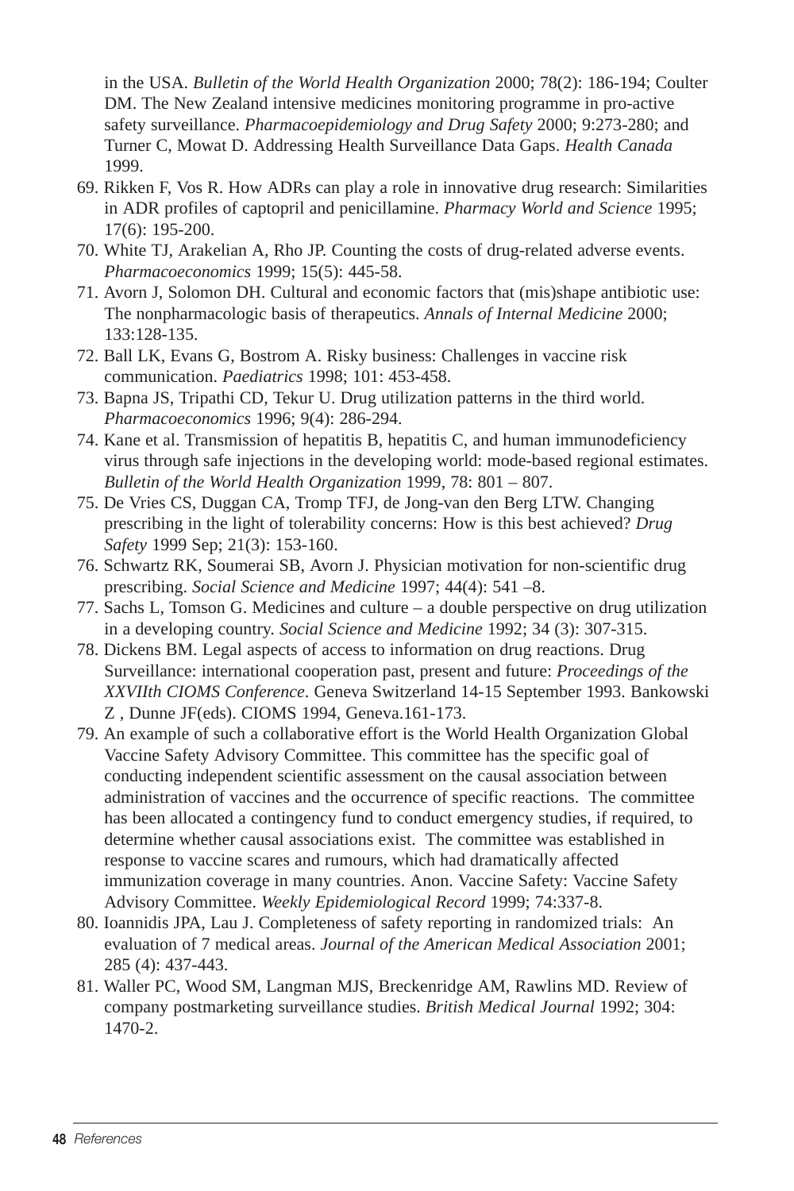in the USA. *Bulletin of the World Health Organization* 2000; 78(2): 186-194; Coulter DM. The New Zealand intensive medicines monitoring programme in pro-active safety surveillance. *Pharmacoepidemiology and Drug Safety* 2000; 9:273-280; and Turner C, Mowat D. Addressing Health Surveillance Data Gaps. *Health Canada* 1999.

69. Rikken F, Vos R. How ADRs can play a role in innovative drug research: Similarities in ADR profiles of captopril and penicillamine. *Pharmacy World and Science* 1995; 17(6): 195-200.
70. White TJ, Arakelian A, Rho JP. Counting the costs of drug-related adverse events. *Pharmacoeconomics* 1999; 15(5): 445-58.
71. Avorn J, Solomon DH. Cultural and economic factors that (mis)shape antibiotic use: The nonpharmacologic basis of therapeutics. *Annals of Internal Medicine* 2000; 133:128-135.
72. Ball LK, Evans G, Bostrom A. Risky business: Challenges in vaccine risk communication. *Paediatrics* 1998; 101: 453-458.
73. Bapna JS, Tripathi CD, Tekur U. Drug utilization patterns in the third world. *Pharmacoeconomics* 1996; 9(4): 286-294.
74. Kane et al. Transmission of hepatitis B, hepatitis C, and human immunodeficiency virus through safe injections in the developing world: mode-based regional estimates. *Bulletin of the World Health Organization* 1999, 78: 801 – 807.
75. De Vries CS, Duggan CA, Tromp TFJ, de Jong-van den Berg LTW. Changing prescribing in the light of tolerability concerns: How is this best achieved? *Drug Safety* 1999 Sep; 21(3): 153-160.
76. Schwartz RK, Soumerai SB, Avorn J. Physician motivation for non-scientific drug prescribing. *Social Science and Medicine* 1997; 44(4): 541 –8.
77. Sachs L, Tomson G. Medicines and culture – a double perspective on drug utilization in a developing country. *Social Science and Medicine* 1992; 34 (3): 307-315.
78. Dickens BM. Legal aspects of access to information on drug reactions. Drug Surveillance: international cooperation past, present and future: *Proceedings of the XXVIIth CIOMS Conference*. Geneva Switzerland 14-15 September 1993. Bankowski Z , Dunne JF(eds). CIOMS 1994, Geneva.161-173.
79. An example of such a collaborative effort is the World Health Organization Global Vaccine Safety Advisory Committee. This committee has the specific goal of conducting independent scientific assessment on the causal association between administration of vaccines and the occurrence of specific reactions. The committee has been allocated a contingency fund to conduct emergency studies, if required, to determine whether causal associations exist. The committee was established in response to vaccine scares and rumours, which had dramatically affected immunization coverage in many countries. Anon. Vaccine Safety: Vaccine Safety Advisory Committee. *Weekly Epidemiological Record* 1999; 74:337-8.
80. Ioannidis JPA, Lau J. Completeness of safety reporting in randomized trials: An evaluation of 7 medical areas. *Journal of the American Medical Association* 2001; 285 (4): 437-443.
81. Waller PC, Wood SM, Langman MJS, Breckenridge AM, Rawlins MD. Review of company postmarketing surveillance studies. *British Medical Journal* 1992; 304: 1470-2.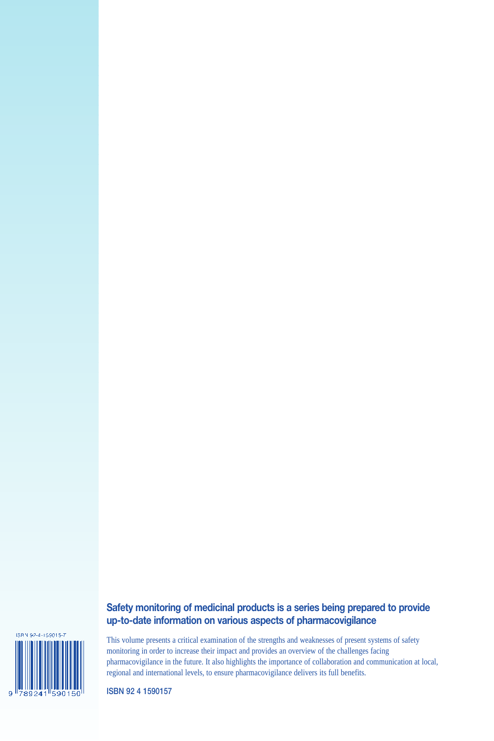**Safety monitoring of medicinal products is a series being prepared to provide up-to-date information on various aspects of pharmacovigilance**

This volume presents a critical examination of the strengths and weaknesses of present systems of safety monitoring in order to increase their impact and provides an overview of the challenges facing pharmacovigilance in the future. It also highlights the importance of collaboration and communication at local, regional and international levels, to ensure pharmacovigilance delivers its full benefits.

ISBN 92 4 1590157